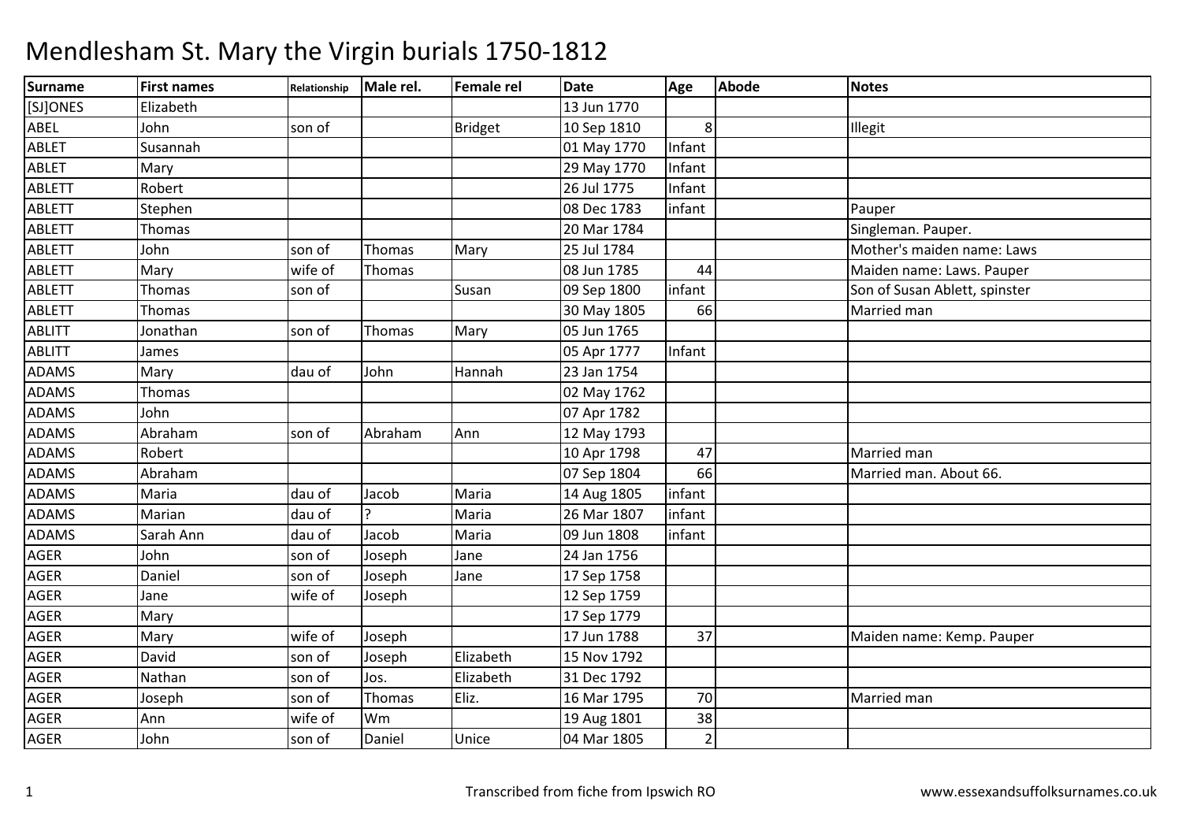# Mendlesham St. Mary the Virgin burials 1750-1812

| Surname | First names | Relationship | Male rel. | Female rel | Date | Age | Abode | Notes |
|---|---|---|---|---|---|---|---|---|
| [SJ]ONES | Elizabeth | | | | 13 Jun 1770 | | | |
| ABEL | John | son of | | Bridget | 10 Sep 1810 | 8 | | Illegit |
| ABLET | Susannah | | | | 01 May 1770 | Infant | | |
| ABLET | Mary | | | | 29 May 1770 | Infant | | |
| ABLETT | Robert | | | | 26 Jul 1775 | Infant | | |
| ABLETT | Stephen | | | | 08 Dec 1783 | infant | | Pauper |
| ABLETT | Thomas | | | | 20 Mar 1784 | | | Singleman. Pauper. |
| ABLETT | John | son of | Thomas | Mary | 25 Jul 1784 | | | Mother's maiden name: Laws |
| ABLETT | Mary | wife of | Thomas | | 08 Jun 1785 | 44 | | Maiden name: Laws. Pauper |
| ABLETT | Thomas | son of | | Susan | 09 Sep 1800 | infant | | Son of Susan Ablett, spinster |
| ABLETT | Thomas | | | | 30 May 1805 | 66 | | Married man |
| ABLITT | Jonathan | son of | Thomas | Mary | 05 Jun 1765 | | | |
| ABLITT | James | | | | 05 Apr 1777 | Infant | | |
| ADAMS | Mary | dau of | John | Hannah | 23 Jan 1754 | | | |
| ADAMS | Thomas | | | | 02 May 1762 | | | |
| ADAMS | John | | | | 07 Apr 1782 | | | |
| ADAMS | Abraham | son of | Abraham | Ann | 12 May 1793 | | | |
| ADAMS | Robert | | | | 10 Apr 1798 | 47 | | Married man |
| ADAMS | Abraham | | | | 07 Sep 1804 | 66 | | Married man. About 66. |
| ADAMS | Maria | dau of | Jacob | Maria | 14 Aug 1805 | infant | | |
| ADAMS | Marian | dau of | ? | Maria | 26 Mar 1807 | infant | | |
| ADAMS | Sarah Ann | dau of | Jacob | Maria | 09 Jun 1808 | infant | | |
| AGER | John | son of | Joseph | Jane | 24 Jan 1756 | | | |
| AGER | Daniel | son of | Joseph | Jane | 17 Sep 1758 | | | |
| AGER | Jane | wife of | Joseph | | 12 Sep 1759 | | | |
| AGER | Mary | | | | 17 Sep 1779 | | | |
| AGER | Mary | wife of | Joseph | | 17 Jun 1788 | 37 | | Maiden name: Kemp. Pauper |
| AGER | David | son of | Joseph | Elizabeth | 15 Nov 1792 | | | |
| AGER | Nathan | son of | Jos. | Elizabeth | 31 Dec 1792 | | | |
| AGER | Joseph | son of | Thomas | Eliz. | 16 Mar 1795 | 70 | | Married man |
| AGER | Ann | wife of | Wm | | 19 Aug 1801 | 38 | | |
| AGER | John | son of | Daniel | Unice | 04 Mar 1805 | 2 | | |

Transcribed from fiche from Ipswich RO www.essexandsuffolksurnames.co.uk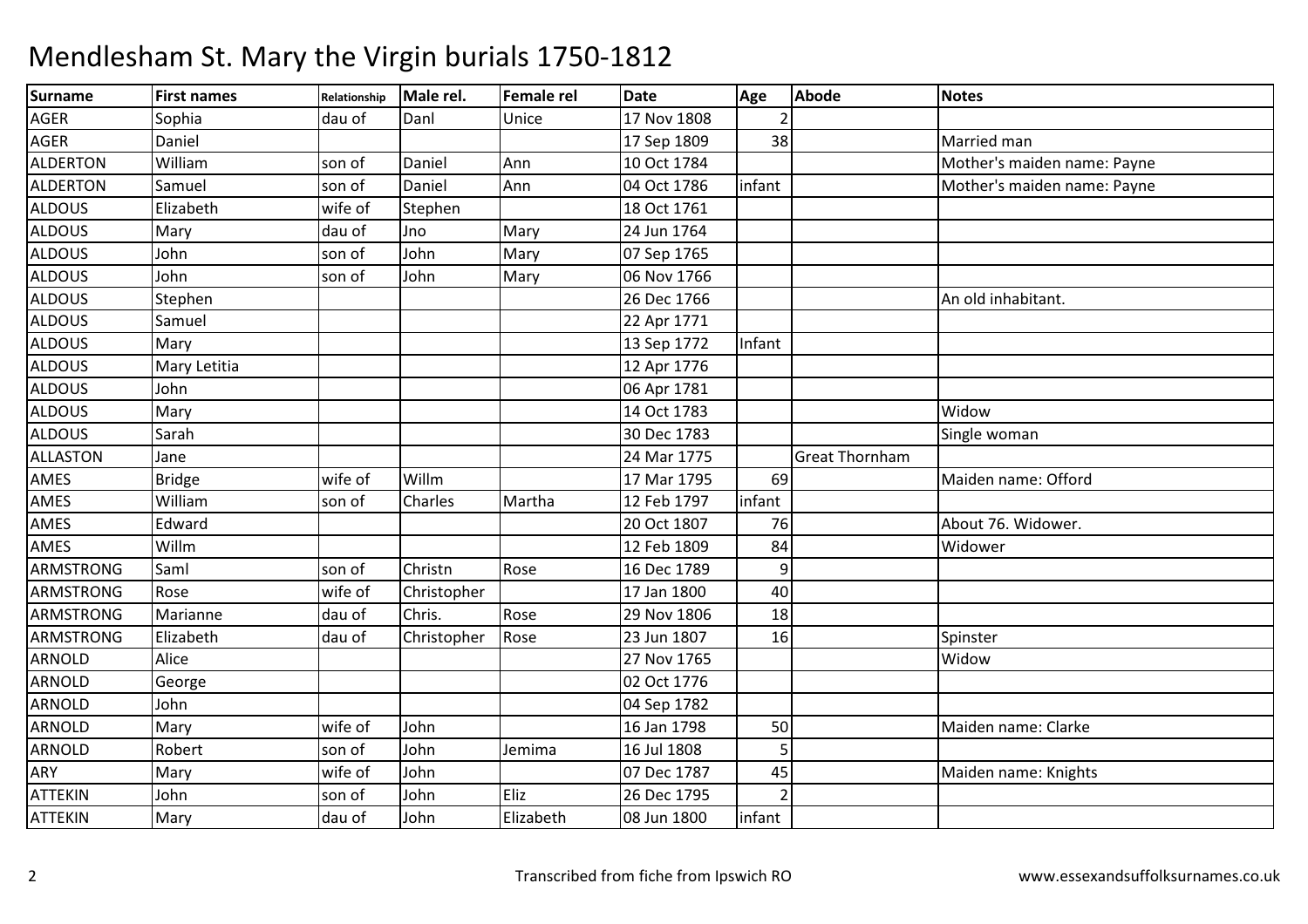# Mendlesham St. Mary the Virgin burials 1750-1812

| Surname | First names | Relationship | Male rel. | Female rel | Date | Age | Abode | Notes |
|---|---|---|---|---|---|---|---|---|
| AGER | Sophia | dau of | Danl | Unice | 17 Nov 1808 | 2 | | |
| AGER | Daniel | | | | 17 Sep 1809 | 38 | | Married man |
| ALDERTON | William | son of | Daniel | Ann | 10 Oct 1784 | | | Mother's maiden name: Payne |
| ALDERTON | Samuel | son of | Daniel | Ann | 04 Oct 1786 | infant | | Mother's maiden name: Payne |
| ALDOUS | Elizabeth | wife of | Stephen | | 18 Oct 1761 | | | |
| ALDOUS | Mary | dau of | Jno | Mary | 24 Jun 1764 | | | |
| ALDOUS | John | son of | John | Mary | 07 Sep 1765 | | | |
| ALDOUS | John | son of | John | Mary | 06 Nov 1766 | | | |
| ALDOUS | Stephen | | | | 26 Dec 1766 | | | An old inhabitant. |
| ALDOUS | Samuel | | | | 22 Apr 1771 | | | |
| ALDOUS | Mary | | | | 13 Sep 1772 | Infant | | |
| ALDOUS | Mary Letitia | | | | 12 Apr 1776 | | | |
| ALDOUS | John | | | | 06 Apr 1781 | | | |
| ALDOUS | Mary | | | | 14 Oct 1783 | | | Widow |
| ALDOUS | Sarah | | | | 30 Dec 1783 | | | Single woman |
| ALLASTON | Jane | | | | 24 Mar 1775 | | Great Thornham | |
| AMES | Bridge | wife of | Willm | | 17 Mar 1795 | 69 | | Maiden name: Offord |
| AMES | William | son of | Charles | Martha | 12 Feb 1797 | infant | | |
| AMES | Edward | | | | 20 Oct 1807 | 76 | | About 76. Widower. |
| AMES | Willm | | | | 12 Feb 1809 | 84 | | Widower |
| ARMSTRONG | Saml | son of | Christn | Rose | 16 Dec 1789 | 9 | | |
| ARMSTRONG | Rose | wife of | Christopher | | 17 Jan 1800 | 40 | | |
| ARMSTRONG | Marianne | dau of | Chris. | Rose | 29 Nov 1806 | 18 | | |
| ARMSTRONG | Elizabeth | dau of | Christopher | Rose | 23 Jun 1807 | 16 | | Spinster |
| ARNOLD | Alice | | | | 27 Nov 1765 | | | Widow |
| ARNOLD | George | | | | 02 Oct 1776 | | | |
| ARNOLD | John | | | | 04 Sep 1782 | | | |
| ARNOLD | Mary | wife of | John | | 16 Jan 1798 | 50 | | Maiden name: Clarke |
| ARNOLD | Robert | son of | John | Jemima | 16 Jul 1808 | 5 | | |
| ARY | Mary | wife of | John | | 07 Dec 1787 | 45 | | Maiden name: Knights |
| ATTEKIN | John | son of | John | Eliz | 26 Dec 1795 | 2 | | |
| ATTEKIN | Mary | dau of | John | Elizabeth | 08 Jun 1800 | infant | | |

Transcribed from fiche from Ipswich RO

www.essexandsuffolksurnames.co.uk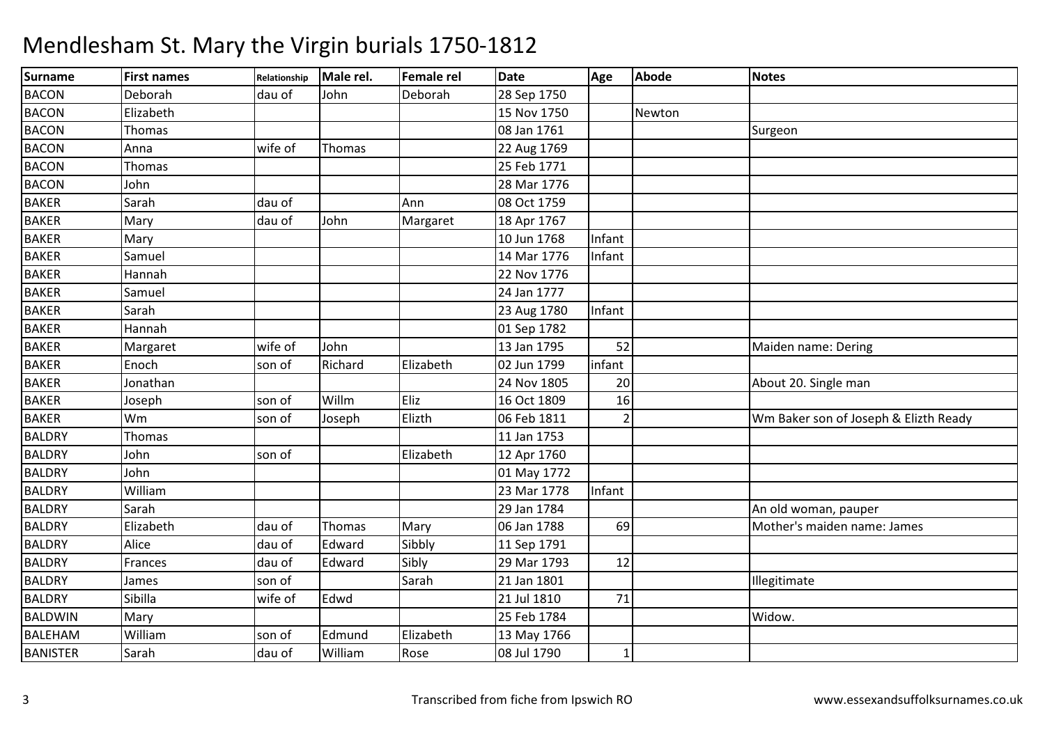# Mendlesham St. Mary the Virgin burials 1750-1812

| Surname | First names | Relationship | Male rel. | Female rel | Date | Age | Abode | Notes |
|---|---|---|---|---|---|---|---|---|
| BACON | Deborah | dau of | John | Deborah | 28 Sep 1750 | | | |
| BACON | Elizabeth | | | | 15 Nov 1750 | | Newton | |
| BACON | Thomas | | | | 08 Jan 1761 | | | Surgeon |
| BACON | Anna | wife of | Thomas | | 22 Aug 1769 | | | |
| BACON | Thomas | | | | 25 Feb 1771 | | | |
| BACON | John | | | | 28 Mar 1776 | | | |
| BAKER | Sarah | dau of | | Ann | 08 Oct 1759 | | | |
| BAKER | Mary | dau of | John | Margaret | 18 Apr 1767 | | | |
| BAKER | Mary | | | | 10 Jun 1768 | Infant | | |
| BAKER | Samuel | | | | 14 Mar 1776 | Infant | | |
| BAKER | Hannah | | | | 22 Nov 1776 | | | |
| BAKER | Samuel | | | | 24 Jan 1777 | | | |
| BAKER | Sarah | | | | 23 Aug 1780 | Infant | | |
| BAKER | Hannah | | | | 01 Sep 1782 | | | |
| BAKER | Margaret | wife of | John | | 13 Jan 1795 | 52 | | Maiden name: Dering |
| BAKER | Enoch | son of | Richard | Elizabeth | 02 Jun 1799 | infant | | |
| BAKER | Jonathan | | | | 24 Nov 1805 | 20 | | About 20. Single man |
| BAKER | Joseph | son of | Willm | Eliz | 16 Oct 1809 | 16 | | |
| BAKER | Wm | son of | Joseph | Elizth | 06 Feb 1811 | 2 | | Wm Baker son of Joseph & Elizth Ready |
| BALDRY | Thomas | | | | 11 Jan 1753 | | | |
| BALDRY | John | son of | | Elizabeth | 12 Apr 1760 | | | |
| BALDRY | John | | | | 01 May 1772 | | | |
| BALDRY | William | | | | 23 Mar 1778 | Infant | | |
| BALDRY | Sarah | | | | 29 Jan 1784 | | | An old woman, pauper |
| BALDRY | Elizabeth | dau of | Thomas | Mary | 06 Jan 1788 | 69 | | Mother's maiden name: James |
| BALDRY | Alice | dau of | Edward | Sibbly | 11 Sep 1791 | | | |
| BALDRY | Frances | dau of | Edward | Sibly | 29 Mar 1793 | 12 | | |
| BALDRY | James | son of | | Sarah | 21 Jan 1801 | | | Illegitimate |
| BALDRY | Sibilla | wife of | Edwd | | 21 Jul 1810 | 71 | | |
| BALDWIN | Mary | | | | 25 Feb 1784 | | | Widow. |
| BALEHAM | William | son of | Edmund | Elizabeth | 13 May 1766 | | | |
| BANISTER | Sarah | dau of | William | Rose | 08 Jul 1790 | 1 | | |

Transcribed from fiche from Ipswich RO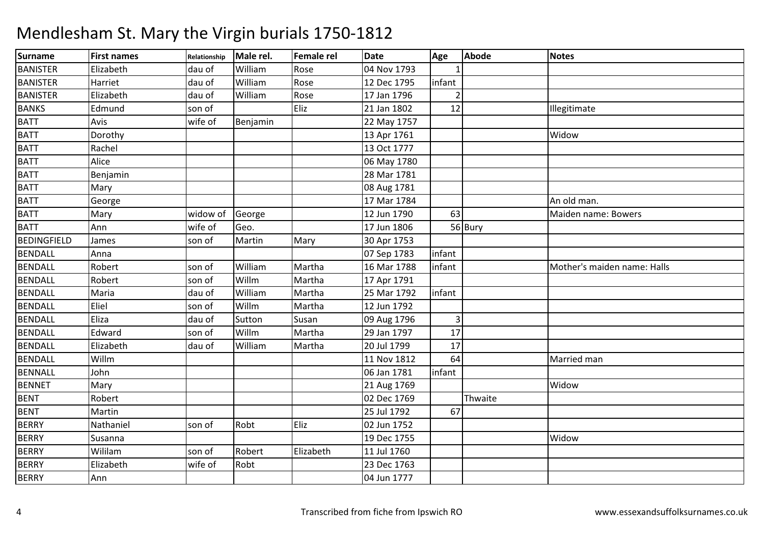# Mendlesham St. Mary the Virgin burials 1750-1812

| Surname | First names | Relationship | Male rel. | Female rel | Date | Age | Abode | Notes |
|---|---|---|---|---|---|---|---|---|
| BANISTER | Elizabeth | dau of | William | Rose | 04 Nov 1793 | 1 | | |
| BANISTER | Harriet | dau of | William | Rose | 12 Dec 1795 | infant | | |
| BANISTER | Elizabeth | dau of | William | Rose | 17 Jan 1796 | 2 | | |
| BANKS | Edmund | son of | | Eliz | 21 Jan 1802 | 12 | | Illegitimate |
| BATT | Avis | wife of | Benjamin | | 22 May 1757 | | | |
| BATT | Dorothy | | | | 13 Apr 1761 | | | Widow |
| BATT | Rachel | | | | 13 Oct 1777 | | | |
| BATT | Alice | | | | 06 May 1780 | | | |
| BATT | Benjamin | | | | 28 Mar 1781 | | | |
| BATT | Mary | | | | 08 Aug 1781 | | | |
| BATT | George | | | | 17 Mar 1784 | | | An old man. |
| BATT | Mary | widow of | George | | 12 Jun 1790 | 63 | | Maiden name: Bowers |
| BATT | Ann | wife of | Geo. | | 17 Jun 1806 | 56 | Bury | |
| BEDINGFIELD | James | son of | Martin | Mary | 30 Apr 1753 | | | |
| BENDALL | Anna | | | | 07 Sep 1783 | infant | | |
| BENDALL | Robert | son of | William | Martha | 16 Mar 1788 | infant | | Mother's maiden name: Halls |
| BENDALL | Robert | son of | Willm | Martha | 17 Apr 1791 | | | |
| BENDALL | Maria | dau of | William | Martha | 25 Mar 1792 | infant | | |
| BENDALL | Eliel | son of | Willm | Martha | 12 Jun 1792 | | | |
| BENDALL | Eliza | dau of | Sutton | Susan | 09 Aug 1796 | 3 | | |
| BENDALL | Edward | son of | Willm | Martha | 29 Jan 1797 | 17 | | |
| BENDALL | Elizabeth | dau of | William | Martha | 20 Jul 1799 | 17 | | |
| BENDALL | Willm | | | | 11 Nov 1812 | 64 | | Married man |
| BENNALL | John | | | | 06 Jan 1781 | infant | | |
| BENNET | Mary | | | | 21 Aug 1769 | | | Widow |
| BENT | Robert | | | | 02 Dec 1769 | | Thwaite | |
| BENT | Martin | | | | 25 Jul 1792 | 67 | | |
| BERRY | Nathaniel | son of | Robt | Eliz | 02 Jun 1752 | | | |
| BERRY | Susanna | | | | 19 Dec 1755 | | | Widow |
| BERRY | Wililam | son of | Robert | Elizabeth | 11 Jul 1760 | | | |
| BERRY | Elizabeth | wife of | Robt | | 23 Dec 1763 | | | |
| BERRY | Ann | | | | 04 Jun 1777 | | | |

Transcribed from fiche from Ipswich RO

www.essexandsuffolksurnames.co.uk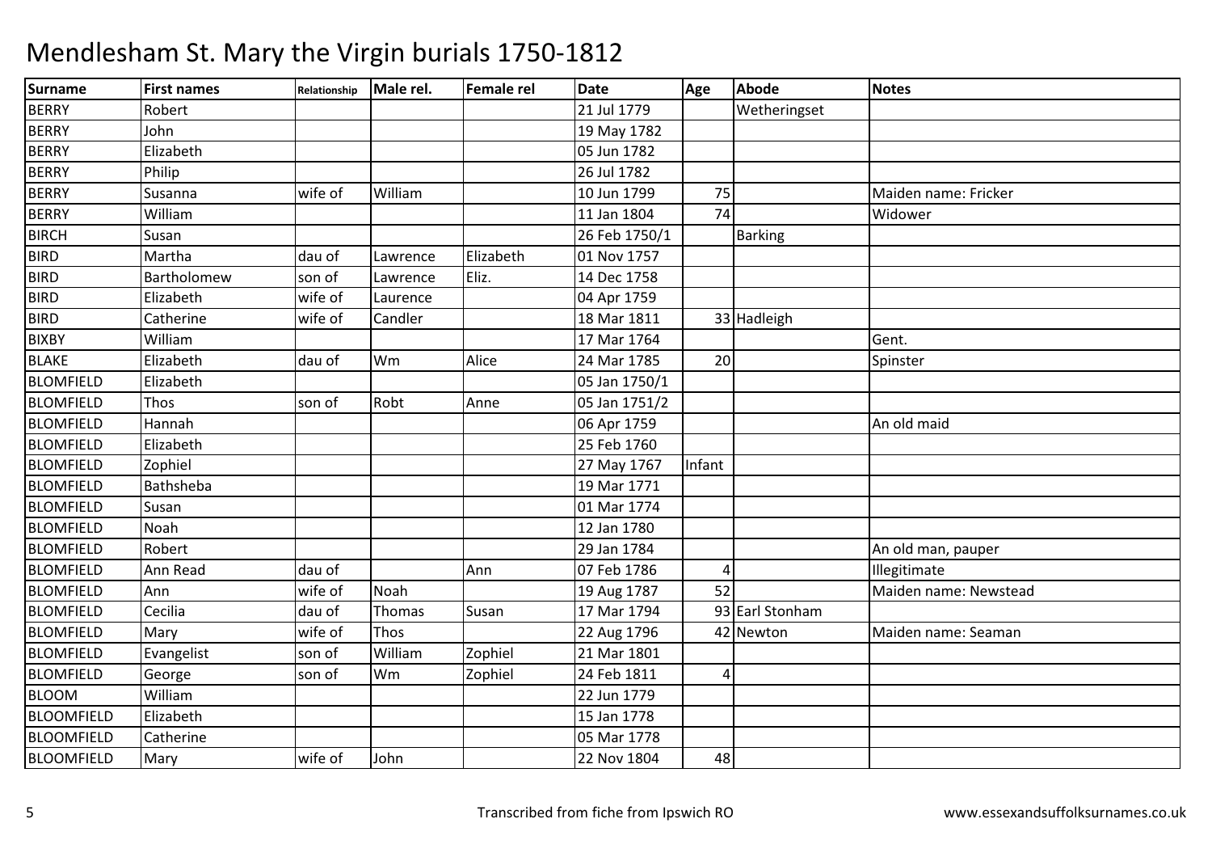# Mendlesham St. Mary the Virgin burials 1750-1812

| Surname | First names | Relationship | Male rel. | Female rel | Date | Age | Abode | Notes |
|---|---|---|---|---|---|---|---|---|
| BERRY | Robert | | | | 21 Jul 1779 | | Wetheringset | |
| BERRY | John | | | | 19 May 1782 | | | |
| BERRY | Elizabeth | | | | 05 Jun 1782 | | | |
| BERRY | Philip | | | | 26 Jul 1782 | | | |
| BERRY | Susanna | wife of | William | | 10 Jun 1799 | 75 | | Maiden name: Fricker |
| BERRY | William | | | | 11 Jan 1804 | 74 | | Widower |
| BIRCH | Susan | | | | 26 Feb 1750/1 | | Barking | |
| BIRD | Martha | dau of | Lawrence | Elizabeth | 01 Nov 1757 | | | |
| BIRD | Bartholomew | son of | Lawrence | Eliz. | 14 Dec 1758 | | | |
| BIRD | Elizabeth | wife of | Laurence | | 04 Apr 1759 | | | |
| BIRD | Catherine | wife of | Candler | | 18 Mar 1811 | 33 | Hadleigh | |
| BIXBY | William | | | | 17 Mar 1764 | | | Gent. |
| BLAKE | Elizabeth | dau of | Wm | Alice | 24 Mar 1785 | 20 | | Spinster |
| BLOMFIELD | Elizabeth | | | | 05 Jan 1750/1 | | | |
| BLOMFIELD | Thos | son of | Robt | Anne | 05 Jan 1751/2 | | | |
| BLOMFIELD | Hannah | | | | 06 Apr 1759 | | | An old maid |
| BLOMFIELD | Elizabeth | | | | 25 Feb 1760 | | | |
| BLOMFIELD | Zophiel | | | | 27 May 1767 | Infant | | |
| BLOMFIELD | Bathsheba | | | | 19 Mar 1771 | | | |
| BLOMFIELD | Susan | | | | 01 Mar 1774 | | | |
| BLOMFIELD | Noah | | | | 12 Jan 1780 | | | |
| BLOMFIELD | Robert | | | | 29 Jan 1784 | | | An old man, pauper |
| BLOMFIELD | Ann Read | dau of | | Ann | 07 Feb 1786 | 4 | | Illegitimate |
| BLOMFIELD | Ann | wife of | Noah | | 19 Aug 1787 | 52 | | Maiden name: Newstead |
| BLOMFIELD | Cecilia | dau of | Thomas | Susan | 17 Mar 1794 | 93 | Earl Stonham | |
| BLOMFIELD | Mary | wife of | Thos | | 22 Aug 1796 | 42 | Newton | Maiden name: Seaman |
| BLOMFIELD | Evangelist | son of | William | Zophiel | 21 Mar 1801 | | | |
| BLOMFIELD | George | son of | Wm | Zophiel | 24 Feb 1811 | 4 | | |
| BLOOM | William | | | | 22 Jun 1779 | | | |
| BLOOMFIELD | Elizabeth | | | | 15 Jan 1778 | | | |
| BLOOMFIELD | Catherine | | | | 05 Mar 1778 | | | |
| BLOOMFIELD | Mary | wife of | John | | 22 Nov 1804 | 48 | | |

Transcribed from fiche from Ipswich RO

www.essexandsuffolksurnames.co.uk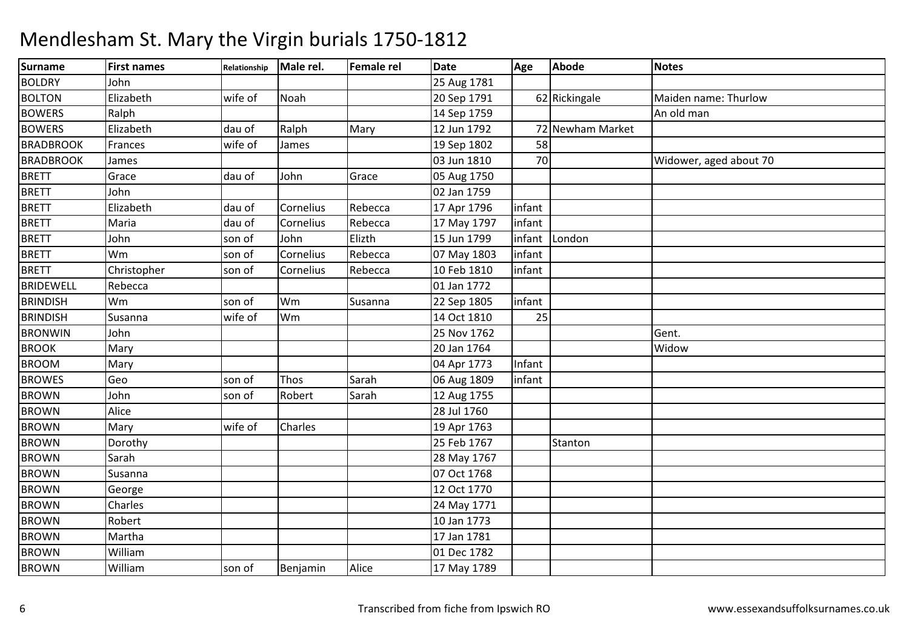# Mendlesham St. Mary the Virgin burials 1750-1812

| Surname | First names | Relationship | Male rel. | Female rel | Date | Age | Abode | Notes |
|---|---|---|---|---|---|---|---|---|
| BOLDRY | John | | | | 25 Aug 1781 | | | |
| BOLTON | Elizabeth | wife of | Noah | | 20 Sep 1791 | 62 | Rickingale | Maiden name: Thurlow |
| BOWERS | Ralph | | | | 14 Sep 1759 | | | An old man |
| BOWERS | Elizabeth | dau of | Ralph | Mary | 12 Jun 1792 | 72 | Newham Market | |
| BRADBROOK | Frances | wife of | James | | 19 Sep 1802 | 58 | | |
| BRADBROOK | James | | | | 03 Jun 1810 | 70 | | Widower, aged about 70 |
| BRETT | Grace | dau of | John | Grace | 05 Aug 1750 | | | |
| BRETT | John | | | | 02 Jan 1759 | | | |
| BRETT | Elizabeth | dau of | Cornelius | Rebecca | 17 Apr 1796 | infant | | |
| BRETT | Maria | dau of | Cornelius | Rebecca | 17 May 1797 | infant | | |
| BRETT | John | son of | John | Elizth | 15 Jun 1799 | infant | London | |
| BRETT | Wm | son of | Cornelius | Rebecca | 07 May 1803 | infant | | |
| BRETT | Christopher | son of | Cornelius | Rebecca | 10 Feb 1810 | infant | | |
| BRIDEWELL | Rebecca | | | | 01 Jan 1772 | | | |
| BRINDISH | Wm | son of | Wm | Susanna | 22 Sep 1805 | infant | | |
| BRINDISH | Susanna | wife of | Wm | | 14 Oct 1810 | 25 | | |
| BRONWIN | John | | | | 25 Nov 1762 | | | Gent. |
| BROOK | Mary | | | | 20 Jan 1764 | | | Widow |
| BROOM | Mary | | | | 04 Apr 1773 | Infant | | |
| BROWES | Geo | son of | Thos | Sarah | 06 Aug 1809 | infant | | |
| BROWN | John | son of | Robert | Sarah | 12 Aug 1755 | | | |
| BROWN | Alice | | | | 28 Jul 1760 | | | |
| BROWN | Mary | wife of | Charles | | 19 Apr 1763 | | | |
| BROWN | Dorothy | | | | 25 Feb 1767 | | Stanton | |
| BROWN | Sarah | | | | 28 May 1767 | | | |
| BROWN | Susanna | | | | 07 Oct 1768 | | | |
| BROWN | George | | | | 12 Oct 1770 | | | |
| BROWN | Charles | | | | 24 May 1771 | | | |
| BROWN | Robert | | | | 10 Jan 1773 | | | |
| BROWN | Martha | | | | 17 Jan 1781 | | | |
| BROWN | William | | | | 01 Dec 1782 | | | |
| BROWN | William | son of | Benjamin | Alice | 17 May 1789 | | | |

Transcribed from fiche from Ipswich RO

www.essexandsuffolksurnames.co.uk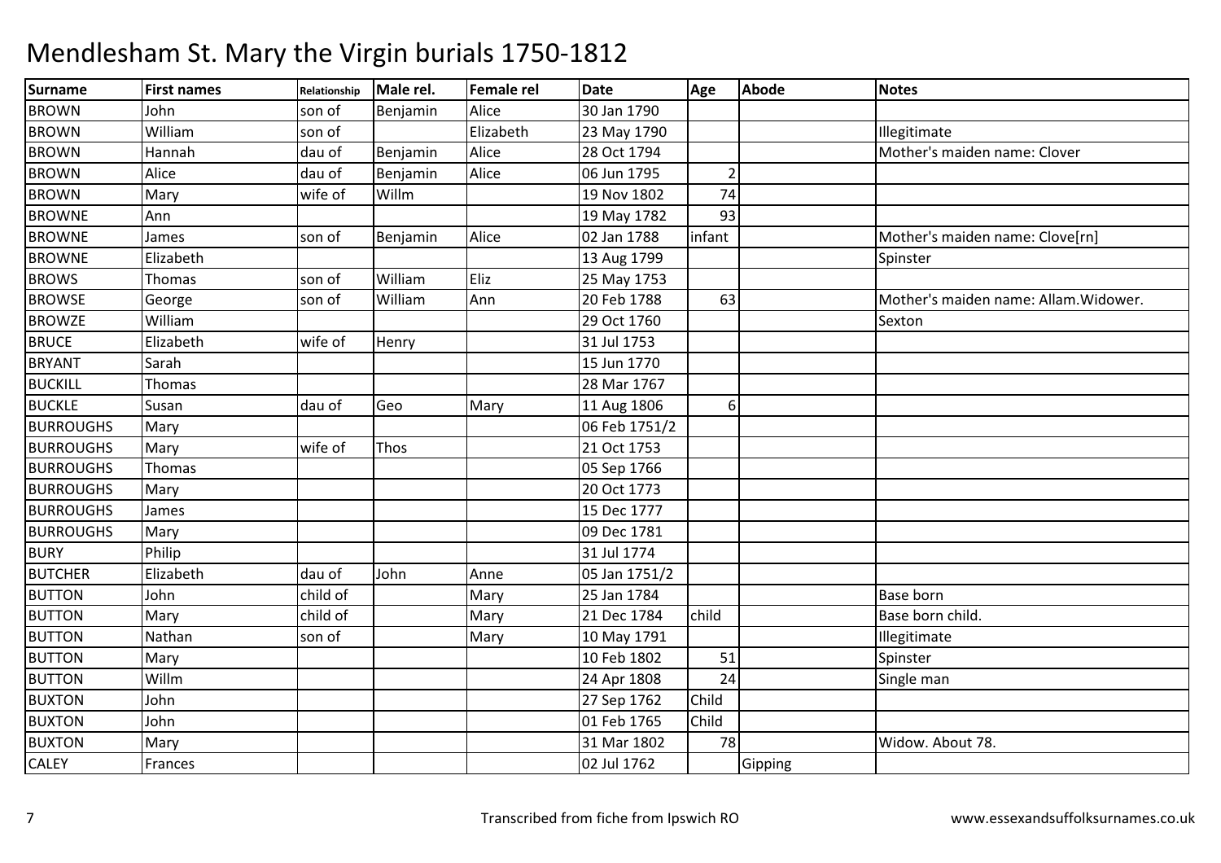# Mendlesham St. Mary the Virgin burials 1750-1812

| Surname | First names | Relationship | Male rel. | Female rel | Date | Age | Abode | Notes |
|---|---|---|---|---|---|---|---|---|
| BROWN | John | son of | Benjamin | Alice | 30 Jan 1790 | | | |
| BROWN | William | son of | | Elizabeth | 23 May 1790 | | | Illegitimate |
| BROWN | Hannah | dau of | Benjamin | Alice | 28 Oct 1794 | | | Mother's maiden name: Clover |
| BROWN | Alice | dau of | Benjamin | Alice | 06 Jun 1795 | 2 | | |
| BROWN | Mary | wife of | Willm | | 19 Nov 1802 | 74 | | |
| BROWNE | Ann | | | | 19 May 1782 | 93 | | |
| BROWNE | James | son of | Benjamin | Alice | 02 Jan 1788 | infant | | Mother's maiden name: Clove[rn] |
| BROWNE | Elizabeth | | | | 13 Aug 1799 | | | Spinster |
| BROWS | Thomas | son of | William | Eliz | 25 May 1753 | | | |
| BROWSE | George | son of | William | Ann | 20 Feb 1788 | 63 | | Mother's maiden name: Allam.Widower. |
| BROWZE | William | | | | 29 Oct 1760 | | | Sexton |
| BRUCE | Elizabeth | wife of | Henry | | 31 Jul 1753 | | | |
| BRYANT | Sarah | | | | 15 Jun 1770 | | | |
| BUCKILL | Thomas | | | | 28 Mar 1767 | | | |
| BUCKLE | Susan | dau of | Geo | Mary | 11 Aug 1806 | 6 | | |
| BURROUGHS | Mary | | | | 06 Feb 1751/2 | | | |
| BURROUGHS | Mary | wife of | Thos | | 21 Oct 1753 | | | |
| BURROUGHS | Thomas | | | | 05 Sep 1766 | | | |
| BURROUGHS | Mary | | | | 20 Oct 1773 | | | |
| BURROUGHS | James | | | | 15 Dec 1777 | | | |
| BURROUGHS | Mary | | | | 09 Dec 1781 | | | |
| BURY | Philip | | | | 31 Jul 1774 | | | |
| BUTCHER | Elizabeth | dau of | John | Anne | 05 Jan 1751/2 | | | |
| BUTTON | John | child of | | Mary | 25 Jan 1784 | | | Base born |
| BUTTON | Mary | child of | | Mary | 21 Dec 1784 | child | | Base born child. |
| BUTTON | Nathan | son of | | Mary | 10 May 1791 | | | Illegitimate |
| BUTTON | Mary | | | | 10 Feb 1802 | 51 | | Spinster |
| BUTTON | Willm | | | | 24 Apr 1808 | 24 | | Single man |
| BUXTON | John | | | | 27 Sep 1762 | Child | | |
| BUXTON | John | | | | 01 Feb 1765 | Child | | |
| BUXTON | Mary | | | | 31 Mar 1802 | 78 | | Widow. About 78. |
| CALEY | Frances | | | | 02 Jul 1762 | | Gipping | |

Transcribed from fiche from Ipswich RO

www.essexandsuffolksurnames.co.uk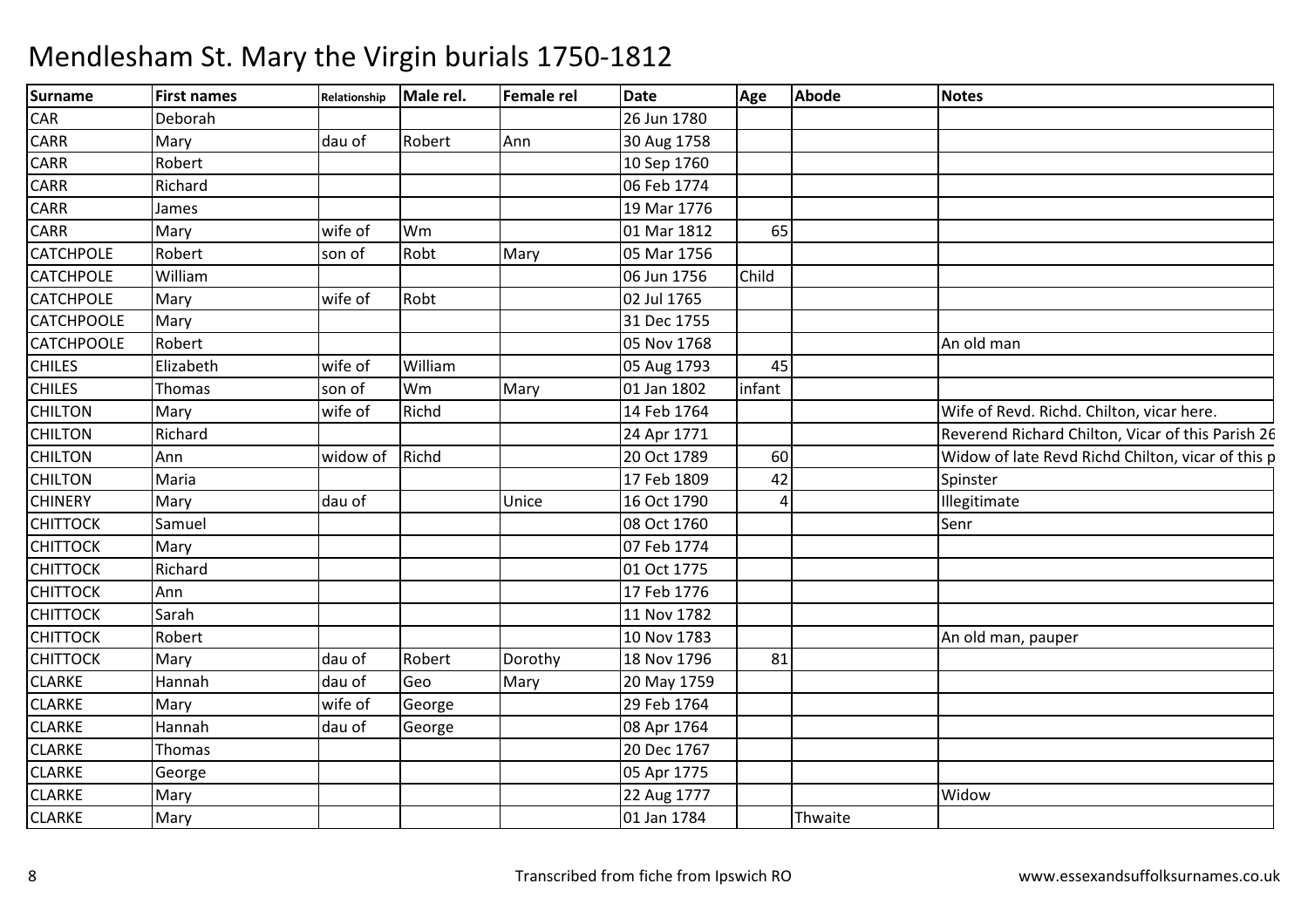# Mendlesham St. Mary the Virgin burials 1750-1812

| Surname | First names | Relationship | Male rel. | Female rel | Date | Age | Abode | Notes |
|---|---|---|---|---|---|---|---|---|
| CAR | Deborah | | | | 26 Jun 1780 | | | |
| CARR | Mary | dau of | Robert | Ann | 30 Aug 1758 | | | |
| CARR | Robert | | | | 10 Sep 1760 | | | |
| CARR | Richard | | | | 06 Feb 1774 | | | |
| CARR | James | | | | 19 Mar 1776 | | | |
| CARR | Mary | wife of | Wm | | 01 Mar 1812 | 65 | | |
| CATCHPOLE | Robert | son of | Robt | Mary | 05 Mar 1756 | | | |
| CATCHPOLE | William | | | | 06 Jun 1756 | Child | | |
| CATCHPOLE | Mary | wife of | Robt | | 02 Jul 1765 | | | |
| CATCHPOOLE | Mary | | | | 31 Dec 1755 | | | |
| CATCHPOOLE | Robert | | | | 05 Nov 1768 | | | An old man |
| CHILES | Elizabeth | wife of | William | | 05 Aug 1793 | 45 | | |
| CHILES | Thomas | son of | Wm | Mary | 01 Jan 1802 | infant | | |
| CHILTON | Mary | wife of | Richd | | 14 Feb 1764 | | | Wife of Revd. Richd. Chilton, vicar here. |
| CHILTON | Richard | | | | 24 Apr 1771 | | | Reverend Richard Chilton, Vicar of this Parish 26 |
| CHILTON | Ann | widow of | Richd | | 20 Oct 1789 | 60 | | Widow of late Revd Richd Chilton, vicar of this p |
| CHILTON | Maria | | | | 17 Feb 1809 | 42 | | Spinster |
| CHINERY | Mary | dau of | | Unice | 16 Oct 1790 | 4 | | Illegitimate |
| CHITTOCK | Samuel | | | | 08 Oct 1760 | | | Senr |
| CHITTOCK | Mary | | | | 07 Feb 1774 | | | |
| CHITTOCK | Richard | | | | 01 Oct 1775 | | | |
| CHITTOCK | Ann | | | | 17 Feb 1776 | | | |
| CHITTOCK | Sarah | | | | 11 Nov 1782 | | | |
| CHITTOCK | Robert | | | | 10 Nov 1783 | | | An old man, pauper |
| CHITTOCK | Mary | dau of | Robert | Dorothy | 18 Nov 1796 | 81 | | |
| CLARKE | Hannah | dau of | Geo | Mary | 20 May 1759 | | | |
| CLARKE | Mary | wife of | George | | 29 Feb 1764 | | | |
| CLARKE | Hannah | dau of | George | | 08 Apr 1764 | | | |
| CLARKE | Thomas | | | | 20 Dec 1767 | | | |
| CLARKE | George | | | | 05 Apr 1775 | | | |
| CLARKE | Mary | | | | 22 Aug 1777 | | | Widow |
| CLARKE | Mary | | | | 01 Jan 1784 | | Thwaite | |

Transcribed from fiche from Ipswich RO

www.essexandsuffolksurnames.co.uk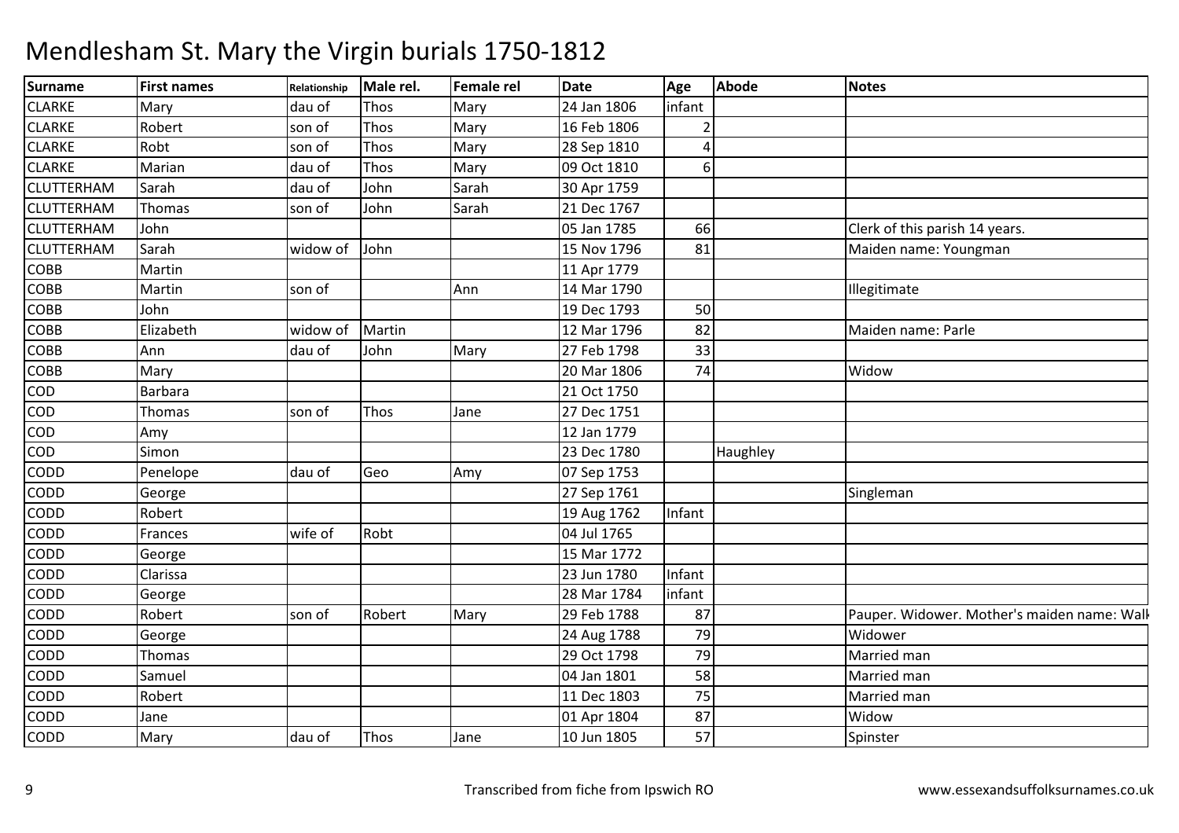# Mendlesham St. Mary the Virgin burials 1750-1812

| Surname | First names | Relationship | Male rel. | Female rel | Date | Age | Abode | Notes |
|---|---|---|---|---|---|---|---|---|
| CLARKE | Mary | dau of | Thos | Mary | 24 Jan 1806 | infant | | |
| CLARKE | Robert | son of | Thos | Mary | 16 Feb 1806 | 2 | | |
| CLARKE | Robt | son of | Thos | Mary | 28 Sep 1810 | 4 | | |
| CLARKE | Marian | dau of | Thos | Mary | 09 Oct 1810 | 6 | | |
| CLUTTERHAM | Sarah | dau of | John | Sarah | 30 Apr 1759 | | | |
| CLUTTERHAM | Thomas | son of | John | Sarah | 21 Dec 1767 | | | |
| CLUTTERHAM | John | | | | 05 Jan 1785 | 66 | | Clerk of this parish 14 years. |
| CLUTTERHAM | Sarah | widow of | John | | 15 Nov 1796 | 81 | | Maiden name: Youngman |
| COBB | Martin | | | | 11 Apr 1779 | | | |
| COBB | Martin | son of | | Ann | 14 Mar 1790 | | | Illegitimate |
| COBB | John | | | | 19 Dec 1793 | 50 | | |
| COBB | Elizabeth | widow of | Martin | | 12 Mar 1796 | 82 | | Maiden name: Parle |
| COBB | Ann | dau of | John | Mary | 27 Feb 1798 | 33 | | |
| COBB | Mary | | | | 20 Mar 1806 | 74 | | Widow |
| COD | Barbara | | | | 21 Oct 1750 | | | |
| COD | Thomas | son of | Thos | Jane | 27 Dec 1751 | | | |
| COD | Amy | | | | 12 Jan 1779 | | | |
| COD | Simon | | | | 23 Dec 1780 | | Haughley | |
| CODD | Penelope | dau of | Geo | Amy | 07 Sep 1753 | | | |
| CODD | George | | | | 27 Sep 1761 | | | Singleman |
| CODD | Robert | | | | 19 Aug 1762 | Infant | | |
| CODD | Frances | wife of | Robt | | 04 Jul 1765 | | | |
| CODD | George | | | | 15 Mar 1772 | | | |
| CODD | Clarissa | | | | 23 Jun 1780 | Infant | | |
| CODD | George | | | | 28 Mar 1784 | infant | | |
| CODD | Robert | son of | Robert | Mary | 29 Feb 1788 | 87 | | Pauper. Widower. Mother's maiden name: Walk |
| CODD | George | | | | 24 Aug 1788 | 79 | | Widower |
| CODD | Thomas | | | | 29 Oct 1798 | 79 | | Married man |
| CODD | Samuel | | | | 04 Jan 1801 | 58 | | Married man |
| CODD | Robert | | | | 11 Dec 1803 | 75 | | Married man |
| CODD | Jane | | | | 01 Apr 1804 | 87 | | Widow |
| CODD | Mary | dau of | Thos | Jane | 10 Jun 1805 | 57 | | Spinster |

Transcribed from fiche from Ipswich RO

www.essexandsuffolksurnames.co.uk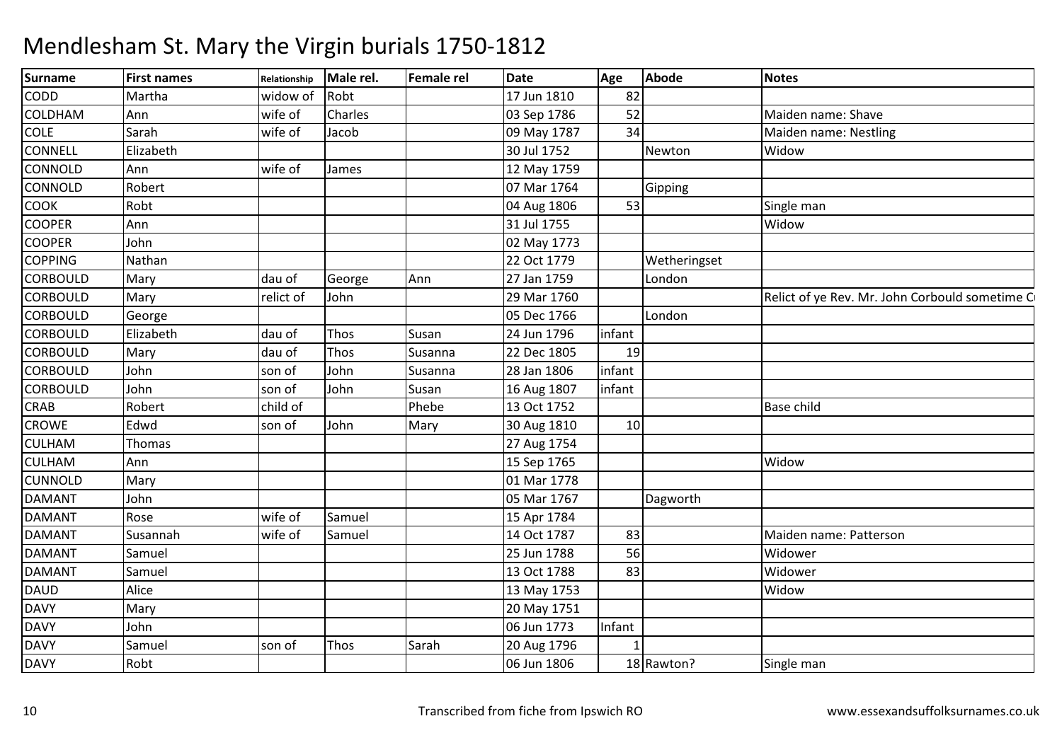# Mendlesham St. Mary the Virgin burials 1750-1812

| Surname | First names | Relationship | Male rel. | Female rel | Date | Age | Abode | Notes |
|---|---|---|---|---|---|---|---|---|
| CODD | Martha | widow of | Robt | | 17 Jun 1810 | 82 | | |
| COLDHAM | Ann | wife of | Charles | | 03 Sep 1786 | 52 | | Maiden name: Shave |
| COLE | Sarah | wife of | Jacob | | 09 May 1787 | 34 | | Maiden name: Nestling |
| CONNELL | Elizabeth | | | | 30 Jul 1752 | | Newton | Widow |
| CONNOLD | Ann | wife of | James | | 12 May 1759 | | | |
| CONNOLD | Robert | | | | 07 Mar 1764 | | Gipping | |
| COOK | Robt | | | | 04 Aug 1806 | 53 | | Single man |
| COOPER | Ann | | | | 31 Jul 1755 | | | Widow |
| COOPER | John | | | | 02 May 1773 | | | |
| COPPING | Nathan | | | | 22 Oct 1779 | | Wetheringset | |
| CORBOULD | Mary | dau of | George | Ann | 27 Jan 1759 | | London | |
| CORBOULD | Mary | relict of | John | | 29 Mar 1760 | | | Relict of ye Rev. Mr. John Corbould sometime C |
| CORBOULD | George | | | | 05 Dec 1766 | | London | |
| CORBOULD | Elizabeth | dau of | Thos | Susan | 24 Jun 1796 | infant | | |
| CORBOULD | Mary | dau of | Thos | Susanna | 22 Dec 1805 | 19 | | |
| CORBOULD | John | son of | John | Susanna | 28 Jan 1806 | infant | | |
| CORBOULD | John | son of | John | Susan | 16 Aug 1807 | infant | | |
| CRAB | Robert | child of | | Phebe | 13 Oct 1752 | | | Base child |
| CROWE | Edwd | son of | John | Mary | 30 Aug 1810 | 10 | | |
| CULHAM | Thomas | | | | 27 Aug 1754 | | | |
| CULHAM | Ann | | | | 15 Sep 1765 | | | Widow |
| CUNNOLD | Mary | | | | 01 Mar 1778 | | | |
| DAMANT | John | | | | 05 Mar 1767 | | Dagworth | |
| DAMANT | Rose | wife of | Samuel | | 15 Apr 1784 | | | |
| DAMANT | Susannah | wife of | Samuel | | 14 Oct 1787 | 83 | | Maiden name: Patterson |
| DAMANT | Samuel | | | | 25 Jun 1788 | 56 | | Widower |
| DAMANT | Samuel | | | | 13 Oct 1788 | 83 | | Widower |
| DAUD | Alice | | | | 13 May 1753 | | | Widow |
| DAVY | Mary | | | | 20 May 1751 | | | |
| DAVY | John | | | | 06 Jun 1773 | Infant | | |
| DAVY | Samuel | son of | Thos | Sarah | 20 Aug 1796 | 1 | | |
| DAVY | Robt | | | | 06 Jun 1806 | 18 | Rawton? | Single man |

Transcribed from fiche from Ipswich RO

www.essexandsuffolksurnames.co.uk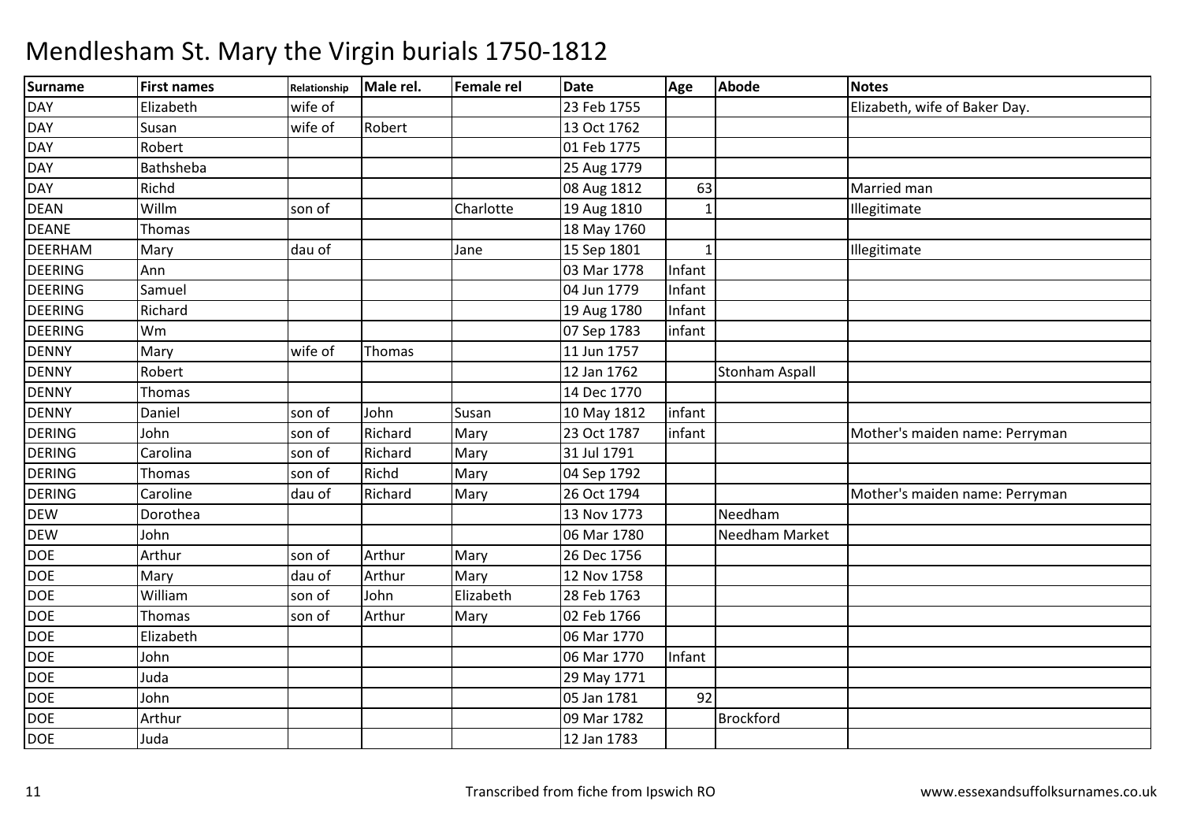# Mendlesham St. Mary the Virgin burials 1750-1812

| Surname | First names | Relationship | Male rel. | Female rel | Date | Age | Abode | Notes |
|---|---|---|---|---|---|---|---|---|
| DAY | Elizabeth | wife of | | | 23 Feb 1755 | | | Elizabeth, wife of Baker Day. |
| DAY | Susan | wife of | Robert | | 13 Oct 1762 | | | |
| DAY | Robert | | | | 01 Feb 1775 | | | |
| DAY | Bathsheba | | | | 25 Aug 1779 | | | |
| DAY | Richd | | | | 08 Aug 1812 | 63 | | Married man |
| DEAN | Willm | son of | | Charlotte | 19 Aug 1810 | 1 | | Illegitimate |
| DEANE | Thomas | | | | 18 May 1760 | | | |
| DEERHAM | Mary | dau of | | Jane | 15 Sep 1801 | 1 | | Illegitimate |
| DEERING | Ann | | | | 03 Mar 1778 | Infant | | |
| DEERING | Samuel | | | | 04 Jun 1779 | Infant | | |
| DEERING | Richard | | | | 19 Aug 1780 | Infant | | |
| DEERING | Wm | | | | 07 Sep 1783 | infant | | |
| DENNY | Mary | wife of | Thomas | | 11 Jun 1757 | | | |
| DENNY | Robert | | | | 12 Jan 1762 | | Stonham Aspall | |
| DENNY | Thomas | | | | 14 Dec 1770 | | | |
| DENNY | Daniel | son of | John | Susan | 10 May 1812 | infant | | |
| DERING | John | son of | Richard | Mary | 23 Oct 1787 | infant | | Mother's maiden name: Perryman |
| DERING | Carolina | son of | Richard | Mary | 31 Jul 1791 | | | |
| DERING | Thomas | son of | Richd | Mary | 04 Sep 1792 | | | |
| DERING | Caroline | dau of | Richard | Mary | 26 Oct 1794 | | | Mother's maiden name: Perryman |
| DEW | Dorothea | | | | 13 Nov 1773 | | Needham | |
| DEW | John | | | | 06 Mar 1780 | | Needham Market | |
| DOE | Arthur | son of | Arthur | Mary | 26 Dec 1756 | | | |
| DOE | Mary | dau of | Arthur | Mary | 12 Nov 1758 | | | |
| DOE | William | son of | John | Elizabeth | 28 Feb 1763 | | | |
| DOE | Thomas | son of | Arthur | Mary | 02 Feb 1766 | | | |
| DOE | Elizabeth | | | | 06 Mar 1770 | | | |
| DOE | John | | | | 06 Mar 1770 | Infant | | |
| DOE | Juda | | | | 29 May 1771 | | | |
| DOE | John | | | | 05 Jan 1781 | 92 | | |
| DOE | Arthur | | | | 09 Mar 1782 | | Brockford | |
| DOE | Juda | | | | 12 Jan 1783 | | | |

Transcribed from fiche from Ipswich RO

www.essexandsuffolksurnames.co.uk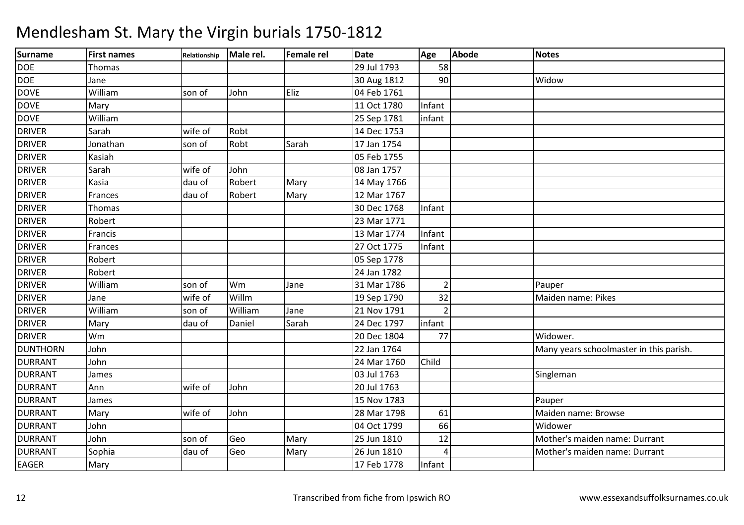# Mendlesham St. Mary the Virgin burials 1750-1812

| Surname | First names | Relationship | Male rel. | Female rel | Date | Age | Abode | Notes |
|---|---|---|---|---|---|---|---|---|
| DOE | Thomas | | | | 29 Jul 1793 | 58 | | |
| DOE | Jane | | | | 30 Aug 1812 | 90 | | Widow |
| DOVE | William | son of | John | Eliz | 04 Feb 1761 | | | |
| DOVE | Mary | | | | 11 Oct 1780 | Infant | | |
| DOVE | William | | | | 25 Sep 1781 | infant | | |
| DRIVER | Sarah | wife of | Robt | | 14 Dec 1753 | | | |
| DRIVER | Jonathan | son of | Robt | Sarah | 17 Jan 1754 | | | |
| DRIVER | Kasiah | | | | 05 Feb 1755 | | | |
| DRIVER | Sarah | wife of | John | | 08 Jan 1757 | | | |
| DRIVER | Kasia | dau of | Robert | Mary | 14 May 1766 | | | |
| DRIVER | Frances | dau of | Robert | Mary | 12 Mar 1767 | | | |
| DRIVER | Thomas | | | | 30 Dec 1768 | Infant | | |
| DRIVER | Robert | | | | 23 Mar 1771 | | | |
| DRIVER | Francis | | | | 13 Mar 1774 | Infant | | |
| DRIVER | Frances | | | | 27 Oct 1775 | Infant | | |
| DRIVER | Robert | | | | 05 Sep 1778 | | | |
| DRIVER | Robert | | | | 24 Jan 1782 | | | |
| DRIVER | William | son of | Wm | Jane | 31 Mar 1786 | 2 | | Pauper |
| DRIVER | Jane | wife of | Willm | | 19 Sep 1790 | 32 | | Maiden name: Pikes |
| DRIVER | William | son of | William | Jane | 21 Nov 1791 | 2 | | |
| DRIVER | Mary | dau of | Daniel | Sarah | 24 Dec 1797 | infant | | |
| DRIVER | Wm | | | | 20 Dec 1804 | 77 | | Widower. |
| DUNTHORN | John | | | | 22 Jan 1764 | | | Many years schoolmaster in this parish. |
| DURRANT | John | | | | 24 Mar 1760 | Child | | |
| DURRANT | James | | | | 03 Jul 1763 | | | Singleman |
| DURRANT | Ann | wife of | John | | 20 Jul 1763 | | | |
| DURRANT | James | | | | 15 Nov 1783 | | | Pauper |
| DURRANT | Mary | wife of | John | | 28 Mar 1798 | 61 | | Maiden name: Browse |
| DURRANT | John | | | | 04 Oct 1799 | 66 | | Widower |
| DURRANT | John | son of | Geo | Mary | 25 Jun 1810 | 12 | | Mother's maiden name: Durrant |
| DURRANT | Sophia | dau of | Geo | Mary | 26 Jun 1810 | 4 | | Mother's maiden name: Durrant |
| EAGER | Mary | | | | 17 Feb 1778 | Infant | | |

Transcribed from fiche from Ipswich RO

www.essexandsuffolksurnames.co.uk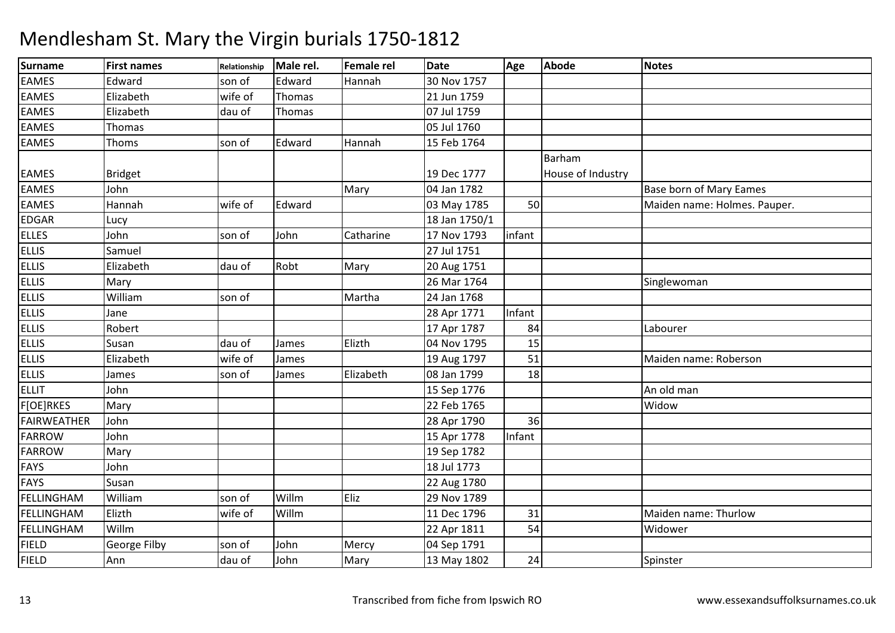# Mendlesham St. Mary the Virgin burials 1750-1812

| Surname | First names | Relationship | Male rel. | Female rel | Date | Age | Abode | Notes |
|---|---|---|---|---|---|---|---|---|
| EAMES | Edward | son of | Edward | Hannah | 30 Nov 1757 | | | |
| EAMES | Elizabeth | wife of | Thomas | | 21 Jun 1759 | | | |
| EAMES | Elizabeth | dau of | Thomas | | 07 Jul 1759 | | | |
| EAMES | Thomas | | | | 05 Jul 1760 | | | |
| EAMES | Thoms | son of | Edward | Hannah | 15 Feb 1764 | | | |
| EAMES | Bridget | | | | 19 Dec 1777 | | Barham House of Industry | |
| EAMES | John | | | Mary | 04 Jan 1782 | | | Base born of Mary Eames |
| EAMES | Hannah | wife of | Edward | | 03 May 1785 | 50 | | Maiden name: Holmes. Pauper. |
| EDGAR | Lucy | | | | 18 Jan 1750/1 | | | |
| ELLES | John | son of | John | Catharine | 17 Nov 1793 | infant | | |
| ELLIS | Samuel | | | | 27 Jul 1751 | | | |
| ELLIS | Elizabeth | dau of | Robt | Mary | 20 Aug 1751 | | | |
| ELLIS | Mary | | | | 26 Mar 1764 | | | Singlewoman |
| ELLIS | William | son of | | Martha | 24 Jan 1768 | | | |
| ELLIS | Jane | | | | 28 Apr 1771 | Infant | | |
| ELLIS | Robert | | | | 17 Apr 1787 | 84 | | Labourer |
| ELLIS | Susan | dau of | James | Elizth | 04 Nov 1795 | 15 | | |
| ELLIS | Elizabeth | wife of | James | | 19 Aug 1797 | 51 | | Maiden name: Roberson |
| ELLIS | James | son of | James | Elizabeth | 08 Jan 1799 | 18 | | |
| ELLIT | John | | | | 15 Sep 1776 | | | An old man |
| F[OE]RKES | Mary | | | | 22 Feb 1765 | | | Widow |
| FAIRWEATHER | John | | | | 28 Apr 1790 | 36 | | |
| FARROW | John | | | | 15 Apr 1778 | Infant | | |
| FARROW | Mary | | | | 19 Sep 1782 | | | |
| FAYS | John | | | | 18 Jul 1773 | | | |
| FAYS | Susan | | | | 22 Aug 1780 | | | |
| FELLINGHAM | William | son of | Willm | Eliz | 29 Nov 1789 | | | |
| FELLINGHAM | Elizth | wife of | Willm | | 11 Dec 1796 | 31 | | Maiden name: Thurlow |
| FELLINGHAM | Willm | | | | 22 Apr 1811 | 54 | | Widower |
| FIELD | George Filby | son of | John | Mercy | 04 Sep 1791 | | | |
| FIELD | Ann | dau of | John | Mary | 13 May 1802 | 24 | | Spinster |

Transcribed from fiche from Ipswich RO

www.essexandsuffolksurnames.co.uk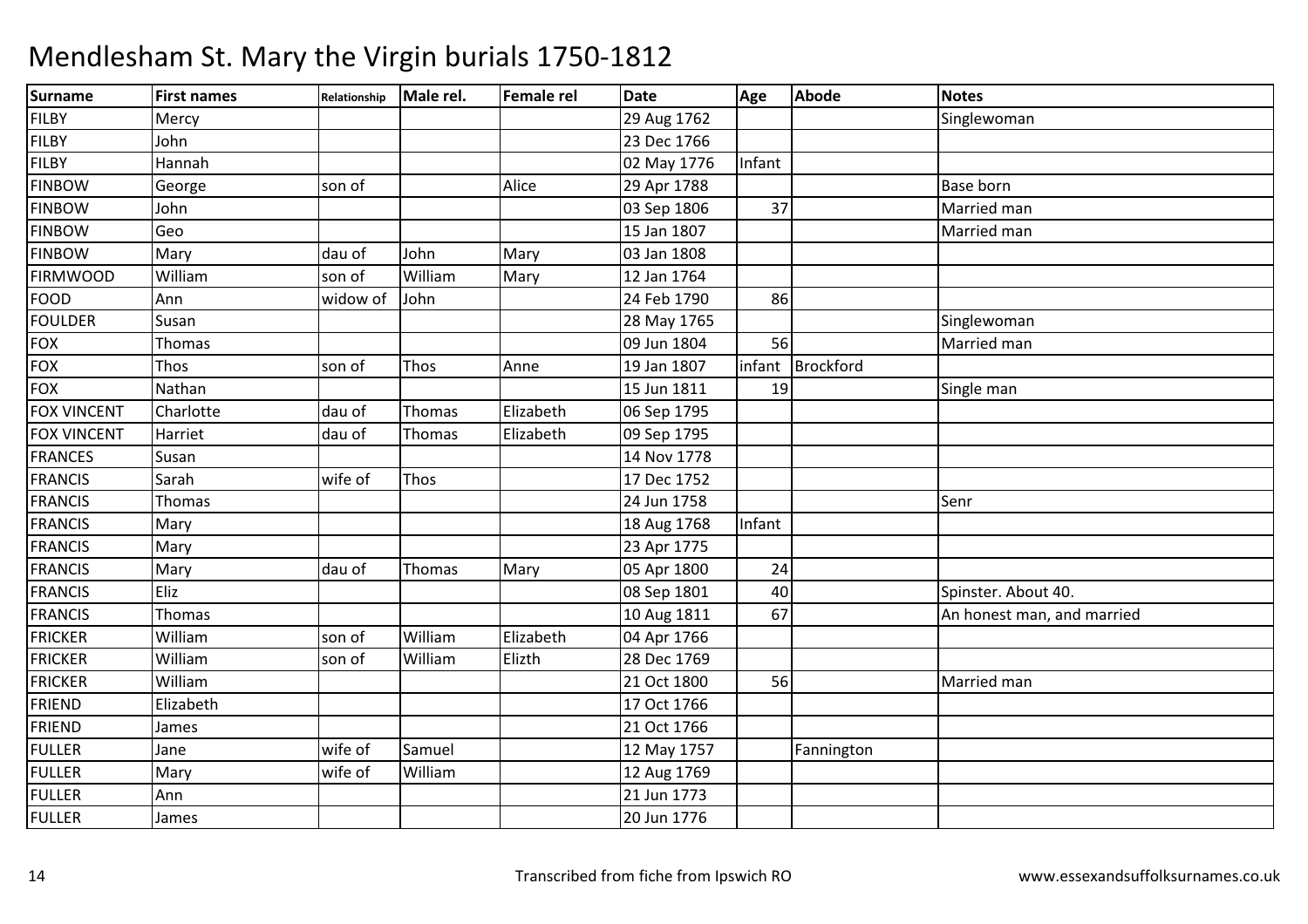# Mendlesham St. Mary the Virgin burials 1750-1812

| Surname | First names | Relationship | Male rel. | Female rel | Date | Age | Abode | Notes |
|---|---|---|---|---|---|---|---|---|
| FILBY | Mercy | | | | 29 Aug 1762 | | | Singlewoman |
| FILBY | John | | | | 23 Dec 1766 | | | |
| FILBY | Hannah | | | | 02 May 1776 | Infant | | |
| FINBOW | George | son of | | Alice | 29 Apr 1788 | | | Base born |
| FINBOW | John | | | | 03 Sep 1806 | 37 | | Married man |
| FINBOW | Geo | | | | 15 Jan 1807 | | | Married man |
| FINBOW | Mary | dau of | John | Mary | 03 Jan 1808 | | | |
| FIRMWOOD | William | son of | William | Mary | 12 Jan 1764 | | | |
| FOOD | Ann | widow of | John | | 24 Feb 1790 | 86 | | |
| FOULDER | Susan | | | | 28 May 1765 | | | Singlewoman |
| FOX | Thomas | | | | 09 Jun 1804 | 56 | | Married man |
| FOX | Thos | son of | Thos | Anne | 19 Jan 1807 | infant | Brockford | |
| FOX | Nathan | | | | 15 Jun 1811 | 19 | | Single man |
| FOX VINCENT | Charlotte | dau of | Thomas | Elizabeth | 06 Sep 1795 | | | |
| FOX VINCENT | Harriet | dau of | Thomas | Elizabeth | 09 Sep 1795 | | | |
| FRANCES | Susan | | | | 14 Nov 1778 | | | |
| FRANCIS | Sarah | wife of | Thos | | 17 Dec 1752 | | | |
| FRANCIS | Thomas | | | | 24 Jun 1758 | | | Senr |
| FRANCIS | Mary | | | | 18 Aug 1768 | Infant | | |
| FRANCIS | Mary | | | | 23 Apr 1775 | | | |
| FRANCIS | Mary | dau of | Thomas | Mary | 05 Apr 1800 | 24 | | |
| FRANCIS | Eliz | | | | 08 Sep 1801 | 40 | | Spinster. About 40. |
| FRANCIS | Thomas | | | | 10 Aug 1811 | 67 | | An honest man, and married |
| FRICKER | William | son of | William | Elizabeth | 04 Apr 1766 | | | |
| FRICKER | William | son of | William | Elizth | 28 Dec 1769 | | | |
| FRICKER | William | | | | 21 Oct 1800 | 56 | | Married man |
| FRIEND | Elizabeth | | | | 17 Oct 1766 | | | |
| FRIEND | James | | | | 21 Oct 1766 | | | |
| FULLER | Jane | wife of | Samuel | | 12 May 1757 | | Fannington | |
| FULLER | Mary | wife of | William | | 12 Aug 1769 | | | |
| FULLER | Ann | | | | 21 Jun 1773 | | | |
| FULLER | James | | | | 20 Jun 1776 | | | |

Transcribed from fiche from Ipswich RO www.essexandsuffolksurnames.co.uk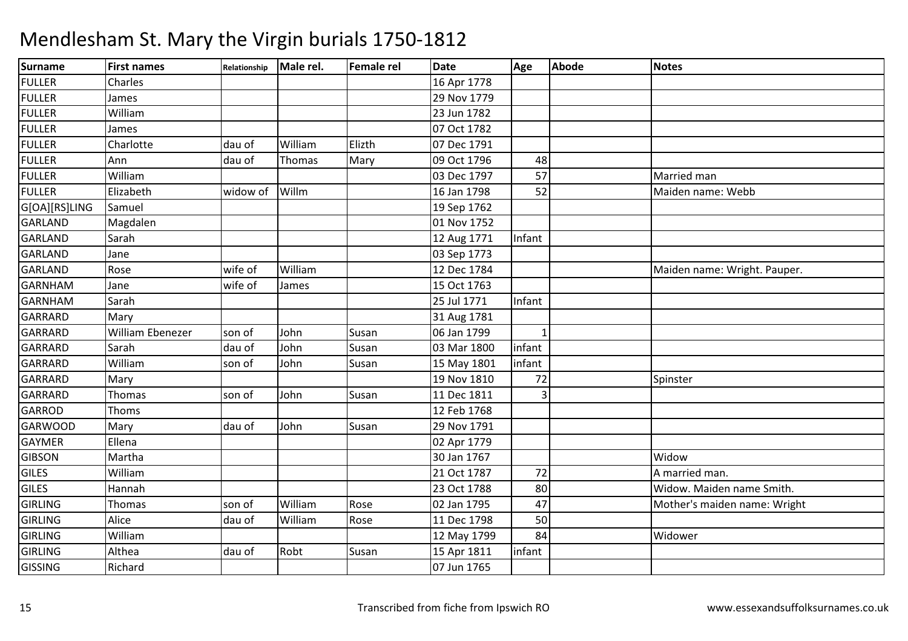# Mendlesham St. Mary the Virgin burials 1750-1812

| Surname | First names | Relationship | Male rel. | Female rel | Date | Age | Abode | Notes |
|---|---|---|---|---|---|---|---|---|
| FULLER | Charles | | | | 16 Apr 1778 | | | |
| FULLER | James | | | | 29 Nov 1779 | | | |
| FULLER | William | | | | 23 Jun 1782 | | | |
| FULLER | James | | | | 07 Oct 1782 | | | |
| FULLER | Charlotte | dau of | William | Elizth | 07 Dec 1791 | | | |
| FULLER | Ann | dau of | Thomas | Mary | 09 Oct 1796 | 48 | | |
| FULLER | William | | | | 03 Dec 1797 | 57 | | Married man |
| FULLER | Elizabeth | widow of | Willm | | 16 Jan 1798 | 52 | | Maiden name: Webb |
| G[OA][RS]LING | Samuel | | | | 19 Sep 1762 | | | |
| GARLAND | Magdalen | | | | 01 Nov 1752 | | | |
| GARLAND | Sarah | | | | 12 Aug 1771 | Infant | | |
| GARLAND | Jane | | | | 03 Sep 1773 | | | |
| GARLAND | Rose | wife of | William | | 12 Dec 1784 | | | Maiden name: Wright. Pauper. |
| GARNHAM | Jane | wife of | James | | 15 Oct 1763 | | | |
| GARNHAM | Sarah | | | | 25 Jul 1771 | Infant | | |
| GARRARD | Mary | | | | 31 Aug 1781 | | | |
| GARRARD | William Ebenezer | son of | John | Susan | 06 Jan 1799 | 1 | | |
| GARRARD | Sarah | dau of | John | Susan | 03 Mar 1800 | infant | | |
| GARRARD | William | son of | John | Susan | 15 May 1801 | infant | | |
| GARRARD | Mary | | | | 19 Nov 1810 | 72 | | Spinster |
| GARRARD | Thomas | son of | John | Susan | 11 Dec 1811 | 3 | | |
| GARROD | Thoms | | | | 12 Feb 1768 | | | |
| GARWOOD | Mary | dau of | John | Susan | 29 Nov 1791 | | | |
| GAYMER | Ellena | | | | 02 Apr 1779 | | | |
| GIBSON | Martha | | | | 30 Jan 1767 | | | Widow |
| GILES | William | | | | 21 Oct 1787 | 72 | | A married man. |
| GILES | Hannah | | | | 23 Oct 1788 | 80 | | Widow. Maiden name Smith. |
| GIRLING | Thomas | son of | William | Rose | 02 Jan 1795 | 47 | | Mother's maiden name: Wright |
| GIRLING | Alice | dau of | William | Rose | 11 Dec 1798 | 50 | | |
| GIRLING | William | | | | 12 May 1799 | 84 | | Widower |
| GIRLING | Althea | dau of | Robt | Susan | 15 Apr 1811 | infant | | |
| GISSING | Richard | | | | 07 Jun 1765 | | | |

Transcribed from fiche from Ipswich RO www.essexandsuffolksurnames.co.uk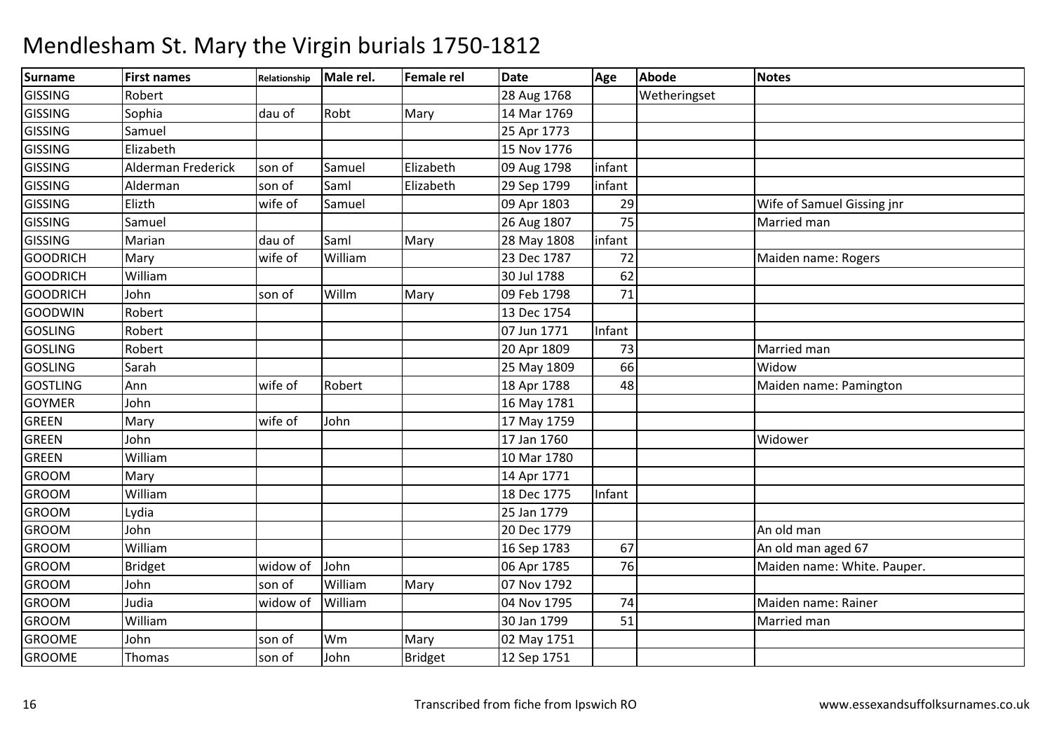# Mendlesham St. Mary the Virgin burials 1750-1812

| Surname | First names | Relationship | Male rel. | Female rel | Date | Age | Abode | Notes |
|---|---|---|---|---|---|---|---|---|
| GISSING | Robert | | | | 28 Aug 1768 | | Wetheringset | |
| GISSING | Sophia | dau of | Robt | Mary | 14 Mar 1769 | | | |
| GISSING | Samuel | | | | 25 Apr 1773 | | | |
| GISSING | Elizabeth | | | | 15 Nov 1776 | | | |
| GISSING | Alderman Frederick | son of | Samuel | Elizabeth | 09 Aug 1798 | infant | | |
| GISSING | Alderman | son of | Saml | Elizabeth | 29 Sep 1799 | infant | | |
| GISSING | Elizth | wife of | Samuel | | 09 Apr 1803 | 29 | | Wife of Samuel Gissing jnr |
| GISSING | Samuel | | | | 26 Aug 1807 | 75 | | Married man |
| GISSING | Marian | dau of | Saml | Mary | 28 May 1808 | infant | | |
| GOODRICH | Mary | wife of | William | | 23 Dec 1787 | 72 | | Maiden name: Rogers |
| GOODRICH | William | | | | 30 Jul 1788 | 62 | | |
| GOODRICH | John | son of | Willm | Mary | 09 Feb 1798 | 71 | | |
| GOODWIN | Robert | | | | 13 Dec 1754 | | | |
| GOSLING | Robert | | | | 07 Jun 1771 | Infant | | |
| GOSLING | Robert | | | | 20 Apr 1809 | 73 | | Married man |
| GOSLING | Sarah | | | | 25 May 1809 | 66 | | Widow |
| GOSTLING | Ann | wife of | Robert | | 18 Apr 1788 | 48 | | Maiden name: Pamington |
| GOYMER | John | | | | 16 May 1781 | | | |
| GREEN | Mary | wife of | John | | 17 May 1759 | | | |
| GREEN | John | | | | 17 Jan 1760 | | | Widower |
| GREEN | William | | | | 10 Mar 1780 | | | |
| GROOM | Mary | | | | 14 Apr 1771 | | | |
| GROOM | William | | | | 18 Dec 1775 | Infant | | |
| GROOM | Lydia | | | | 25 Jan 1779 | | | |
| GROOM | John | | | | 20 Dec 1779 | | | An old man |
| GROOM | William | | | | 16 Sep 1783 | 67 | | An old man aged 67 |
| GROOM | Bridget | widow of | John | | 06 Apr 1785 | 76 | | Maiden name: White. Pauper. |
| GROOM | John | son of | William | Mary | 07 Nov 1792 | | | |
| GROOM | Judia | widow of | William | | 04 Nov 1795 | 74 | | Maiden name: Rainer |
| GROOM | William | | | | 30 Jan 1799 | 51 | | Married man |
| GROOME | John | son of | Wm | Mary | 02 May 1751 | | | |
| GROOME | Thomas | son of | John | Bridget | 12 Sep 1751 | | | |

Transcribed from fiche from Ipswich RO

www.essexandsuffolksurnames.co.uk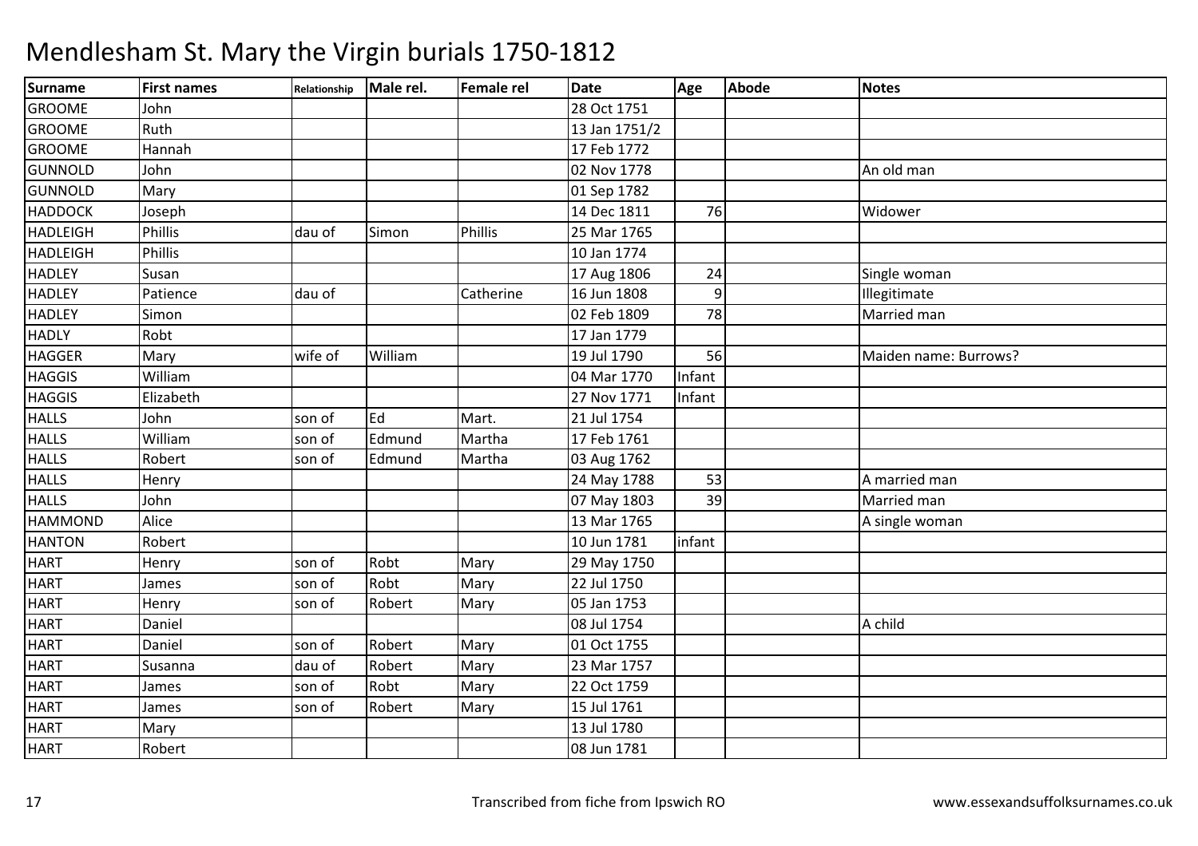# Mendlesham St. Mary the Virgin burials 1750-1812

| Surname | First names | Relationship | Male rel. | Female rel | Date | Age | Abode | Notes |
|---|---|---|---|---|---|---|---|---|
| GROOME | John | | | | 28 Oct 1751 | | | |
| GROOME | Ruth | | | | 13 Jan 1751/2 | | | |
| GROOME | Hannah | | | | 17 Feb 1772 | | | |
| GUNNOLD | John | | | | 02 Nov 1778 | | | An old man |
| GUNNOLD | Mary | | | | 01 Sep 1782 | | | |
| HADDOCK | Joseph | | | | 14 Dec 1811 | 76 | | Widower |
| HADLEIGH | Phillis | dau of | Simon | Phillis | 25 Mar 1765 | | | |
| HADLEIGH | Phillis | | | | 10 Jan 1774 | | | |
| HADLEY | Susan | | | | 17 Aug 1806 | 24 | | Single woman |
| HADLEY | Patience | dau of | | Catherine | 16 Jun 1808 | 9 | | Illegitimate |
| HADLEY | Simon | | | | 02 Feb 1809 | 78 | | Married man |
| HADLY | Robt | | | | 17 Jan 1779 | | | |
| HAGGER | Mary | wife of | William | | 19 Jul 1790 | 56 | | Maiden name: Burrows? |
| HAGGIS | William | | | | 04 Mar 1770 | Infant | | |
| HAGGIS | Elizabeth | | | | 27 Nov 1771 | Infant | | |
| HALLS | John | son of | Ed | Mart. | 21 Jul 1754 | | | |
| HALLS | William | son of | Edmund | Martha | 17 Feb 1761 | | | |
| HALLS | Robert | son of | Edmund | Martha | 03 Aug 1762 | | | |
| HALLS | Henry | | | | 24 May 1788 | 53 | | A married man |
| HALLS | John | | | | 07 May 1803 | 39 | | Married man |
| HAMMOND | Alice | | | | 13 Mar 1765 | | | A single woman |
| HANTON | Robert | | | | 10 Jun 1781 | infant | | |
| HART | Henry | son of | Robt | Mary | 29 May 1750 | | | |
| HART | James | son of | Robt | Mary | 22 Jul 1750 | | | |
| HART | Henry | son of | Robert | Mary | 05 Jan 1753 | | | |
| HART | Daniel | | | | 08 Jul 1754 | | | A child |
| HART | Daniel | son of | Robert | Mary | 01 Oct 1755 | | | |
| HART | Susanna | dau of | Robert | Mary | 23 Mar 1757 | | | |
| HART | James | son of | Robt | Mary | 22 Oct 1759 | | | |
| HART | James | son of | Robert | Mary | 15 Jul 1761 | | | |
| HART | Mary | | | | 13 Jul 1780 | | | |
| HART | Robert | | | | 08 Jun 1781 | | | |

Transcribed from fiche from Ipswich RO

www.essexandsuffolksurnames.co.uk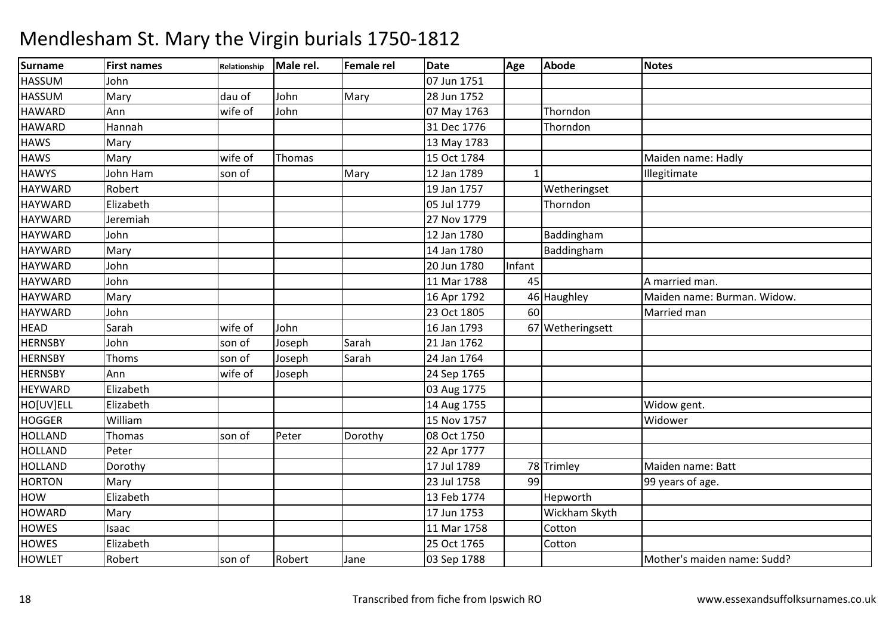# Mendlesham St. Mary the Virgin burials 1750-1812

| Surname | First names | Relationship | Male rel. | Female rel | Date | Age | Abode | Notes |
|---|---|---|---|---|---|---|---|---|
| HASSUM | John | | | | 07 Jun 1751 | | | |
| HASSUM | Mary | dau of | John | Mary | 28 Jun 1752 | | | |
| HAWARD | Ann | wife of | John | | 07 May 1763 | | Thorndon | |
| HAWARD | Hannah | | | | 31 Dec 1776 | | Thorndon | |
| HAWS | Mary | | | | 13 May 1783 | | | |
| HAWS | Mary | wife of | Thomas | | 15 Oct 1784 | | | Maiden name: Hadly |
| HAWYS | John Ham | son of | | Mary | 12 Jan 1789 | 1 | | Illegitimate |
| HAYWARD | Robert | | | | 19 Jan 1757 | | Wetheringset | |
| HAYWARD | Elizabeth | | | | 05 Jul 1779 | | Thorndon | |
| HAYWARD | Jeremiah | | | | 27 Nov 1779 | | | |
| HAYWARD | John | | | | 12 Jan 1780 | | Baddingham | |
| HAYWARD | Mary | | | | 14 Jan 1780 | | Baddingham | |
| HAYWARD | John | | | | 20 Jun 1780 | Infant | | |
| HAYWARD | John | | | | 11 Mar 1788 | 45 | | A married man. |
| HAYWARD | Mary | | | | 16 Apr 1792 | 46 | Haughley | Maiden name: Burman. Widow. |
| HAYWARD | John | | | | 23 Oct 1805 | 60 | | Married man |
| HEAD | Sarah | wife of | John | | 16 Jan 1793 | 67 | Wetheringsett | |
| HERNSBY | John | son of | Joseph | Sarah | 21 Jan 1762 | | | |
| HERNSBY | Thoms | son of | Joseph | Sarah | 24 Jan 1764 | | | |
| HERNSBY | Ann | wife of | Joseph | | 24 Sep 1765 | | | |
| HEYWARD | Elizabeth | | | | 03 Aug 1775 | | | |
| HO[UV]ELL | Elizabeth | | | | 14 Aug 1755 | | | Widow gent. |
| HOGGER | William | | | | 15 Nov 1757 | | | Widower |
| HOLLAND | Thomas | son of | Peter | Dorothy | 08 Oct 1750 | | | |
| HOLLAND | Peter | | | | 22 Apr 1777 | | | |
| HOLLAND | Dorothy | | | | 17 Jul 1789 | 78 | Trimley | Maiden name: Batt |
| HORTON | Mary | | | | 23 Jul 1758 | 99 | | 99 years of age. |
| HOW | Elizabeth | | | | 13 Feb 1774 | | Hepworth | |
| HOWARD | Mary | | | | 17 Jun 1753 | | Wickham Skyth | |
| HOWES | Isaac | | | | 11 Mar 1758 | | Cotton | |
| HOWES | Elizabeth | | | | 25 Oct 1765 | | Cotton | |
| HOWLET | Robert | son of | Robert | Jane | 03 Sep 1788 | | | Mother's maiden name: Sudd? |

Transcribed from fiche from Ipswich RO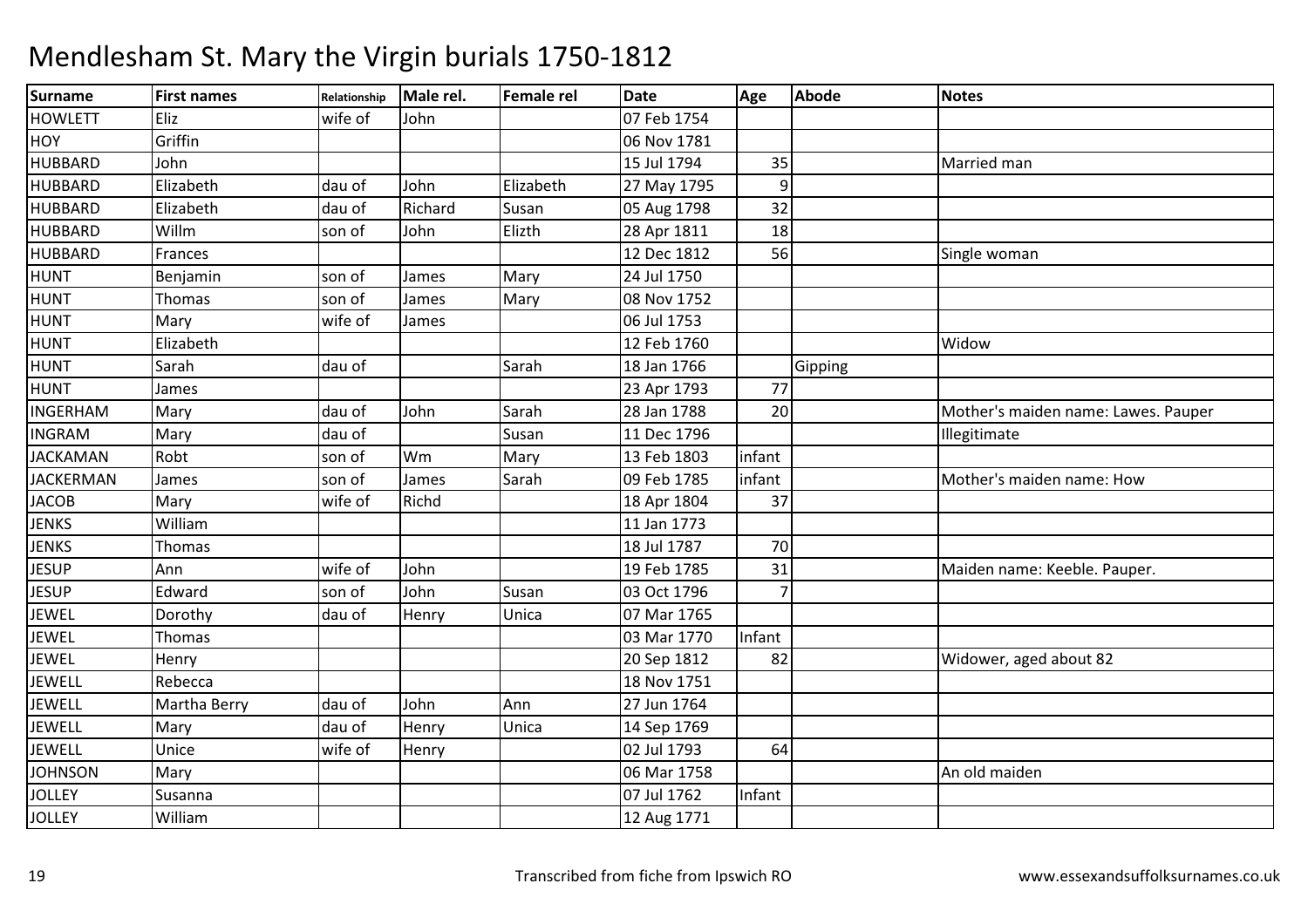# Mendlesham St. Mary the Virgin burials 1750-1812

| Surname | First names | Relationship | Male rel. | Female rel | Date | Age | Abode | Notes |
|---|---|---|---|---|---|---|---|---|
| HOWLETT | Eliz | wife of | John | | 07 Feb 1754 | | | |
| HOY | Griffin | | | | 06 Nov 1781 | | | |
| HUBBARD | John | | | | 15 Jul 1794 | 35 | | Married man |
| HUBBARD | Elizabeth | dau of | John | Elizabeth | 27 May 1795 | 9 | | |
| HUBBARD | Elizabeth | dau of | Richard | Susan | 05 Aug 1798 | 32 | | |
| HUBBARD | Willm | son of | John | Elizth | 28 Apr 1811 | 18 | | |
| HUBBARD | Frances | | | | 12 Dec 1812 | 56 | | Single woman |
| HUNT | Benjamin | son of | James | Mary | 24 Jul 1750 | | | |
| HUNT | Thomas | son of | James | Mary | 08 Nov 1752 | | | |
| HUNT | Mary | wife of | James | | 06 Jul 1753 | | | |
| HUNT | Elizabeth | | | | 12 Feb 1760 | | | Widow |
| HUNT | Sarah | dau of | | Sarah | 18 Jan 1766 | | Gipping | |
| HUNT | James | | | | 23 Apr 1793 | 77 | | |
| INGERHAM | Mary | dau of | John | Sarah | 28 Jan 1788 | 20 | | Mother's maiden name: Lawes. Pauper |
| INGRAM | Mary | dau of | | Susan | 11 Dec 1796 | | | Illegitimate |
| JACKAMAN | Robt | son of | Wm | Mary | 13 Feb 1803 | infant | | |
| JACKERMAN | James | son of | James | Sarah | 09 Feb 1785 | infant | | Mother's maiden name: How |
| JACOB | Mary | wife of | Richd | | 18 Apr 1804 | 37 | | |
| JENKS | William | | | | 11 Jan 1773 | | | |
| JENKS | Thomas | | | | 18 Jul 1787 | 70 | | |
| JESUP | Ann | wife of | John | | 19 Feb 1785 | 31 | | Maiden name: Keeble. Pauper. |
| JESUP | Edward | son of | John | Susan | 03 Oct 1796 | 7 | | |
| JEWEL | Dorothy | dau of | Henry | Unica | 07 Mar 1765 | | | |
| JEWEL | Thomas | | | | 03 Mar 1770 | Infant | | |
| JEWEL | Henry | | | | 20 Sep 1812 | 82 | | Widower, aged about 82 |
| JEWELL | Rebecca | | | | 18 Nov 1751 | | | |
| JEWELL | Martha Berry | dau of | John | Ann | 27 Jun 1764 | | | |
| JEWELL | Mary | dau of | Henry | Unica | 14 Sep 1769 | | | |
| JEWELL | Unice | wife of | Henry | | 02 Jul 1793 | 64 | | |
| JOHNSON | Mary | | | | 06 Mar 1758 | | | An old maiden |
| JOLLEY | Susanna | | | | 07 Jul 1762 | Infant | | |
| JOLLEY | William | | | | 12 Aug 1771 | | | |

Transcribed from fiche from Ipswich RO www.essexandsuffolksurnames.co.uk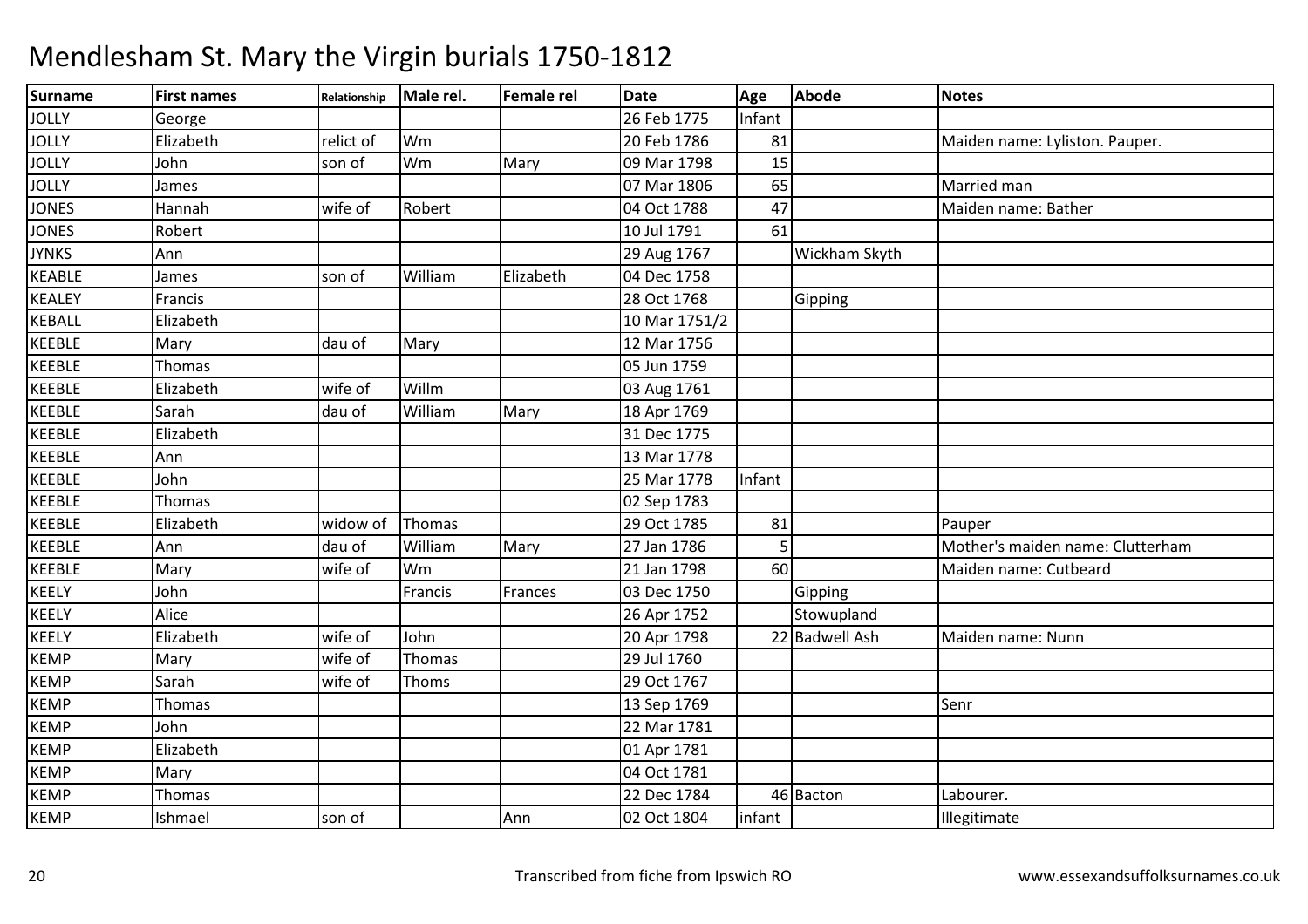# Mendlesham St. Mary the Virgin burials 1750-1812

| Surname | First names | Relationship | Male rel. | Female rel | Date | Age | Abode | Notes |
|---|---|---|---|---|---|---|---|---|
| JOLLY | George | | | | 26 Feb 1775 | Infant | | |
| JOLLY | Elizabeth | relict of | Wm | | 20 Feb 1786 | 81 | | Maiden name: Lyliston. Pauper. |
| JOLLY | John | son of | Wm | Mary | 09 Mar 1798 | 15 | | |
| JOLLY | James | | | | 07 Mar 1806 | 65 | | Married man |
| JONES | Hannah | wife of | Robert | | 04 Oct 1788 | 47 | | Maiden name: Bather |
| JONES | Robert | | | | 10 Jul 1791 | 61 | | |
| JYNKS | Ann | | | | 29 Aug 1767 | | Wickham Skyth | |
| KEABLE | James | son of | William | Elizabeth | 04 Dec 1758 | | | |
| KEALEY | Francis | | | | 28 Oct 1768 | | Gipping | |
| KEBALL | Elizabeth | | | | 10 Mar 1751/2 | | | |
| KEEBLE | Mary | dau of | Mary | | 12 Mar 1756 | | | |
| KEEBLE | Thomas | | | | 05 Jun 1759 | | | |
| KEEBLE | Elizabeth | wife of | Willm | | 03 Aug 1761 | | | |
| KEEBLE | Sarah | dau of | William | Mary | 18 Apr 1769 | | | |
| KEEBLE | Elizabeth | | | | 31 Dec 1775 | | | |
| KEEBLE | Ann | | | | 13 Mar 1778 | | | |
| KEEBLE | John | | | | 25 Mar 1778 | Infant | | |
| KEEBLE | Thomas | | | | 02 Sep 1783 | | | |
| KEEBLE | Elizabeth | widow of | Thomas | | 29 Oct 1785 | 81 | | Pauper |
| KEEBLE | Ann | dau of | William | Mary | 27 Jan 1786 | 5 | | Mother's maiden name: Clutterham |
| KEEBLE | Mary | wife of | Wm | | 21 Jan 1798 | 60 | | Maiden name: Cutbeard |
| KEELY | John | | Francis | Frances | 03 Dec 1750 | | Gipping | |
| KEELY | Alice | | | | 26 Apr 1752 | | Stowupland | |
| KEELY | Elizabeth | wife of | John | | 20 Apr 1798 | 22 | Badwell Ash | Maiden name: Nunn |
| KEMP | Mary | wife of | Thomas | | 29 Jul 1760 | | | |
| KEMP | Sarah | wife of | Thoms | | 29 Oct 1767 | | | |
| KEMP | Thomas | | | | 13 Sep 1769 | | | Senr |
| KEMP | John | | | | 22 Mar 1781 | | | |
| KEMP | Elizabeth | | | | 01 Apr 1781 | | | |
| KEMP | Mary | | | | 04 Oct 1781 | | | |
| KEMP | Thomas | | | | 22 Dec 1784 | 46 | Bacton | Labourer. |
| KEMP | Ishmael | son of | | Ann | 02 Oct 1804 | infant | | Illegitimate |

Transcribed from fiche from Ipswich RO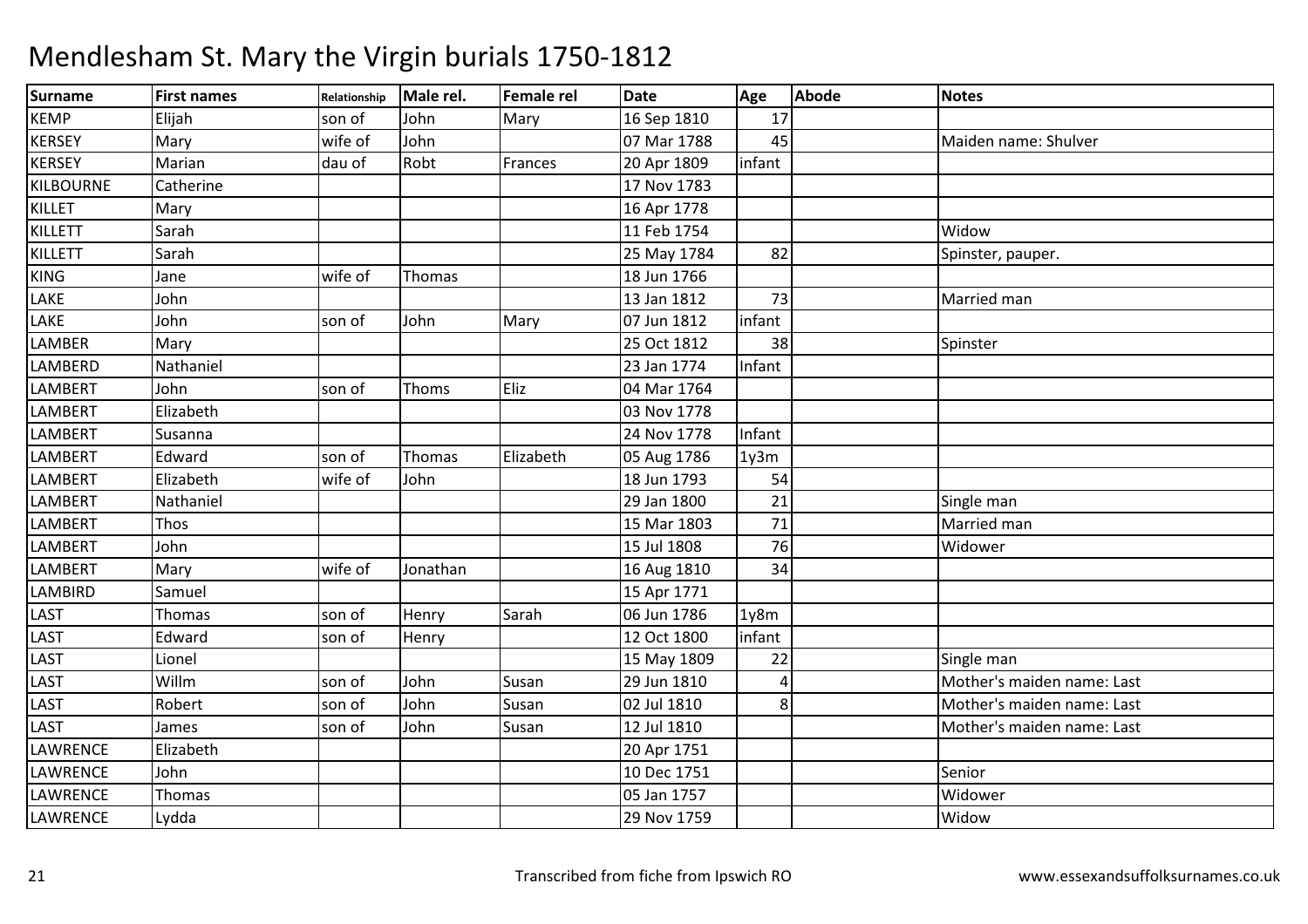# Mendlesham St. Mary the Virgin burials 1750-1812

| Surname | First names | Relationship | Male rel. | Female rel | Date | Age | Abode | Notes |
|---|---|---|---|---|---|---|---|---|
| KEMP | Elijah | son of | John | Mary | 16 Sep 1810 | 17 | | |
| KERSEY | Mary | wife of | John | | 07 Mar 1788 | 45 | | Maiden name: Shulver |
| KERSEY | Marian | dau of | Robt | Frances | 20 Apr 1809 | infant | | |
| KILBOURNE | Catherine | | | | 17 Nov 1783 | | | |
| KILLET | Mary | | | | 16 Apr 1778 | | | |
| KILLETT | Sarah | | | | 11 Feb 1754 | | | Widow |
| KILLETT | Sarah | | | | 25 May 1784 | 82 | | Spinster, pauper. |
| KING | Jane | wife of | Thomas | | 18 Jun 1766 | | | |
| LAKE | John | | | | 13 Jan 1812 | 73 | | Married man |
| LAKE | John | son of | John | Mary | 07 Jun 1812 | infant | | |
| LAMBER | Mary | | | | 25 Oct 1812 | 38 | | Spinster |
| LAMBERD | Nathaniel | | | | 23 Jan 1774 | Infant | | |
| LAMBERT | John | son of | Thoms | Eliz | 04 Mar 1764 | | | |
| LAMBERT | Elizabeth | | | | 03 Nov 1778 | | | |
| LAMBERT | Susanna | | | | 24 Nov 1778 | Infant | | |
| LAMBERT | Edward | son of | Thomas | Elizabeth | 05 Aug 1786 | 1y3m | | |
| LAMBERT | Elizabeth | wife of | John | | 18 Jun 1793 | 54 | | |
| LAMBERT | Nathaniel | | | | 29 Jan 1800 | 21 | | Single man |
| LAMBERT | Thos | | | | 15 Mar 1803 | 71 | | Married man |
| LAMBERT | John | | | | 15 Jul 1808 | 76 | | Widower |
| LAMBERT | Mary | wife of | Jonathan | | 16 Aug 1810 | 34 | | |
| LAMBIRD | Samuel | | | | 15 Apr 1771 | | | |
| LAST | Thomas | son of | Henry | Sarah | 06 Jun 1786 | 1y8m | | |
| LAST | Edward | son of | Henry | | 12 Oct 1800 | infant | | |
| LAST | Lionel | | | | 15 May 1809 | 22 | | Single man |
| LAST | Willm | son of | John | Susan | 29 Jun 1810 | 4 | | Mother's maiden name: Last |
| LAST | Robert | son of | John | Susan | 02 Jul 1810 | 8 | | Mother's maiden name: Last |
| LAST | James | son of | John | Susan | 12 Jul 1810 | | | Mother's maiden name: Last |
| LAWRENCE | Elizabeth | | | | 20 Apr 1751 | | | |
| LAWRENCE | John | | | | 10 Dec 1751 | | | Senior |
| LAWRENCE | Thomas | | | | 05 Jan 1757 | | | Widower |
| LAWRENCE | Lydda | | | | 29 Nov 1759 | | | Widow |

Transcribed from fiche from Ipswich RO

www.essexandsuffolksurnames.co.uk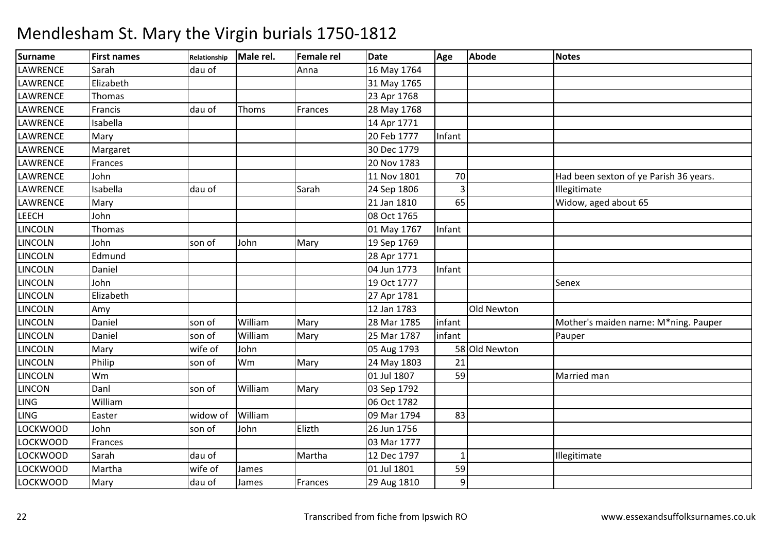# Mendlesham St. Mary the Virgin burials 1750-1812

| Surname | First names | Relationship | Male rel. | Female rel | Date | Age | Abode | Notes |
|---|---|---|---|---|---|---|---|---|
| LAWRENCE | Sarah | dau of | | Anna | 16 May 1764 | | | |
| LAWRENCE | Elizabeth | | | | 31 May 1765 | | | |
| LAWRENCE | Thomas | | | | 23 Apr 1768 | | | |
| LAWRENCE | Francis | dau of | Thoms | Frances | 28 May 1768 | | | |
| LAWRENCE | Isabella | | | | 14 Apr 1771 | | | |
| LAWRENCE | Mary | | | | 20 Feb 1777 | Infant | | |
| LAWRENCE | Margaret | | | | 30 Dec 1779 | | | |
| LAWRENCE | Frances | | | | 20 Nov 1783 | | | |
| LAWRENCE | John | | | | 11 Nov 1801 | 70 | | Had been sexton of ye Parish 36 years. |
| LAWRENCE | Isabella | dau of | | Sarah | 24 Sep 1806 | 3 | | Illegitimate |
| LAWRENCE | Mary | | | | 21 Jan 1810 | 65 | | Widow, aged about 65 |
| LEECH | John | | | | 08 Oct 1765 | | | |
| LINCOLN | Thomas | | | | 01 May 1767 | Infant | | |
| LINCOLN | John | son of | John | Mary | 19 Sep 1769 | | | |
| LINCOLN | Edmund | | | | 28 Apr 1771 | | | |
| LINCOLN | Daniel | | | | 04 Jun 1773 | Infant | | |
| LINCOLN | John | | | | 19 Oct 1777 | | | Senex |
| LINCOLN | Elizabeth | | | | 27 Apr 1781 | | | |
| LINCOLN | Amy | | | | 12 Jan 1783 | | Old Newton | |
| LINCOLN | Daniel | son of | William | Mary | 28 Mar 1785 | infant | | Mother's maiden name: M*ning. Pauper |
| LINCOLN | Daniel | son of | William | Mary | 25 Mar 1787 | infant | | Pauper |
| LINCOLN | Mary | wife of | John | | 05 Aug 1793 | 58 | Old Newton | |
| LINCOLN | Philip | son of | Wm | Mary | 24 May 1803 | 21 | | |
| LINCOLN | Wm | | | | 01 Jul 1807 | 59 | | Married man |
| LINCON | Danl | son of | William | Mary | 03 Sep 1792 | | | |
| LING | William | | | | 06 Oct 1782 | | | |
| LING | Easter | widow of | William | | 09 Mar 1794 | 83 | | |
| LOCKWOOD | John | son of | John | Elizth | 26 Jun 1756 | | | |
| LOCKWOOD | Frances | | | | 03 Mar 1777 | | | |
| LOCKWOOD | Sarah | dau of | | Martha | 12 Dec 1797 | 1 | | Illegitimate |
| LOCKWOOD | Martha | wife of | James | | 01 Jul 1801 | 59 | | |
| LOCKWOOD | Mary | dau of | James | Frances | 29 Aug 1810 | 9 | | |

Transcribed from fiche from Ipswich RO

www.essexandsuffolksurnames.co.uk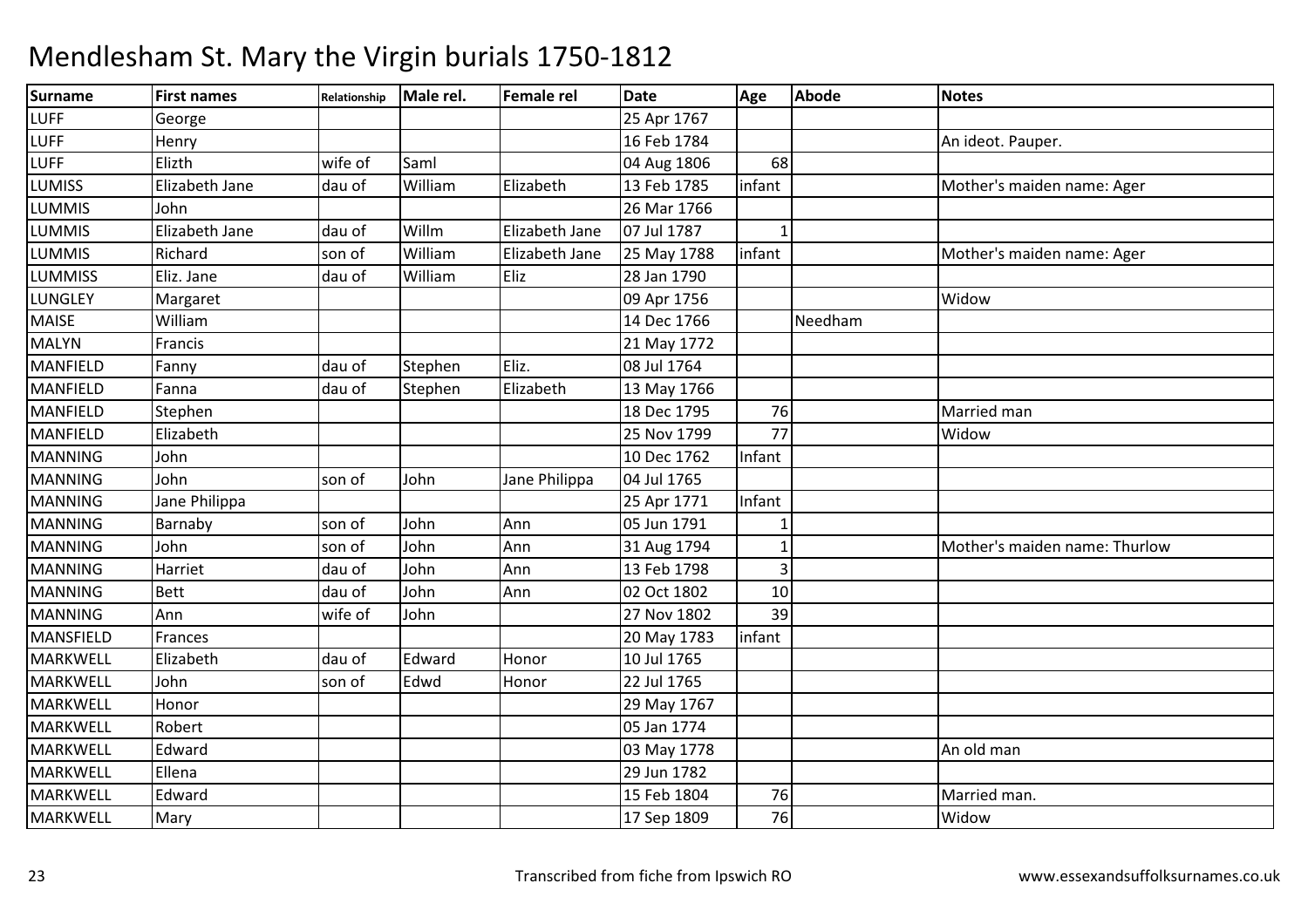# Mendlesham St. Mary the Virgin burials 1750-1812

| Surname | First names | Relationship | Male rel. | Female rel | Date | Age | Abode | Notes |
|---|---|---|---|---|---|---|---|---|
| LUFF | George | | | | 25 Apr 1767 | | | |
| LUFF | Henry | | | | 16 Feb 1784 | | | An ideot. Pauper. |
| LUFF | Elizth | wife of | Saml | | 04 Aug 1806 | 68 | | |
| LUMISS | Elizabeth Jane | dau of | William | Elizabeth | 13 Feb 1785 | infant | | Mother's maiden name: Ager |
| LUMMIS | John | | | | 26 Mar 1766 | | | |
| LUMMIS | Elizabeth Jane | dau of | Willm | Elizabeth Jane | 07 Jul 1787 | 1 | | |
| LUMMIS | Richard | son of | William | Elizabeth Jane | 25 May 1788 | infant | | Mother's maiden name: Ager |
| LUMMISS | Eliz. Jane | dau of | William | Eliz | 28 Jan 1790 | | | |
| LUNGLEY | Margaret | | | | 09 Apr 1756 | | | Widow |
| MAISE | William | | | | 14 Dec 1766 | | Needham | |
| MALYN | Francis | | | | 21 May 1772 | | | |
| MANFIELD | Fanny | dau of | Stephen | Eliz. | 08 Jul 1764 | | | |
| MANFIELD | Fanna | dau of | Stephen | Elizabeth | 13 May 1766 | | | |
| MANFIELD | Stephen | | | | 18 Dec 1795 | 76 | | Married man |
| MANFIELD | Elizabeth | | | | 25 Nov 1799 | 77 | | Widow |
| MANNING | John | | | | 10 Dec 1762 | Infant | | |
| MANNING | John | son of | John | Jane Philippa | 04 Jul 1765 | | | |
| MANNING | Jane Philippa | | | | 25 Apr 1771 | Infant | | |
| MANNING | Barnaby | son of | John | Ann | 05 Jun 1791 | 1 | | |
| MANNING | John | son of | John | Ann | 31 Aug 1794 | 1 | | Mother's maiden name: Thurlow |
| MANNING | Harriet | dau of | John | Ann | 13 Feb 1798 | 3 | | |
| MANNING | Bett | dau of | John | Ann | 02 Oct 1802 | 10 | | |
| MANNING | Ann | wife of | John | | 27 Nov 1802 | 39 | | |
| MANSFIELD | Frances | | | | 20 May 1783 | infant | | |
| MARKWELL | Elizabeth | dau of | Edward | Honor | 10 Jul 1765 | | | |
| MARKWELL | John | son of | Edwd | Honor | 22 Jul 1765 | | | |
| MARKWELL | Honor | | | | 29 May 1767 | | | |
| MARKWELL | Robert | | | | 05 Jan 1774 | | | |
| MARKWELL | Edward | | | | 03 May 1778 | | | An old man |
| MARKWELL | Ellena | | | | 29 Jun 1782 | | | |
| MARKWELL | Edward | | | | 15 Feb 1804 | 76 | | Married man. |
| MARKWELL | Mary | | | | 17 Sep 1809 | 76 | | Widow |

Transcribed from fiche from Ipswich RO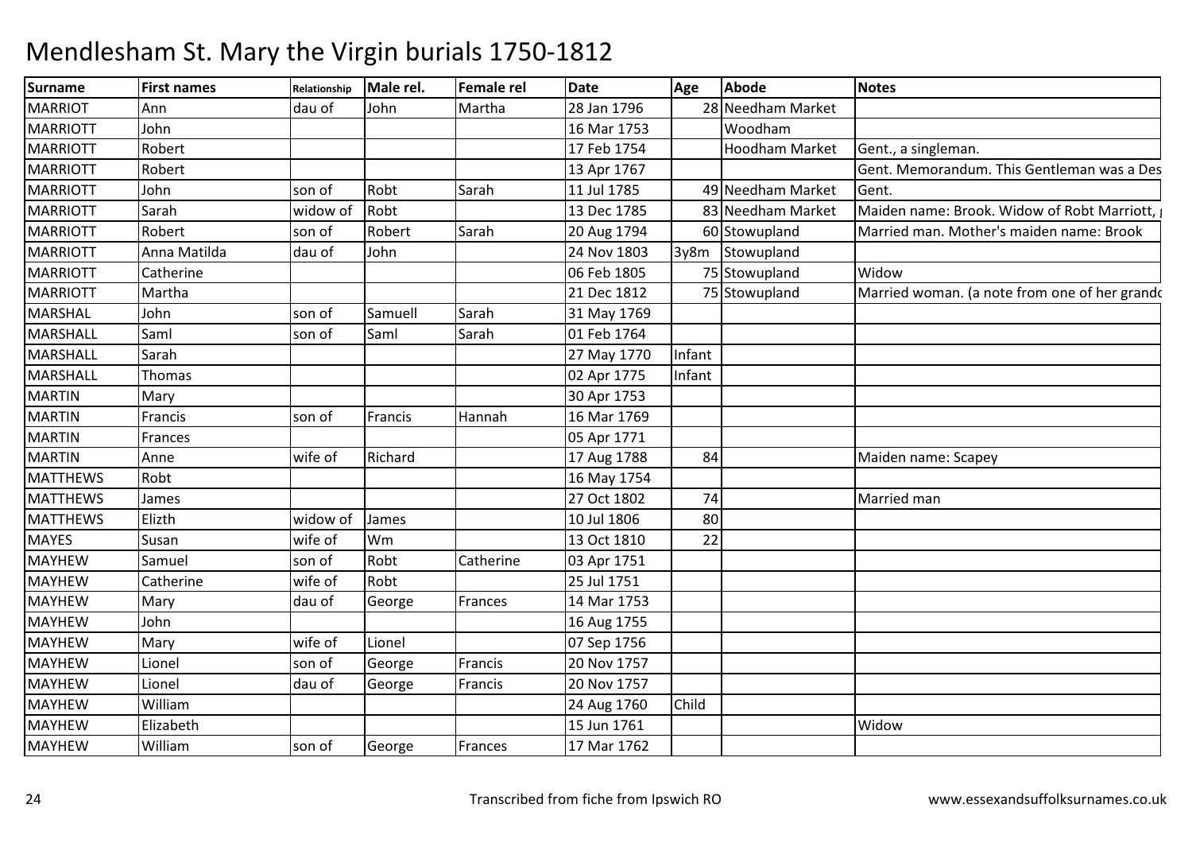# Mendlesham St. Mary the Virgin burials 1750-1812

| Surname | First names | Relationship | Male rel. | Female rel | Date | Age | Abode | Notes |
|---|---|---|---|---|---|---|---|---|
| MARRIOT | Ann | dau of | John | Martha | 28 Jan 1796 | 28 | Needham Market | |
| MARRIOTT | John | | | | 16 Mar 1753 | | Woodham | |
| MARRIOTT | Robert | | | | 17 Feb 1754 | | Hoodham Market | Gent., a singleman. |
| MARRIOTT | Robert | | | | 13 Apr 1767 | | | Gent. Memorandum. This Gentleman was a Des |
| MARRIOTT | John | son of | Robt | Sarah | 11 Jul 1785 | 49 | Needham Market | Gent. |
| MARRIOTT | Sarah | widow of | Robt | | 13 Dec 1785 | 83 | Needham Market | Maiden name: Brook. Widow of Robt Marriott, |
| MARRIOTT | Robert | son of | Robert | Sarah | 20 Aug 1794 | 60 | Stowupland | Married man. Mother's maiden name: Brook |
| MARRIOTT | Anna Matilda | dau of | John | | 24 Nov 1803 | 3y8m | Stowupland | |
| MARRIOTT | Catherine | | | | 06 Feb 1805 | 75 | Stowupland | Widow |
| MARRIOTT | Martha | | | | 21 Dec 1812 | 75 | Stowupland | Married woman. (a note from one of her grandc |
| MARSHAL | John | son of | Samuell | Sarah | 31 May 1769 | | | |
| MARSHALL | Saml | son of | Saml | Sarah | 01 Feb 1764 | | | |
| MARSHALL | Sarah | | | | 27 May 1770 | Infant | | |
| MARSHALL | Thomas | | | | 02 Apr 1775 | Infant | | |
| MARTIN | Mary | | | | 30 Apr 1753 | | | |
| MARTIN | Francis | son of | Francis | Hannah | 16 Mar 1769 | | | |
| MARTIN | Frances | | | | 05 Apr 1771 | | | |
| MARTIN | Anne | wife of | Richard | | 17 Aug 1788 | 84 | | Maiden name: Scapey |
| MATTHEWS | Robt | | | | 16 May 1754 | | | |
| MATTHEWS | James | | | | 27 Oct 1802 | 74 | | Married man |
| MATTHEWS | Elizth | widow of | James | | 10 Jul 1806 | 80 | | |
| MAYES | Susan | wife of | Wm | | 13 Oct 1810 | 22 | | |
| MAYHEW | Samuel | son of | Robt | Catherine | 03 Apr 1751 | | | |
| MAYHEW | Catherine | wife of | Robt | | 25 Jul 1751 | | | |
| MAYHEW | Mary | dau of | George | Frances | 14 Mar 1753 | | | |
| MAYHEW | John | | | | 16 Aug 1755 | | | |
| MAYHEW | Mary | wife of | Lionel | | 07 Sep 1756 | | | |
| MAYHEW | Lionel | son of | George | Francis | 20 Nov 1757 | | | |
| MAYHEW | Lionel | dau of | George | Francis | 20 Nov 1757 | | | |
| MAYHEW | William | | | | 24 Aug 1760 | Child | | |
| MAYHEW | Elizabeth | | | | 15 Jun 1761 | | | Widow |
| MAYHEW | William | son of | George | Frances | 17 Mar 1762 | | | |

Transcribed from fiche from Ipswich RO www.essexandsuffolksurnames.co.uk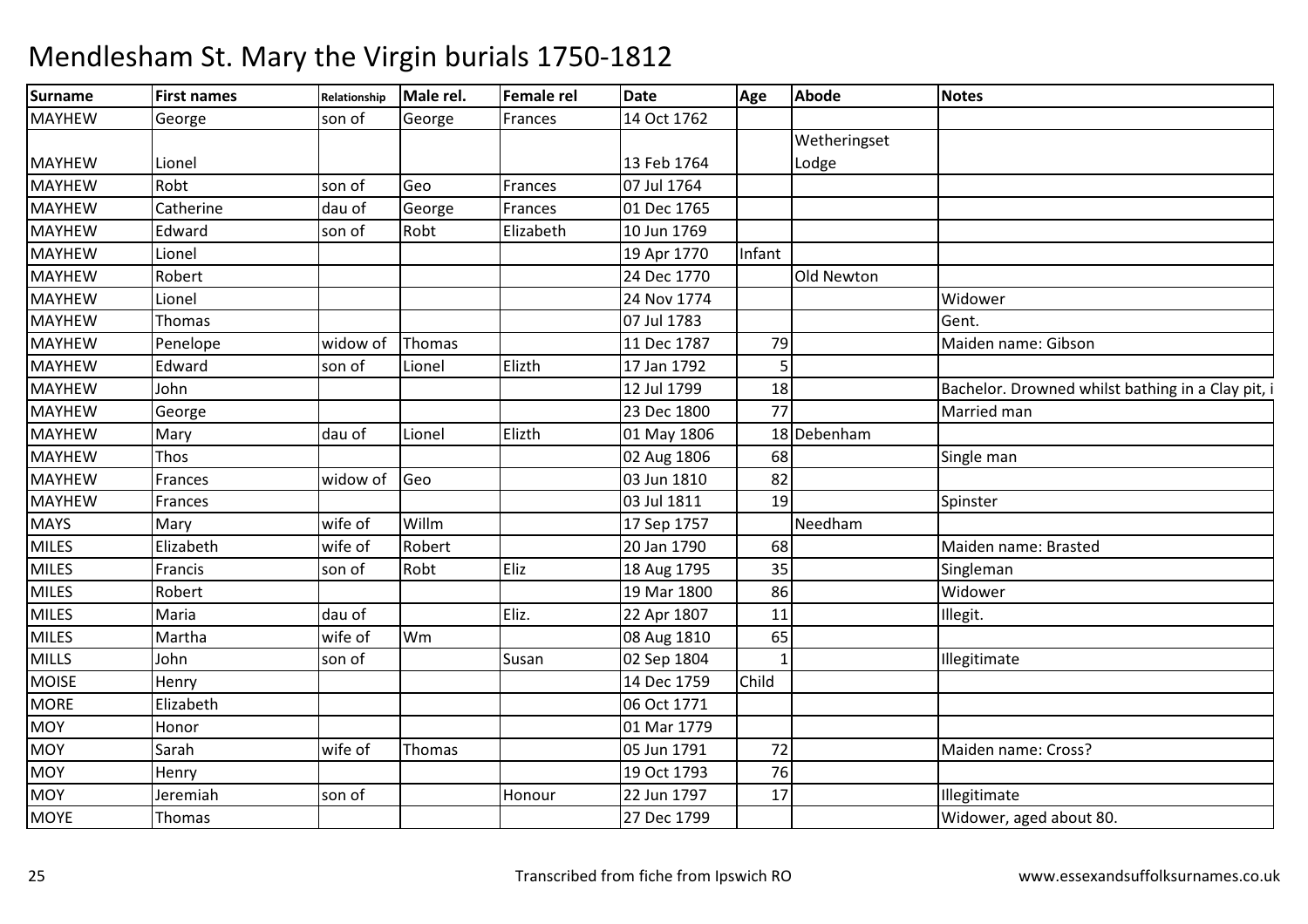# Mendlesham St. Mary the Virgin burials 1750-1812

| Surname | First names | Relationship | Male rel. | Female rel | Date | Age | Abode | Notes |
|---|---|---|---|---|---|---|---|---|
| MAYHEW | George | son of | George | Frances | 14 Oct 1762 | | | |
| MAYHEW | Lionel | | | | 13 Feb 1764 | | Wetheringset Lodge | |
| MAYHEW | Robt | son of | Geo | Frances | 07 Jul 1764 | | | |
| MAYHEW | Catherine | dau of | George | Frances | 01 Dec 1765 | | | |
| MAYHEW | Edward | son of | Robt | Elizabeth | 10 Jun 1769 | | | |
| MAYHEW | Lionel | | | | 19 Apr 1770 | Infant | | |
| MAYHEW | Robert | | | | 24 Dec 1770 | | Old Newton | |
| MAYHEW | Lionel | | | | 24 Nov 1774 | | | Widower |
| MAYHEW | Thomas | | | | 07 Jul 1783 | | | Gent. |
| MAYHEW | Penelope | widow of | Thomas | | 11 Dec 1787 | 79 | | Maiden name: Gibson |
| MAYHEW | Edward | son of | Lionel | Elizth | 17 Jan 1792 | 5 | | |
| MAYHEW | John | | | | 12 Jul 1799 | 18 | | Bachelor. Drowned whilst bathing in a Clay pit, i |
| MAYHEW | George | | | | 23 Dec 1800 | 77 | | Married man |
| MAYHEW | Mary | dau of | Lionel | Elizth | 01 May 1806 | 18 | Debenham | |
| MAYHEW | Thos | | | | 02 Aug 1806 | 68 | | Single man |
| MAYHEW | Frances | widow of | Geo | | 03 Jun 1810 | 82 | | |
| MAYHEW | Frances | | | | 03 Jul 1811 | 19 | | Spinster |
| MAYS | Mary | wife of | Willm | | 17 Sep 1757 | | Needham | |
| MILES | Elizabeth | wife of | Robert | | 20 Jan 1790 | 68 | | Maiden name: Brasted |
| MILES | Francis | son of | Robt | Eliz | 18 Aug 1795 | 35 | | Singleman |
| MILES | Robert | | | | 19 Mar 1800 | 86 | | Widower |
| MILES | Maria | dau of | | Eliz. | 22 Apr 1807 | 11 | | Illegit. |
| MILES | Martha | wife of | Wm | | 08 Aug 1810 | 65 | | |
| MILLS | John | son of | | Susan | 02 Sep 1804 | 1 | | Illegitimate |
| MOISE | Henry | | | | 14 Dec 1759 | Child | | |
| MORE | Elizabeth | | | | 06 Oct 1771 | | | |
| MOY | Honor | | | | 01 Mar 1779 | | | |
| MOY | Sarah | wife of | Thomas | | 05 Jun 1791 | 72 | | Maiden name: Cross? |
| MOY | Henry | | | | 19 Oct 1793 | 76 | | |
| MOY | Jeremiah | son of | | Honour | 22 Jun 1797 | 17 | | Illegitimate |
| MOYE | Thomas | | | | 27 Dec 1799 | | | Widower, aged about 80. |

Transcribed from fiche from Ipswich RO

www.essexandsuffolksurnames.co.uk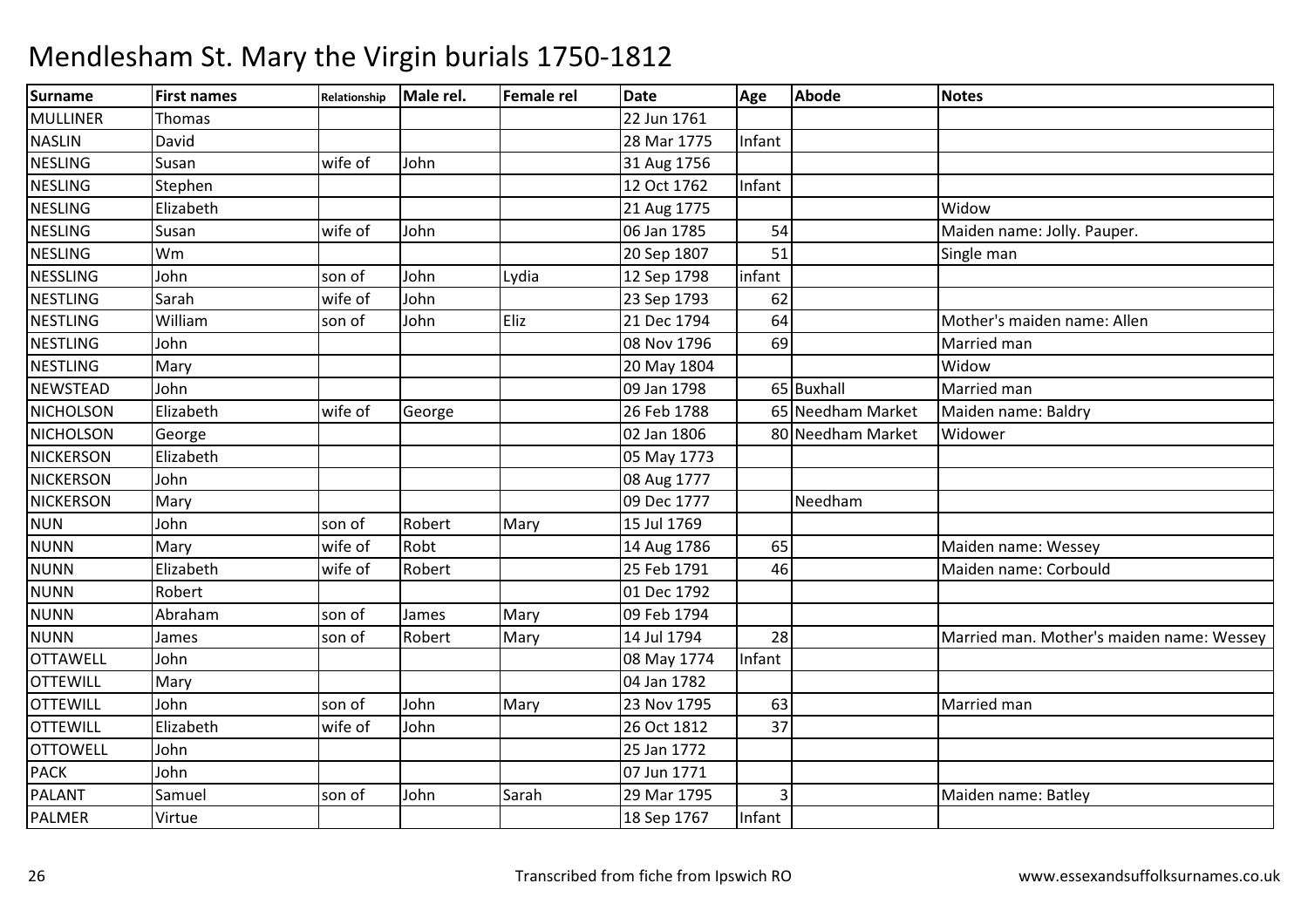# Mendlesham St. Mary the Virgin burials 1750-1812

| Surname | First names | Relationship | Male rel. | Female rel | Date | Age | Abode | Notes |
|---|---|---|---|---|---|---|---|---|
| MULLINER | Thomas | | | | 22 Jun 1761 | | | |
| NASLIN | David | | | | 28 Mar 1775 | Infant | | |
| NESLING | Susan | wife of | John | | 31 Aug 1756 | | | |
| NESLING | Stephen | | | | 12 Oct 1762 | Infant | | |
| NESLING | Elizabeth | | | | 21 Aug 1775 | | | Widow |
| NESLING | Susan | wife of | John | | 06 Jan 1785 | 54 | | Maiden name: Jolly. Pauper. |
| NESLING | Wm | | | | 20 Sep 1807 | 51 | | Single man |
| NESSLING | John | son of | John | Lydia | 12 Sep 1798 | infant | | |
| NESTLING | Sarah | wife of | John | | 23 Sep 1793 | 62 | | |
| NESTLING | William | son of | John | Eliz | 21 Dec 1794 | 64 | | Mother's maiden name: Allen |
| NESTLING | John | | | | 08 Nov 1796 | 69 | | Married man |
| NESTLING | Mary | | | | 20 May 1804 | | | Widow |
| NEWSTEAD | John | | | | 09 Jan 1798 | 65 | Buxhall | Married man |
| NICHOLSON | Elizabeth | wife of | George | | 26 Feb 1788 | 65 | Needham Market | Maiden name: Baldry |
| NICHOLSON | George | | | | 02 Jan 1806 | 80 | Needham Market | Widower |
| NICKERSON | Elizabeth | | | | 05 May 1773 | | | |
| NICKERSON | John | | | | 08 Aug 1777 | | | |
| NICKERSON | Mary | | | | 09 Dec 1777 | | Needham | |
| NUN | John | son of | Robert | Mary | 15 Jul 1769 | | | |
| NUNN | Mary | wife of | Robt | | 14 Aug 1786 | 65 | | Maiden name: Wessey |
| NUNN | Elizabeth | wife of | Robert | | 25 Feb 1791 | 46 | | Maiden name: Corbould |
| NUNN | Robert | | | | 01 Dec 1792 | | | |
| NUNN | Abraham | son of | James | Mary | 09 Feb 1794 | | | |
| NUNN | James | son of | Robert | Mary | 14 Jul 1794 | 28 | | Married man. Mother's maiden name: Wessey |
| OTTAWELL | John | | | | 08 May 1774 | Infant | | |
| OTTEWILL | Mary | | | | 04 Jan 1782 | | | |
| OTTEWILL | John | son of | John | Mary | 23 Nov 1795 | 63 | | Married man |
| OTTEWILL | Elizabeth | wife of | John | | 26 Oct 1812 | 37 | | |
| OTTOWELL | John | | | | 25 Jan 1772 | | | |
| PACK | John | | | | 07 Jun 1771 | | | |
| PALANT | Samuel | son of | John | Sarah | 29 Mar 1795 | 3 | | Maiden name: Batley |
| PALMER | Virtue | | | | 18 Sep 1767 | Infant | | |

Transcribed from fiche from Ipswich RO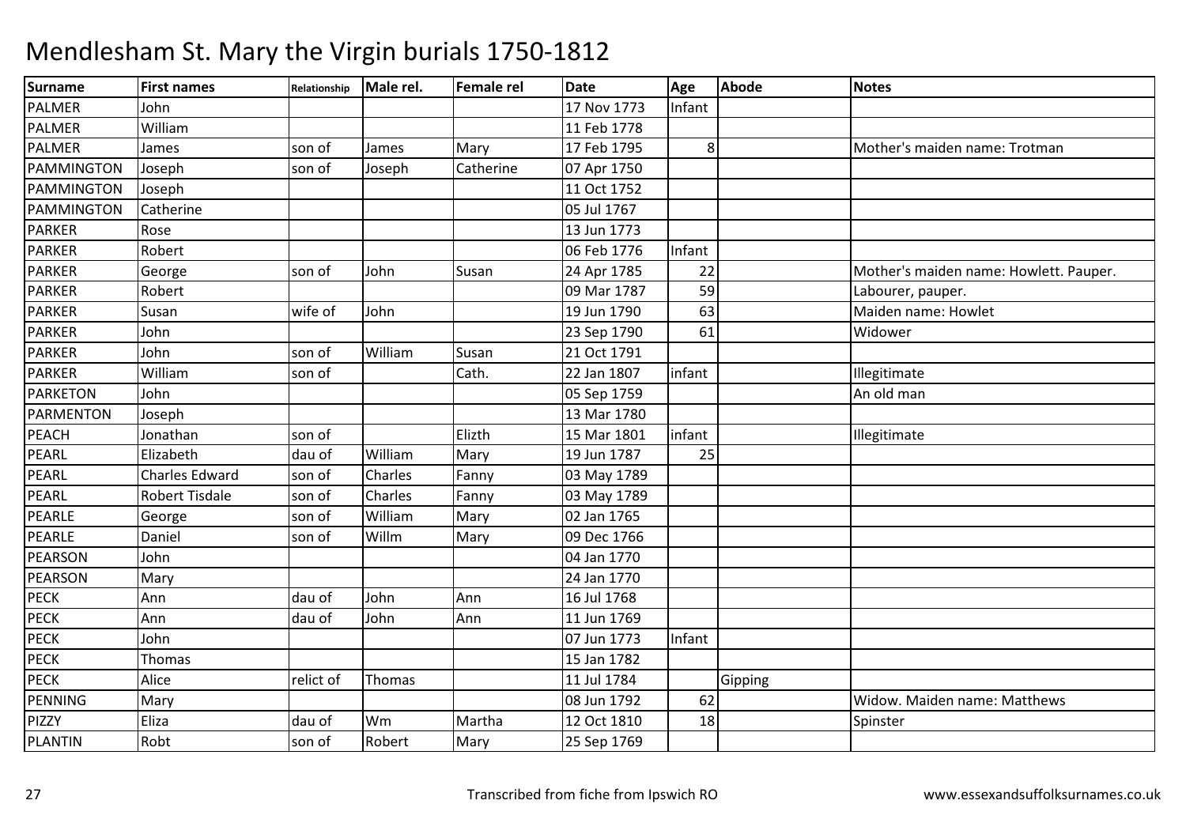# Mendlesham St. Mary the Virgin burials 1750-1812

| Surname | First names | Relationship | Male rel. | Female rel | Date | Age | Abode | Notes |
|---|---|---|---|---|---|---|---|---|
| PALMER | John | | | | 17 Nov 1773 | Infant | | |
| PALMER | William | | | | 11 Feb 1778 | | | |
| PALMER | James | son of | James | Mary | 17 Feb 1795 | 8 | | Mother's maiden name: Trotman |
| PAMMINGTON | Joseph | son of | Joseph | Catherine | 07 Apr 1750 | | | |
| PAMMINGTON | Joseph | | | | 11 Oct 1752 | | | |
| PAMMINGTON | Catherine | | | | 05 Jul 1767 | | | |
| PARKER | Rose | | | | 13 Jun 1773 | | | |
| PARKER | Robert | | | | 06 Feb 1776 | Infant | | |
| PARKER | George | son of | John | Susan | 24 Apr 1785 | 22 | | Mother's maiden name: Howlett. Pauper. |
| PARKER | Robert | | | | 09 Mar 1787 | 59 | | Labourer, pauper. |
| PARKER | Susan | wife of | John | | 19 Jun 1790 | 63 | | Maiden name: Howlet |
| PARKER | John | | | | 23 Sep 1790 | 61 | | Widower |
| PARKER | John | son of | William | Susan | 21 Oct 1791 | | | |
| PARKER | William | son of | | Cath. | 22 Jan 1807 | infant | | Illegitimate |
| PARKETON | John | | | | 05 Sep 1759 | | | An old man |
| PARMENTON | Joseph | | | | 13 Mar 1780 | | | |
| PEACH | Jonathan | son of | | Elizth | 15 Mar 1801 | infant | | Illegitimate |
| PEARL | Elizabeth | dau of | William | Mary | 19 Jun 1787 | 25 | | |
| PEARL | Charles Edward | son of | Charles | Fanny | 03 May 1789 | | | |
| PEARL | Robert Tisdale | son of | Charles | Fanny | 03 May 1789 | | | |
| PEARLE | George | son of | William | Mary | 02 Jan 1765 | | | |
| PEARLE | Daniel | son of | Willm | Mary | 09 Dec 1766 | | | |
| PEARSON | John | | | | 04 Jan 1770 | | | |
| PEARSON | Mary | | | | 24 Jan 1770 | | | |
| PECK | Ann | dau of | John | Ann | 16 Jul 1768 | | | |
| PECK | Ann | dau of | John | Ann | 11 Jun 1769 | | | |
| PECK | John | | | | 07 Jun 1773 | Infant | | |
| PECK | Thomas | | | | 15 Jan 1782 | | | |
| PECK | Alice | relict of | Thomas | | 11 Jul 1784 | | Gipping | |
| PENNING | Mary | | | | 08 Jun 1792 | 62 | | Widow. Maiden name: Matthews |
| PIZZY | Eliza | dau of | Wm | Martha | 12 Oct 1810 | 18 | | Spinster |
| PLANTIN | Robt | son of | Robert | Mary | 25 Sep 1769 | | | |

Transcribed from fiche from Ipswich RO

www.essexandsuffolksurnames.co.uk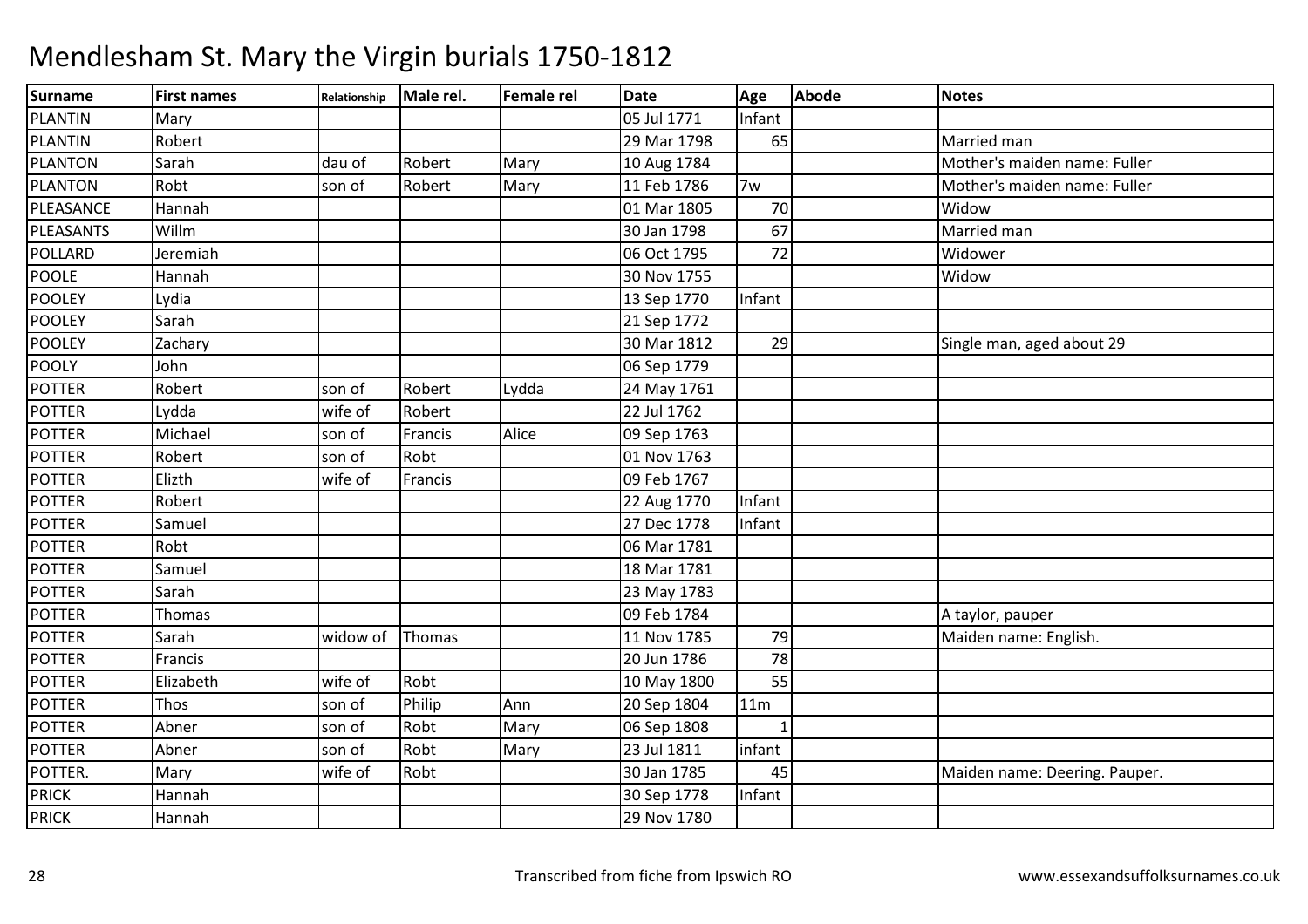# Mendlesham St. Mary the Virgin burials 1750-1812

| Surname | First names | Relationship | Male rel. | Female rel | Date | Age | Abode | Notes |
|---|---|---|---|---|---|---|---|---|
| PLANTIN | Mary | | | | 05 Jul 1771 | Infant | | |
| PLANTIN | Robert | | | | 29 Mar 1798 | 65 | | Married man |
| PLANTON | Sarah | dau of | Robert | Mary | 10 Aug 1784 | | | Mother's maiden name: Fuller |
| PLANTON | Robt | son of | Robert | Mary | 11 Feb 1786 | 7w | | Mother's maiden name: Fuller |
| PLEASANCE | Hannah | | | | 01 Mar 1805 | 70 | | Widow |
| PLEASANTS | Willm | | | | 30 Jan 1798 | 67 | | Married man |
| POLLARD | Jeremiah | | | | 06 Oct 1795 | 72 | | Widower |
| POOLE | Hannah | | | | 30 Nov 1755 | | | Widow |
| POOLEY | Lydia | | | | 13 Sep 1770 | Infant | | |
| POOLEY | Sarah | | | | 21 Sep 1772 | | | |
| POOLEY | Zachary | | | | 30 Mar 1812 | 29 | | Single man, aged about 29 |
| POOLY | John | | | | 06 Sep 1779 | | | |
| POTTER | Robert | son of | Robert | Lydda | 24 May 1761 | | | |
| POTTER | Lydda | wife of | Robert | | 22 Jul 1762 | | | |
| POTTER | Michael | son of | Francis | Alice | 09 Sep 1763 | | | |
| POTTER | Robert | son of | Robt | | 01 Nov 1763 | | | |
| POTTER | Elizth | wife of | Francis | | 09 Feb 1767 | | | |
| POTTER | Robert | | | | 22 Aug 1770 | Infant | | |
| POTTER | Samuel | | | | 27 Dec 1778 | Infant | | |
| POTTER | Robt | | | | 06 Mar 1781 | | | |
| POTTER | Samuel | | | | 18 Mar 1781 | | | |
| POTTER | Sarah | | | | 23 May 1783 | | | |
| POTTER | Thomas | | | | 09 Feb 1784 | | | A taylor, pauper |
| POTTER | Sarah | widow of | Thomas | | 11 Nov 1785 | 79 | | Maiden name: English. |
| POTTER | Francis | | | | 20 Jun 1786 | 78 | | |
| POTTER | Elizabeth | wife of | Robt | | 10 May 1800 | 55 | | |
| POTTER | Thos | son of | Philip | Ann | 20 Sep 1804 | 11m | | |
| POTTER | Abner | son of | Robt | Mary | 06 Sep 1808 | 1 | | |
| POTTER | Abner | son of | Robt | Mary | 23 Jul 1811 | infant | | |
| POTTER. | Mary | wife of | Robt | | 30 Jan 1785 | 45 | | Maiden name: Deering. Pauper. |
| PRICK | Hannah | | | | 30 Sep 1778 | Infant | | |
| PRICK | Hannah | | | | 29 Nov 1780 | | | |

Transcribed from fiche from Ipswich RO — www.essexandsuffolksurnames.co.uk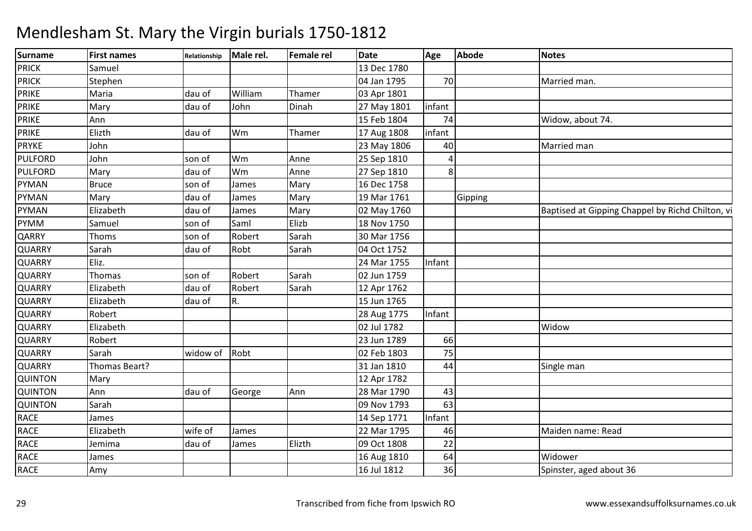# Mendlesham St. Mary the Virgin burials 1750-1812

| Surname | First names | Relationship | Male rel. | Female rel | Date | Age | Abode | Notes |
|---|---|---|---|---|---|---|---|---|
| PRICK | Samuel | | | | 13 Dec 1780 | | | |
| PRICK | Stephen | | | | 04 Jan 1795 | 70 | | Married man. |
| PRIKE | Maria | dau of | William | Thamer | 03 Apr 1801 | | | |
| PRIKE | Mary | dau of | John | Dinah | 27 May 1801 | infant | | |
| PRIKE | Ann | | | | 15 Feb 1804 | 74 | | Widow, about 74. |
| PRIKE | Elizth | dau of | Wm | Thamer | 17 Aug 1808 | infant | | |
| PRYKE | John | | | | 23 May 1806 | 40 | | Married man |
| PULFORD | John | son of | Wm | Anne | 25 Sep 1810 | 4 | | |
| PULFORD | Mary | dau of | Wm | Anne | 27 Sep 1810 | 8 | | |
| PYMAN | Bruce | son of | James | Mary | 16 Dec 1758 | | | |
| PYMAN | Mary | dau of | James | Mary | 19 Mar 1761 | | Gipping | |
| PYMAN | Elizabeth | dau of | James | Mary | 02 May 1760 | | | Baptised at Gipping Chappel by Richd Chilton, vi |
| PYMM | Samuel | son of | Saml | Elizb | 18 Nov 1750 | | | |
| QARRY | Thoms | son of | Robert | Sarah | 30 Mar 1756 | | | |
| QUARRY | Sarah | dau of | Robt | Sarah | 04 Oct 1752 | | | |
| QUARRY | Eliz. | | | | 24 Mar 1755 | Infant | | |
| QUARRY | Thomas | son of | Robert | Sarah | 02 Jun 1759 | | | |
| QUARRY | Elizabeth | dau of | Robert | Sarah | 12 Apr 1762 | | | |
| QUARRY | Elizabeth | dau of | R. | | 15 Jun 1765 | | | |
| QUARRY | Robert | | | | 28 Aug 1775 | Infant | | |
| QUARRY | Elizabeth | | | | 02 Jul 1782 | | | Widow |
| QUARRY | Robert | | | | 23 Jun 1789 | 66 | | |
| QUARRY | Sarah | widow of | Robt | | 02 Feb 1803 | 75 | | |
| QUARRY | Thomas Beart? | | | | 31 Jan 1810 | 44 | | Single man |
| QUINTON | Mary | | | | 12 Apr 1782 | | | |
| QUINTON | Ann | dau of | George | Ann | 28 Mar 1790 | 43 | | |
| QUINTON | Sarah | | | | 09 Nov 1793 | 63 | | |
| RACE | James | | | | 14 Sep 1771 | Infant | | |
| RACE | Elizabeth | wife of | James | | 22 Mar 1795 | 46 | | Maiden name: Read |
| RACE | Jemima | dau of | James | Elizth | 09 Oct 1808 | 22 | | |
| RACE | James | | | | 16 Aug 1810 | 64 | | Widower |
| RACE | Amy | | | | 16 Jul 1812 | 36 | | Spinster, aged about 36 |

Transcribed from fiche from Ipswich RO

www.essexandsuffolksurnames.co.uk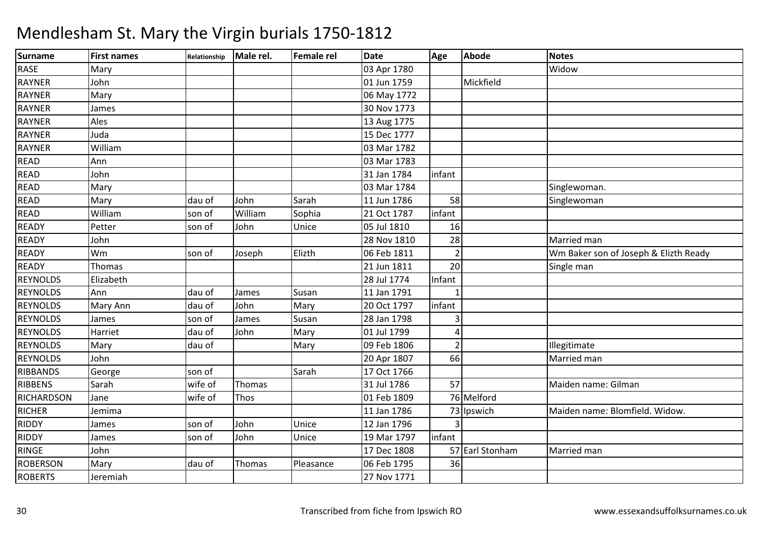# Mendlesham St. Mary the Virgin burials 1750-1812

| Surname | First names | Relationship | Male rel. | Female rel | Date | Age | Abode | Notes |
|---|---|---|---|---|---|---|---|---|
| RASE | Mary | | | | 03 Apr 1780 | | | Widow |
| RAYNER | John | | | | 01 Jun 1759 | | Mickfield | |
| RAYNER | Mary | | | | 06 May 1772 | | | |
| RAYNER | James | | | | 30 Nov 1773 | | | |
| RAYNER | Ales | | | | 13 Aug 1775 | | | |
| RAYNER | Juda | | | | 15 Dec 1777 | | | |
| RAYNER | William | | | | 03 Mar 1782 | | | |
| READ | Ann | | | | 03 Mar 1783 | | | |
| READ | John | | | | 31 Jan 1784 | infant | | |
| READ | Mary | | | | 03 Mar 1784 | | | Singlewoman. |
| READ | Mary | dau of | John | Sarah | 11 Jun 1786 | 58 | | Singlewoman |
| READ | William | son of | William | Sophia | 21 Oct 1787 | infant | | |
| READY | Petter | son of | John | Unice | 05 Jul 1810 | 16 | | |
| READY | John | | | | 28 Nov 1810 | 28 | | Married man |
| READY | Wm | son of | Joseph | Elizth | 06 Feb 1811 | 2 | | Wm Baker son of Joseph & Elizth Ready |
| READY | Thomas | | | | 21 Jun 1811 | 20 | | Single man |
| REYNOLDS | Elizabeth | | | | 28 Jul 1774 | Infant | | |
| REYNOLDS | Ann | dau of | James | Susan | 11 Jan 1791 | 1 | | |
| REYNOLDS | Mary Ann | dau of | John | Mary | 20 Oct 1797 | infant | | |
| REYNOLDS | James | son of | James | Susan | 28 Jan 1798 | 3 | | |
| REYNOLDS | Harriet | dau of | John | Mary | 01 Jul 1799 | 4 | | |
| REYNOLDS | Mary | dau of | | Mary | 09 Feb 1806 | 2 | | Illegitimate |
| REYNOLDS | John | | | | 20 Apr 1807 | 66 | | Married man |
| RIBBANDS | George | son of | | Sarah | 17 Oct 1766 | | | |
| RIBBENS | Sarah | wife of | Thomas | | 31 Jul 1786 | 57 | | Maiden name: Gilman |
| RICHARDSON | Jane | wife of | Thos | | 01 Feb 1809 | 76 | Melford | |
| RICHER | Jemima | | | | 11 Jan 1786 | 73 | Ipswich | Maiden name: Blomfield. Widow. |
| RIDDY | James | son of | John | Unice | 12 Jan 1796 | 3 | | |
| RIDDY | James | son of | John | Unice | 19 Mar 1797 | infant | | |
| RINGE | John | | | | 17 Dec 1808 | 57 | Earl Stonham | Married man |
| ROBERSON | Mary | dau of | Thomas | Pleasance | 06 Feb 1795 | 36 | | |
| ROBERTS | Jeremiah | | | | 27 Nov 1771 | | | |

Transcribed from fiche from Ipswich RO

www.essexandsuffolksurnames.co.uk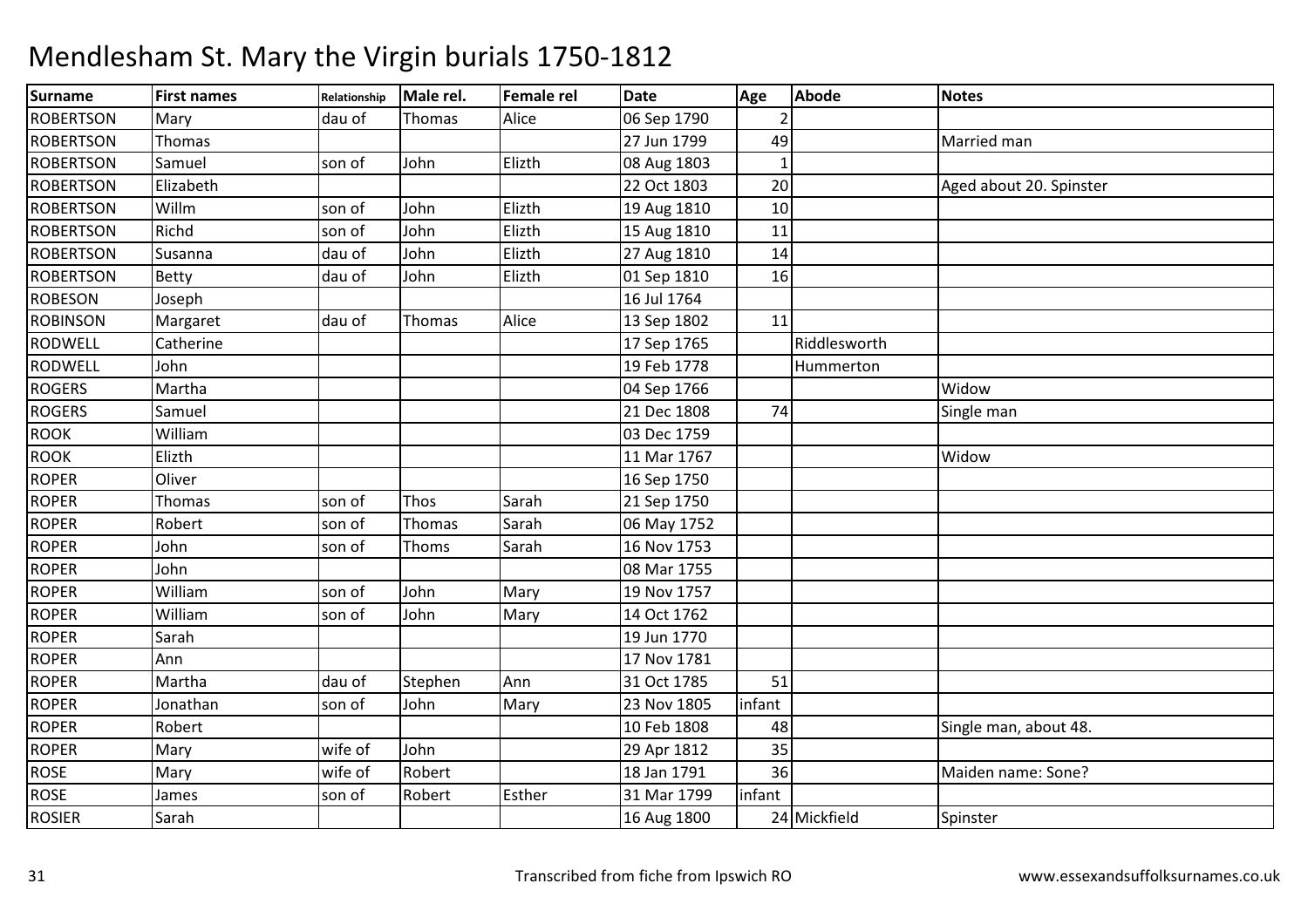# Mendlesham St. Mary the Virgin burials 1750-1812

| Surname | First names | Relationship | Male rel. | Female rel | Date | Age | Abode | Notes |
|---|---|---|---|---|---|---|---|---|
| ROBERTSON | Mary | dau of | Thomas | Alice | 06 Sep 1790 | 2 | | |
| ROBERTSON | Thomas | | | | 27 Jun 1799 | 49 | | Married man |
| ROBERTSON | Samuel | son of | John | Elizth | 08 Aug 1803 | 1 | | |
| ROBERTSON | Elizabeth | | | | 22 Oct 1803 | 20 | | Aged about 20. Spinster |
| ROBERTSON | Willm | son of | John | Elizth | 19 Aug 1810 | 10 | | |
| ROBERTSON | Richd | son of | John | Elizth | 15 Aug 1810 | 11 | | |
| ROBERTSON | Susanna | dau of | John | Elizth | 27 Aug 1810 | 14 | | |
| ROBERTSON | Betty | dau of | John | Elizth | 01 Sep 1810 | 16 | | |
| ROBESON | Joseph | | | | 16 Jul 1764 | | | |
| ROBINSON | Margaret | dau of | Thomas | Alice | 13 Sep 1802 | 11 | | |
| RODWELL | Catherine | | | | 17 Sep 1765 | | Riddlesworth | |
| RODWELL | John | | | | 19 Feb 1778 | | Hummerton | |
| ROGERS | Martha | | | | 04 Sep 1766 | | | Widow |
| ROGERS | Samuel | | | | 21 Dec 1808 | 74 | | Single man |
| ROOK | William | | | | 03 Dec 1759 | | | |
| ROOK | Elizth | | | | 11 Mar 1767 | | | Widow |
| ROPER | Oliver | | | | 16 Sep 1750 | | | |
| ROPER | Thomas | son of | Thos | Sarah | 21 Sep 1750 | | | |
| ROPER | Robert | son of | Thomas | Sarah | 06 May 1752 | | | |
| ROPER | John | son of | Thoms | Sarah | 16 Nov 1753 | | | |
| ROPER | John | | | | 08 Mar 1755 | | | |
| ROPER | William | son of | John | Mary | 19 Nov 1757 | | | |
| ROPER | William | son of | John | Mary | 14 Oct 1762 | | | |
| ROPER | Sarah | | | | 19 Jun 1770 | | | |
| ROPER | Ann | | | | 17 Nov 1781 | | | |
| ROPER | Martha | dau of | Stephen | Ann | 31 Oct 1785 | 51 | | |
| ROPER | Jonathan | son of | John | Mary | 23 Nov 1805 | infant | | |
| ROPER | Robert | | | | 10 Feb 1808 | 48 | | Single man, about 48. |
| ROPER | Mary | wife of | John | | 29 Apr 1812 | 35 | | |
| ROSE | Mary | wife of | Robert | | 18 Jan 1791 | 36 | | Maiden name: Sone? |
| ROSE | James | son of | Robert | Esther | 31 Mar 1799 | infant | | |
| ROSIER | Sarah | | | | 16 Aug 1800 | 24 | Mickfield | Spinster |

Transcribed from fiche from Ipswich RO

www.essexandsuffolksurnames.co.uk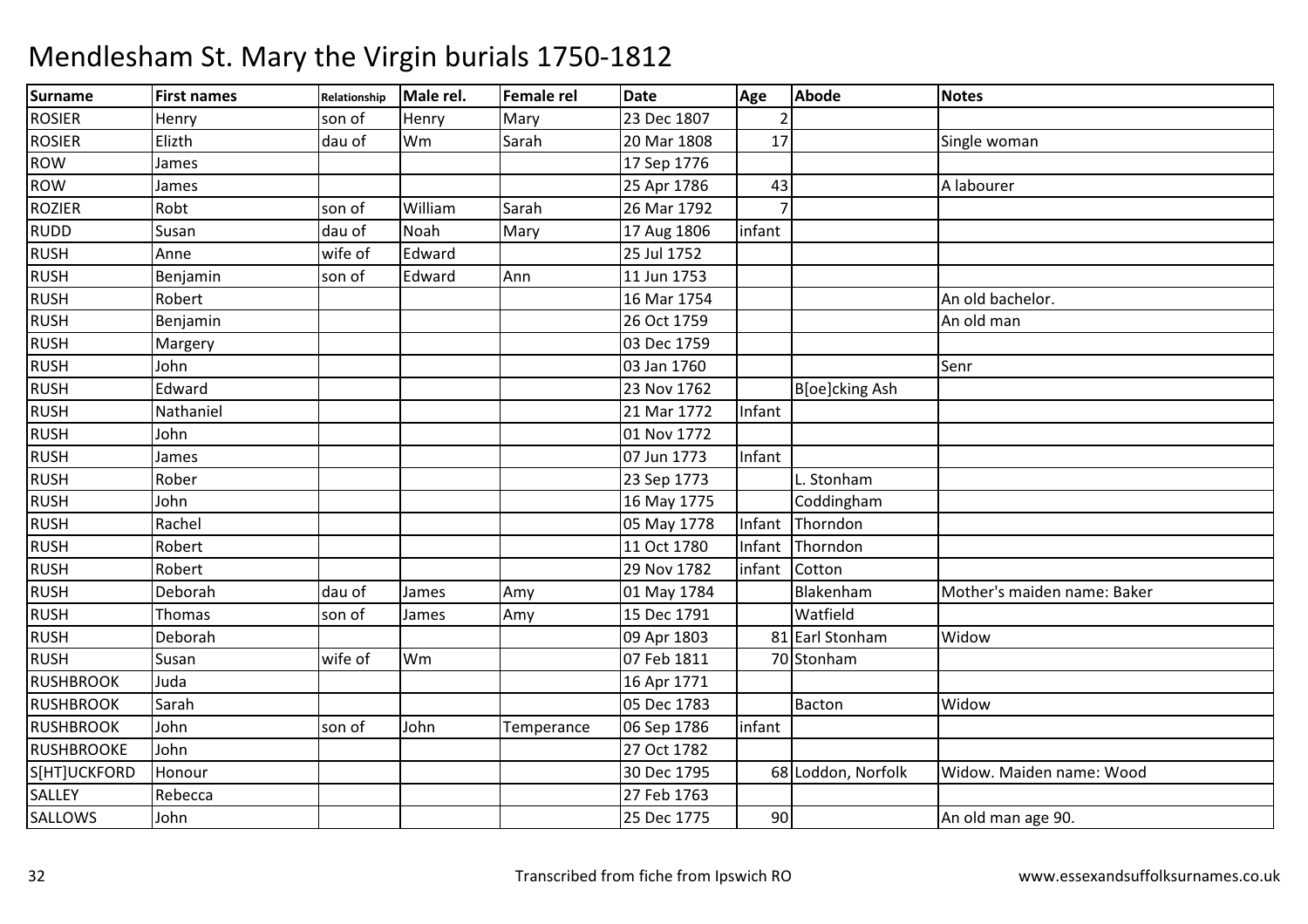# Mendlesham St. Mary the Virgin burials 1750-1812

| Surname | First names | Relationship | Male rel. | Female rel | Date | Age | Abode | Notes |
|---|---|---|---|---|---|---|---|---|
| ROSIER | Henry | son of | Henry | Mary | 23 Dec 1807 | 2 | | |
| ROSIER | Elizth | dau of | Wm | Sarah | 20 Mar 1808 | 17 | | Single woman |
| ROW | James | | | | 17 Sep 1776 | | | |
| ROW | James | | | | 25 Apr 1786 | 43 | | A labourer |
| ROZIER | Robt | son of | William | Sarah | 26 Mar 1792 | 7 | | |
| RUDD | Susan | dau of | Noah | Mary | 17 Aug 1806 | infant | | |
| RUSH | Anne | wife of | Edward | | 25 Jul 1752 | | | |
| RUSH | Benjamin | son of | Edward | Ann | 11 Jun 1753 | | | |
| RUSH | Robert | | | | 16 Mar 1754 | | | An old bachelor. |
| RUSH | Benjamin | | | | 26 Oct 1759 | | | An old man |
| RUSH | Margery | | | | 03 Dec 1759 | | | |
| RUSH | John | | | | 03 Jan 1760 | | | Senr |
| RUSH | Edward | | | | 23 Nov 1762 | | B[oe]cking Ash | |
| RUSH | Nathaniel | | | | 21 Mar 1772 | Infant | | |
| RUSH | John | | | | 01 Nov 1772 | | | |
| RUSH | James | | | | 07 Jun 1773 | Infant | | |
| RUSH | Rober | | | | 23 Sep 1773 | | L. Stonham | |
| RUSH | John | | | | 16 May 1775 | | Coddingham | |
| RUSH | Rachel | | | | 05 May 1778 | Infant | Thorndon | |
| RUSH | Robert | | | | 11 Oct 1780 | Infant | Thorndon | |
| RUSH | Robert | | | | 29 Nov 1782 | infant | Cotton | |
| RUSH | Deborah | dau of | James | Amy | 01 May 1784 | | Blakenham | Mother's maiden name: Baker |
| RUSH | Thomas | son of | James | Amy | 15 Dec 1791 | | Watfield | |
| RUSH | Deborah | | | | 09 Apr 1803 | 81 | Earl Stonham | Widow |
| RUSH | Susan | wife of | Wm | | 07 Feb 1811 | 70 | Stonham | |
| RUSHBROOK | Juda | | | | 16 Apr 1771 | | | |
| RUSHBROOK | Sarah | | | | 05 Dec 1783 | | Bacton | Widow |
| RUSHBROOK | John | son of | John | Temperance | 06 Sep 1786 | infant | | |
| RUSHBROOKE | John | | | | 27 Oct 1782 | | | |
| S[HT]UCKFORD | Honour | | | | 30 Dec 1795 | 68 | Loddon, Norfolk | Widow. Maiden name: Wood |
| SALLEY | Rebecca | | | | 27 Feb 1763 | | | |
| SALLOWS | John | | | | 25 Dec 1775 | 90 | | An old man age 90. |

Transcribed from fiche from Ipswich RO

www.essexandsuffolksurnames.co.uk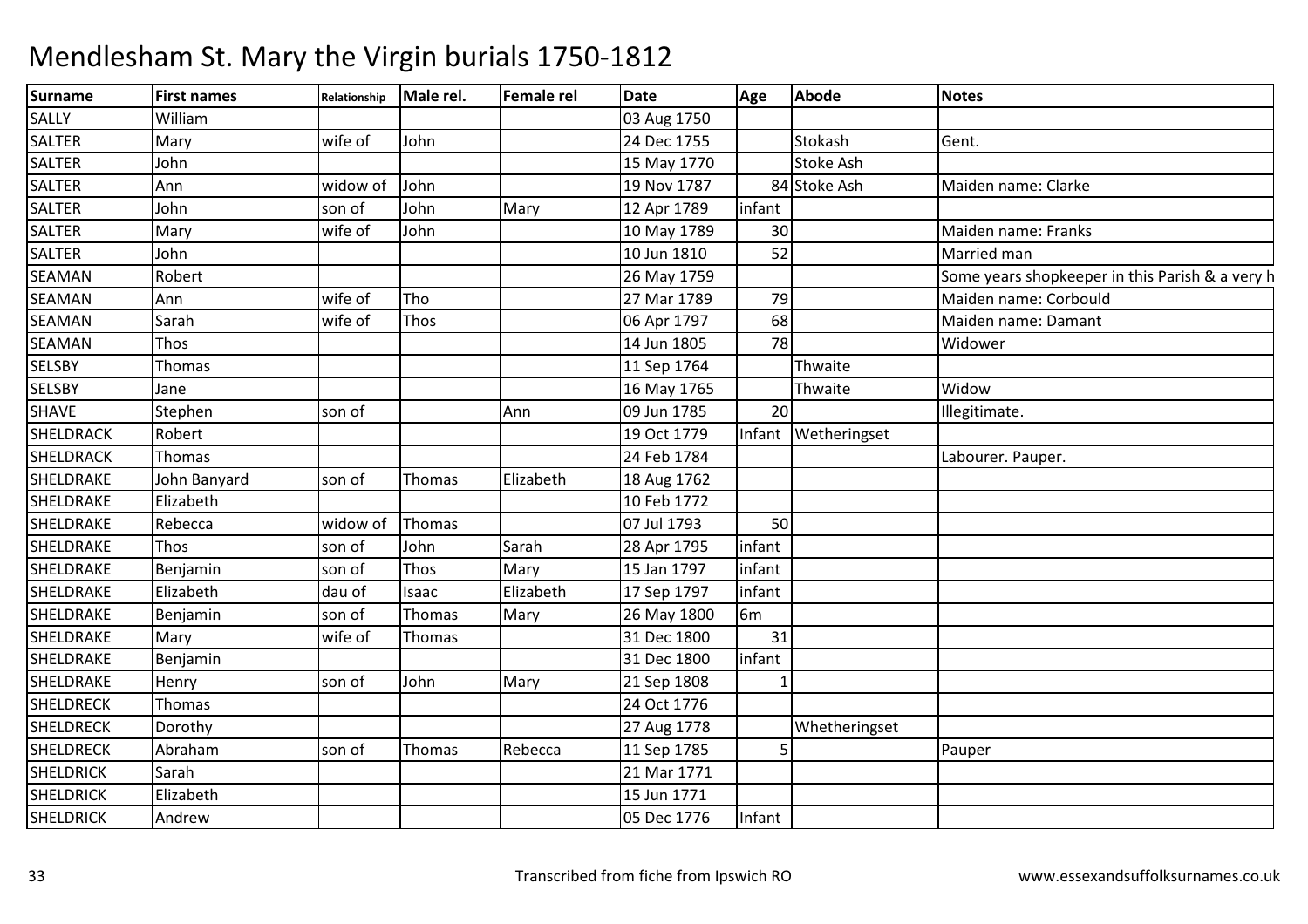# Mendlesham St. Mary the Virgin burials 1750-1812

| Surname | First names | Relationship | Male rel. | Female rel | Date | Age | Abode | Notes |
|---|---|---|---|---|---|---|---|---|
| SALLY | William | | | | 03 Aug 1750 | | | |
| SALTER | Mary | wife of | John | | 24 Dec 1755 | | Stokash | Gent. |
| SALTER | John | | | | 15 May 1770 | | Stoke Ash | |
| SALTER | Ann | widow of | John | | 19 Nov 1787 | 84 | Stoke Ash | Maiden name: Clarke |
| SALTER | John | son of | John | Mary | 12 Apr 1789 | infant | | |
| SALTER | Mary | wife of | John | | 10 May 1789 | 30 | | Maiden name: Franks |
| SALTER | John | | | | 10 Jun 1810 | 52 | | Married man |
| SEAMAN | Robert | | | | 26 May 1759 | | | Some years shopkeeper in this Parish & a very h |
| SEAMAN | Ann | wife of | Tho | | 27 Mar 1789 | 79 | | Maiden name: Corbould |
| SEAMAN | Sarah | wife of | Thos | | 06 Apr 1797 | 68 | | Maiden name: Damant |
| SEAMAN | Thos | | | | 14 Jun 1805 | 78 | | Widower |
| SELSBY | Thomas | | | | 11 Sep 1764 | | Thwaite | |
| SELSBY | Jane | | | | 16 May 1765 | | Thwaite | Widow |
| SHAVE | Stephen | son of | | Ann | 09 Jun 1785 | 20 | | Illegitimate. |
| SHELDRACK | Robert | | | | 19 Oct 1779 | Infant | Wetheringset | |
| SHELDRACK | Thomas | | | | 24 Feb 1784 | | | Labourer. Pauper. |
| SHELDRAKE | John Banyard | son of | Thomas | Elizabeth | 18 Aug 1762 | | | |
| SHELDRAKE | Elizabeth | | | | 10 Feb 1772 | | | |
| SHELDRAKE | Rebecca | widow of | Thomas | | 07 Jul 1793 | 50 | | |
| SHELDRAKE | Thos | son of | John | Sarah | 28 Apr 1795 | infant | | |
| SHELDRAKE | Benjamin | son of | Thos | Mary | 15 Jan 1797 | infant | | |
| SHELDRAKE | Elizabeth | dau of | Isaac | Elizabeth | 17 Sep 1797 | infant | | |
| SHELDRAKE | Benjamin | son of | Thomas | Mary | 26 May 1800 | 6m | | |
| SHELDRAKE | Mary | wife of | Thomas | | 31 Dec 1800 | 31 | | |
| SHELDRAKE | Benjamin | | | | 31 Dec 1800 | infant | | |
| SHELDRAKE | Henry | son of | John | Mary | 21 Sep 1808 | 1 | | |
| SHELDRECK | Thomas | | | | 24 Oct 1776 | | | |
| SHELDRECK | Dorothy | | | | 27 Aug 1778 | | Whetheringset | |
| SHELDRECK | Abraham | son of | Thomas | Rebecca | 11 Sep 1785 | 5 | | Pauper |
| SHELDRICK | Sarah | | | | 21 Mar 1771 | | | |
| SHELDRICK | Elizabeth | | | | 15 Jun 1771 | | | |
| SHELDRICK | Andrew | | | | 05 Dec 1776 | Infant | | |

Transcribed from fiche from Ipswich RO www.essexandsuffolksurnames.co.uk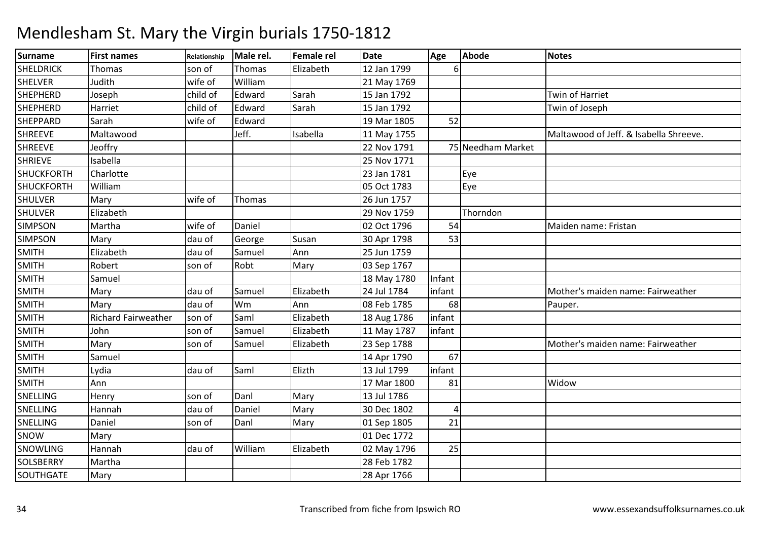# Mendlesham St. Mary the Virgin burials 1750-1812

| Surname | First names | Relationship | Male rel. | Female rel | Date | Age | Abode | Notes |
|---|---|---|---|---|---|---|---|---|
| SHELDRICK | Thomas | son of | Thomas | Elizabeth | 12 Jan 1799 | 6 | | |
| SHELVER | Judith | wife of | William | | 21 May 1769 | | | |
| SHEPHERD | Joseph | child of | Edward | Sarah | 15 Jan 1792 | | | Twin of Harriet |
| SHEPHERD | Harriet | child of | Edward | Sarah | 15 Jan 1792 | | | Twin of Joseph |
| SHEPPARD | Sarah | wife of | Edward | | 19 Mar 1805 | 52 | | |
| SHREEVE | Maltawood | | Jeff. | Isabella | 11 May 1755 | | | Maltawood of Jeff. & Isabella Shreeve. |
| SHREEVE | Jeoffry | | | | 22 Nov 1791 | 75 | Needham Market | |
| SHRIEVE | Isabella | | | | 25 Nov 1771 | | | |
| SHUCKFORTH | Charlotte | | | | 23 Jan 1781 | | Eye | |
| SHUCKFORTH | William | | | | 05 Oct 1783 | | Eye | |
| SHULVER | Mary | wife of | Thomas | | 26 Jun 1757 | | | |
| SHULVER | Elizabeth | | | | 29 Nov 1759 | | Thorndon | |
| SIMPSON | Martha | wife of | Daniel | | 02 Oct 1796 | 54 | | Maiden name: Fristan |
| SIMPSON | Mary | dau of | George | Susan | 30 Apr 1798 | 53 | | |
| SMITH | Elizabeth | dau of | Samuel | Ann | 25 Jun 1759 | | | |
| SMITH | Robert | son of | Robt | Mary | 03 Sep 1767 | | | |
| SMITH | Samuel | | | | 18 May 1780 | Infant | | |
| SMITH | Mary | dau of | Samuel | Elizabeth | 24 Jul 1784 | infant | | Mother's maiden name: Fairweather |
| SMITH | Mary | dau of | Wm | Ann | 08 Feb 1785 | 68 | | Pauper. |
| SMITH | Richard Fairweather | son of | Saml | Elizabeth | 18 Aug 1786 | infant | | |
| SMITH | John | son of | Samuel | Elizabeth | 11 May 1787 | infant | | |
| SMITH | Mary | son of | Samuel | Elizabeth | 23 Sep 1788 | | | Mother's maiden name: Fairweather |
| SMITH | Samuel | | | | 14 Apr 1790 | 67 | | |
| SMITH | Lydia | dau of | Saml | Elizth | 13 Jul 1799 | infant | | |
| SMITH | Ann | | | | 17 Mar 1800 | 81 | | Widow |
| SNELLING | Henry | son of | Danl | Mary | 13 Jul 1786 | | | |
| SNELLING | Hannah | dau of | Daniel | Mary | 30 Dec 1802 | 4 | | |
| SNELLING | Daniel | son of | Danl | Mary | 01 Sep 1805 | 21 | | |
| SNOW | Mary | | | | 01 Dec 1772 | | | |
| SNOWLING | Hannah | dau of | William | Elizabeth | 02 May 1796 | 25 | | |
| SOLSBERRY | Martha | | | | 28 Feb 1782 | | | |
| SOUTHGATE | Mary | | | | 28 Apr 1766 | | | |

Transcribed from fiche from Ipswich RO www.essexandsuffolksurnames.co.uk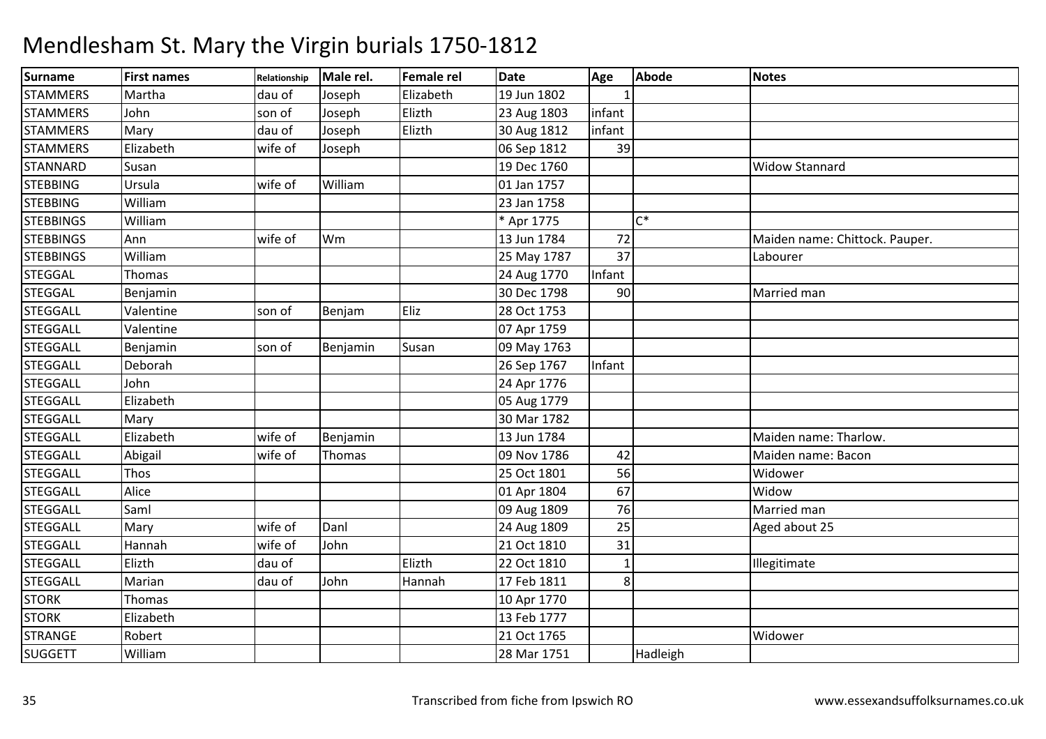# Mendlesham St. Mary the Virgin burials 1750-1812

| Surname | First names | Relationship | Male rel. | Female rel | Date | Age | Abode | Notes |
|---|---|---|---|---|---|---|---|---|
| STAMMERS | Martha | dau of | Joseph | Elizabeth | 19 Jun 1802 | 1 | | |
| STAMMERS | John | son of | Joseph | Elizth | 23 Aug 1803 | infant | | |
| STAMMERS | Mary | dau of | Joseph | Elizth | 30 Aug 1812 | infant | | |
| STAMMERS | Elizabeth | wife of | Joseph | | 06 Sep 1812 | 39 | | |
| STANNARD | Susan | | | | 19 Dec 1760 | | | Widow Stannard |
| STEBBING | Ursula | wife of | William | | 01 Jan 1757 | | | |
| STEBBING | William | | | | 23 Jan 1758 | | | |
| STEBBINGS | William | | | | * Apr 1775 | | C* | |
| STEBBINGS | Ann | wife of | Wm | | 13 Jun 1784 | 72 | | Maiden name: Chittock. Pauper. |
| STEBBINGS | William | | | | 25 May 1787 | 37 | | Labourer |
| STEGGAL | Thomas | | | | 24 Aug 1770 | Infant | | |
| STEGGAL | Benjamin | | | | 30 Dec 1798 | 90 | | Married man |
| STEGGALL | Valentine | son of | Benjam | Eliz | 28 Oct 1753 | | | |
| STEGGALL | Valentine | | | | 07 Apr 1759 | | | |
| STEGGALL | Benjamin | son of | Benjamin | Susan | 09 May 1763 | | | |
| STEGGALL | Deborah | | | | 26 Sep 1767 | Infant | | |
| STEGGALL | John | | | | 24 Apr 1776 | | | |
| STEGGALL | Elizabeth | | | | 05 Aug 1779 | | | |
| STEGGALL | Mary | | | | 30 Mar 1782 | | | |
| STEGGALL | Elizabeth | wife of | Benjamin | | 13 Jun 1784 | | | Maiden name: Tharlow. |
| STEGGALL | Abigail | wife of | Thomas | | 09 Nov 1786 | 42 | | Maiden name: Bacon |
| STEGGALL | Thos | | | | 25 Oct 1801 | 56 | | Widower |
| STEGGALL | Alice | | | | 01 Apr 1804 | 67 | | Widow |
| STEGGALL | Saml | | | | 09 Aug 1809 | 76 | | Married man |
| STEGGALL | Mary | wife of | Danl | | 24 Aug 1809 | 25 | | Aged about 25 |
| STEGGALL | Hannah | wife of | John | | 21 Oct 1810 | 31 | | |
| STEGGALL | Elizth | dau of | | Elizth | 22 Oct 1810 | 1 | | Illegitimate |
| STEGGALL | Marian | dau of | John | Hannah | 17 Feb 1811 | 8 | | |
| STORK | Thomas | | | | 10 Apr 1770 | | | |
| STORK | Elizabeth | | | | 13 Feb 1777 | | | |
| STRANGE | Robert | | | | 21 Oct 1765 | | | Widower |
| SUGGETT | William | | | | 28 Mar 1751 | | Hadleigh | |

Transcribed from fiche from Ipswich RO

www.essexandsuffolksurnames.co.uk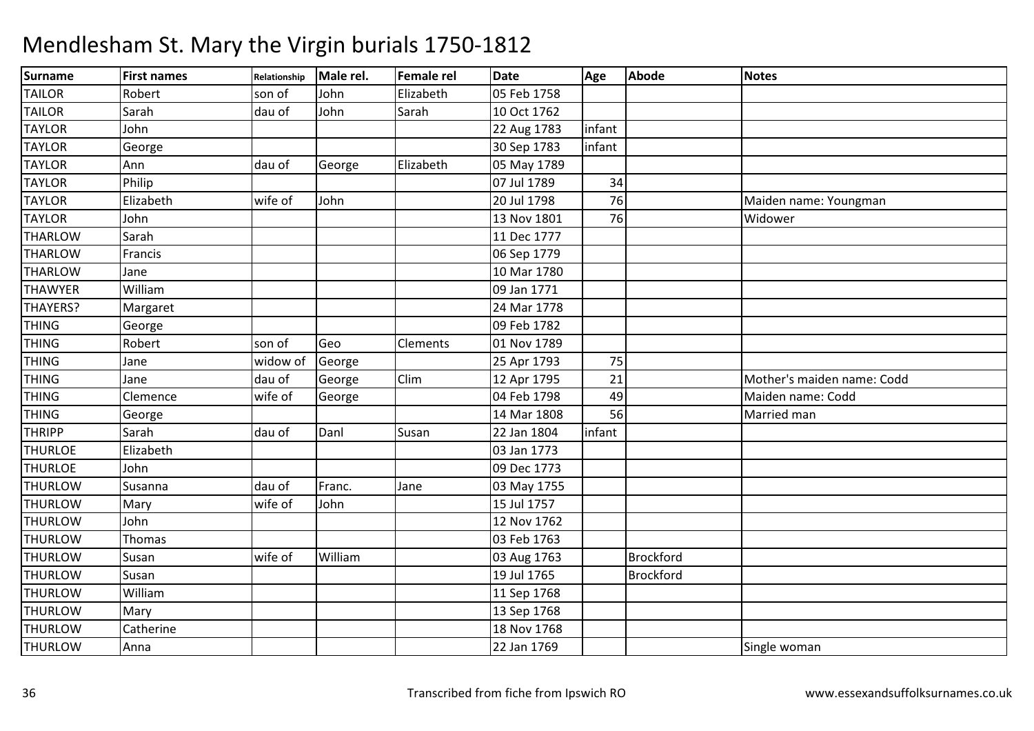# Mendlesham St. Mary the Virgin burials 1750-1812

| Surname | First names | Relationship | Male rel. | Female rel | Date | Age | Abode | Notes |
|---|---|---|---|---|---|---|---|---|
| TAILOR | Robert | son of | John | Elizabeth | 05 Feb 1758 | | | |
| TAILOR | Sarah | dau of | John | Sarah | 10 Oct 1762 | | | |
| TAYLOR | John | | | | 22 Aug 1783 | infant | | |
| TAYLOR | George | | | | 30 Sep 1783 | infant | | |
| TAYLOR | Ann | dau of | George | Elizabeth | 05 May 1789 | | | |
| TAYLOR | Philip | | | | 07 Jul 1789 | 34 | | |
| TAYLOR | Elizabeth | wife of | John | | 20 Jul 1798 | 76 | | Maiden name: Youngman |
| TAYLOR | John | | | | 13 Nov 1801 | 76 | | Widower |
| THARLOW | Sarah | | | | 11 Dec 1777 | | | |
| THARLOW | Francis | | | | 06 Sep 1779 | | | |
| THARLOW | Jane | | | | 10 Mar 1780 | | | |
| THAWYER | William | | | | 09 Jan 1771 | | | |
| THAYERS? | Margaret | | | | 24 Mar 1778 | | | |
| THING | George | | | | 09 Feb 1782 | | | |
| THING | Robert | son of | Geo | Clements | 01 Nov 1789 | | | |
| THING | Jane | widow of | George | | 25 Apr 1793 | 75 | | |
| THING | Jane | dau of | George | Clim | 12 Apr 1795 | 21 | | Mother's maiden name: Codd |
| THING | Clemence | wife of | George | | 04 Feb 1798 | 49 | | Maiden name: Codd |
| THING | George | | | | 14 Mar 1808 | 56 | | Married man |
| THRIPP | Sarah | dau of | Danl | Susan | 22 Jan 1804 | infant | | |
| THURLOE | Elizabeth | | | | 03 Jan 1773 | | | |
| THURLOE | John | | | | 09 Dec 1773 | | | |
| THURLOW | Susanna | dau of | Franc. | Jane | 03 May 1755 | | | |
| THURLOW | Mary | wife of | John | | 15 Jul 1757 | | | |
| THURLOW | John | | | | 12 Nov 1762 | | | |
| THURLOW | Thomas | | | | 03 Feb 1763 | | | |
| THURLOW | Susan | wife of | William | | 03 Aug 1763 | | Brockford | |
| THURLOW | Susan | | | | 19 Jul 1765 | | Brockford | |
| THURLOW | William | | | | 11 Sep 1768 | | | |
| THURLOW | Mary | | | | 13 Sep 1768 | | | |
| THURLOW | Catherine | | | | 18 Nov 1768 | | | |
| THURLOW | Anna | | | | 22 Jan 1769 | | | Single woman |

Transcribed from fiche from Ipswich RO www.essexandsuffolksurnames.co.uk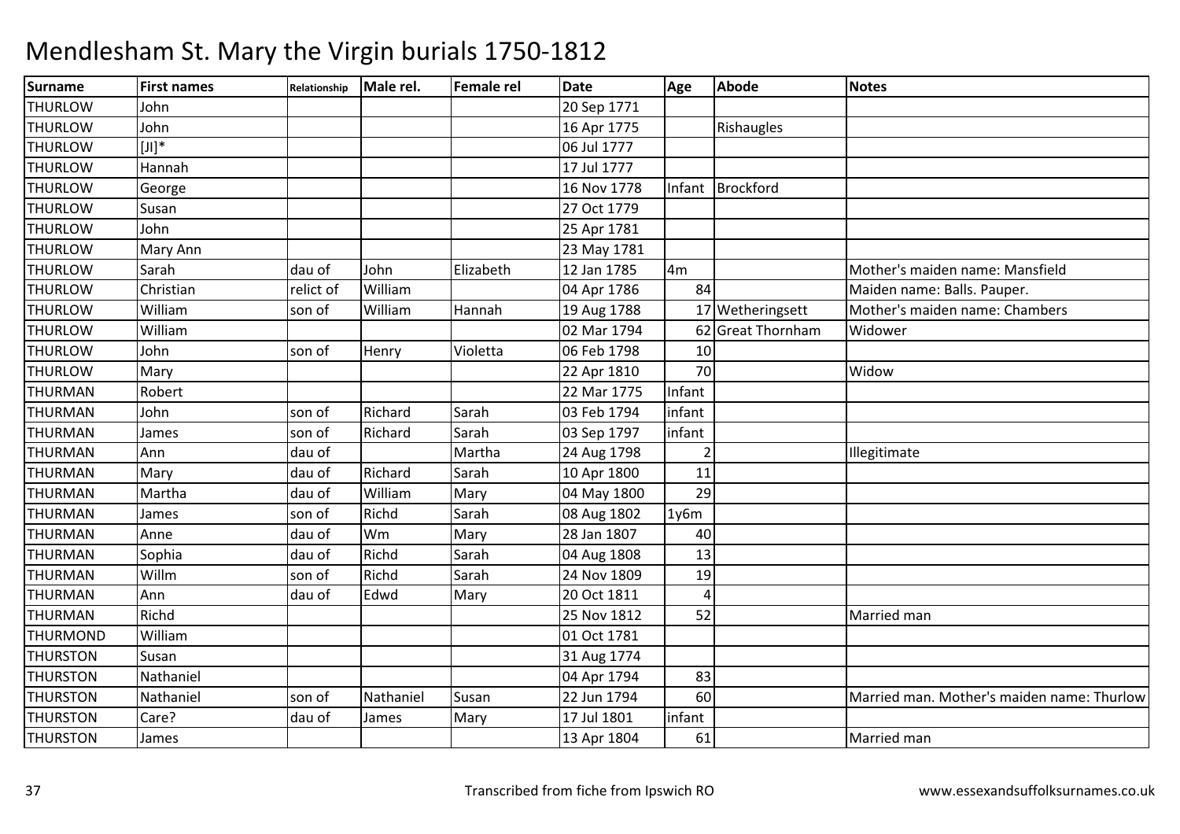# Mendlesham St. Mary the Virgin burials 1750-1812

| Surname | First names | Relationship | Male rel. | Female rel | Date | Age | Abode | Notes |
|---|---|---|---|---|---|---|---|---|
| THURLOW | John | | | | 20 Sep 1771 | | | |
| THURLOW | John | | | | 16 Apr 1775 | | Rishaugles | |
| THURLOW | [Jl]* | | | | 06 Jul 1777 | | | |
| THURLOW | Hannah | | | | 17 Jul 1777 | | | |
| THURLOW | George | | | | 16 Nov 1778 | Infant | Brockford | |
| THURLOW | Susan | | | | 27 Oct 1779 | | | |
| THURLOW | John | | | | 25 Apr 1781 | | | |
| THURLOW | Mary Ann | | | | 23 May 1781 | | | |
| THURLOW | Sarah | dau of | John | Elizabeth | 12 Jan 1785 | 4m | | Mother's maiden name: Mansfield |
| THURLOW | Christian | relict of | William | | 04 Apr 1786 | 84 | | Maiden name: Balls. Pauper. |
| THURLOW | William | son of | William | Hannah | 19 Aug 1788 | 17 | Wetheringsett | Mother's maiden name: Chambers |
| THURLOW | William | | | | 02 Mar 1794 | 62 | Great Thornham | Widower |
| THURLOW | John | son of | Henry | Violetta | 06 Feb 1798 | 10 | | |
| THURLOW | Mary | | | | 22 Apr 1810 | 70 | | Widow |
| THURMAN | Robert | | | | 22 Mar 1775 | Infant | | |
| THURMAN | John | son of | Richard | Sarah | 03 Feb 1794 | infant | | |
| THURMAN | James | son of | Richard | Sarah | 03 Sep 1797 | infant | | |
| THURMAN | Ann | dau of | | Martha | 24 Aug 1798 | 2 | | Illegitimate |
| THURMAN | Mary | dau of | Richard | Sarah | 10 Apr 1800 | 11 | | |
| THURMAN | Martha | dau of | William | Mary | 04 May 1800 | 29 | | |
| THURMAN | James | son of | Richd | Sarah | 08 Aug 1802 | 1y6m | | |
| THURMAN | Anne | dau of | Wm | Mary | 28 Jan 1807 | 40 | | |
| THURMAN | Sophia | dau of | Richd | Sarah | 04 Aug 1808 | 13 | | |
| THURMAN | Willm | son of | Richd | Sarah | 24 Nov 1809 | 19 | | |
| THURMAN | Ann | dau of | Edwd | Mary | 20 Oct 1811 | 4 | | |
| THURMAN | Richd | | | | 25 Nov 1812 | 52 | | Married man |
| THURMOND | William | | | | 01 Oct 1781 | | | |
| THURSTON | Susan | | | | 31 Aug 1774 | | | |
| THURSTON | Nathaniel | | | | 04 Apr 1794 | 83 | | |
| THURSTON | Nathaniel | son of | Nathaniel | Susan | 22 Jun 1794 | 60 | | Married man. Mother's maiden name: Thurlow |
| THURSTON | Care? | dau of | James | Mary | 17 Jul 1801 | infant | | |
| THURSTON | James | | | | 13 Apr 1804 | 61 | | Married man |

Transcribed from fiche from Ipswich RO

www.essexandsuffolksurnames.co.uk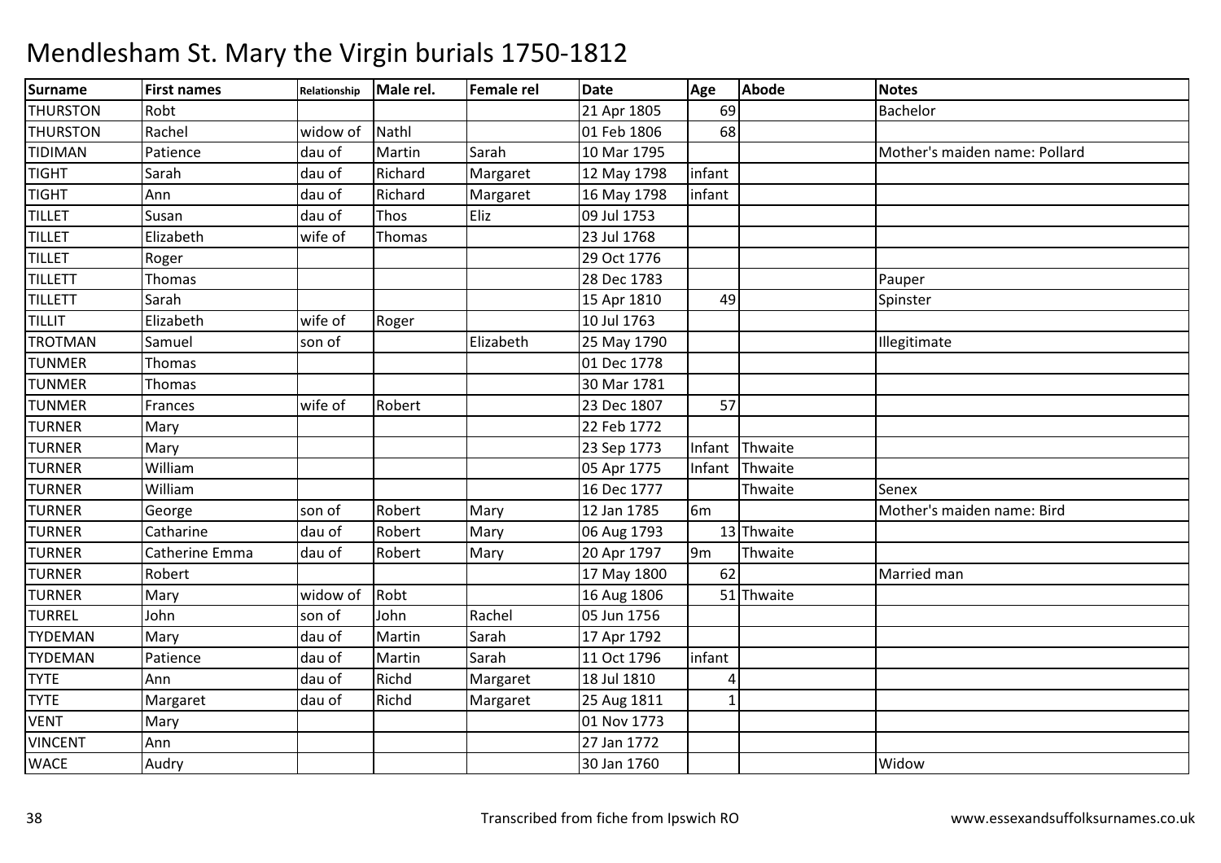# Mendlesham St. Mary the Virgin burials 1750-1812

| Surname | First names | Relationship | Male rel. | Female rel | Date | Age | Abode | Notes |
|---|---|---|---|---|---|---|---|---|
| THURSTON | Robt | | | | 21 Apr 1805 | 69 | | Bachelor |
| THURSTON | Rachel | widow of | Nathl | | 01 Feb 1806 | 68 | | |
| TIDIMAN | Patience | dau of | Martin | Sarah | 10 Mar 1795 | | | Mother's maiden name: Pollard |
| TIGHT | Sarah | dau of | Richard | Margaret | 12 May 1798 | infant | | |
| TIGHT | Ann | dau of | Richard | Margaret | 16 May 1798 | infant | | |
| TILLET | Susan | dau of | Thos | Eliz | 09 Jul 1753 | | | |
| TILLET | Elizabeth | wife of | Thomas | | 23 Jul 1768 | | | |
| TILLET | Roger | | | | 29 Oct 1776 | | | |
| TILLETT | Thomas | | | | 28 Dec 1783 | | | Pauper |
| TILLETT | Sarah | | | | 15 Apr 1810 | 49 | | Spinster |
| TILLIT | Elizabeth | wife of | Roger | | 10 Jul 1763 | | | |
| TROTMAN | Samuel | son of | | Elizabeth | 25 May 1790 | | | Illegitimate |
| TUNMER | Thomas | | | | 01 Dec 1778 | | | |
| TUNMER | Thomas | | | | 30 Mar 1781 | | | |
| TUNMER | Frances | wife of | Robert | | 23 Dec 1807 | 57 | | |
| TURNER | Mary | | | | 22 Feb 1772 | | | |
| TURNER | Mary | | | | 23 Sep 1773 | Infant | Thwaite | |
| TURNER | William | | | | 05 Apr 1775 | Infant | Thwaite | |
| TURNER | William | | | | 16 Dec 1777 | | Thwaite | Senex |
| TURNER | George | son of | Robert | Mary | 12 Jan 1785 | 6m | | Mother's maiden name: Bird |
| TURNER | Catharine | dau of | Robert | Mary | 06 Aug 1793 | 13 | Thwaite | |
| TURNER | Catherine Emma | dau of | Robert | Mary | 20 Apr 1797 | 9m | Thwaite | |
| TURNER | Robert | | | | 17 May 1800 | 62 | | Married man |
| TURNER | Mary | widow of | Robt | | 16 Aug 1806 | 51 | Thwaite | |
| TURREL | John | son of | John | Rachel | 05 Jun 1756 | | | |
| TYDEMAN | Mary | dau of | Martin | Sarah | 17 Apr 1792 | | | |
| TYDEMAN | Patience | dau of | Martin | Sarah | 11 Oct 1796 | infant | | |
| TYTE | Ann | dau of | Richd | Margaret | 18 Jul 1810 | 4 | | |
| TYTE | Margaret | dau of | Richd | Margaret | 25 Aug 1811 | 1 | | |
| VENT | Mary | | | | 01 Nov 1773 | | | |
| VINCENT | Ann | | | | 27 Jan 1772 | | | |
| WACE | Audry | | | | 30 Jan 1760 | | | Widow |

Transcribed from fiche from Ipswich RO www.essexandsuffolksurnames.co.uk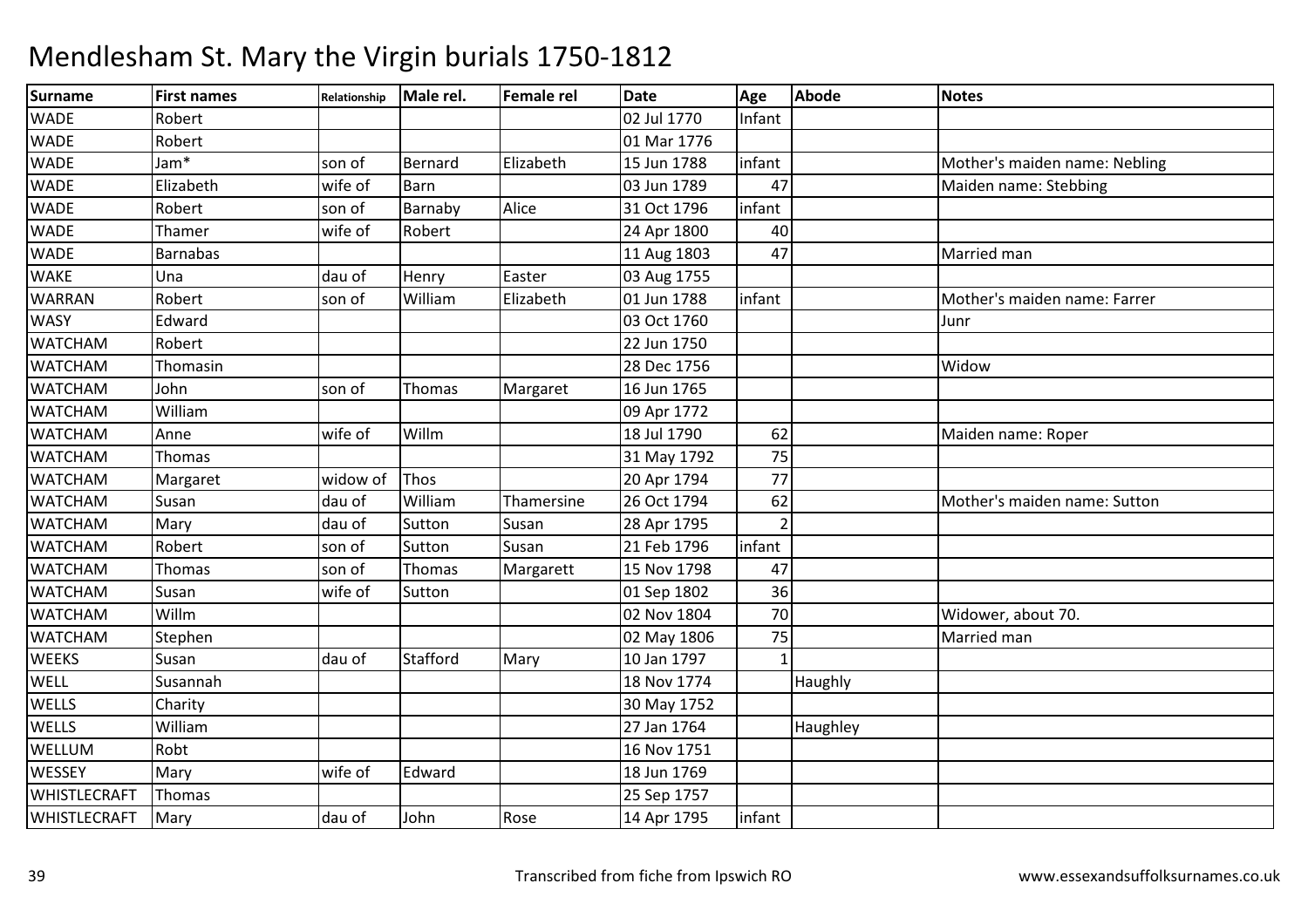# Mendlesham St. Mary the Virgin burials 1750-1812

| Surname | First names | Relationship | Male rel. | Female rel | Date | Age | Abode | Notes |
|---|---|---|---|---|---|---|---|---|
| WADE | Robert | | | | 02 Jul 1770 | Infant | | |
| WADE | Robert | | | | 01 Mar 1776 | | | |
| WADE | Jam* | son of | Bernard | Elizabeth | 15 Jun 1788 | infant | | Mother's maiden name: Nebling |
| WADE | Elizabeth | wife of | Barn | | 03 Jun 1789 | 47 | | Maiden name: Stebbing |
| WADE | Robert | son of | Barnaby | Alice | 31 Oct 1796 | infant | | |
| WADE | Thamer | wife of | Robert | | 24 Apr 1800 | 40 | | |
| WADE | Barnabas | | | | 11 Aug 1803 | 47 | | Married man |
| WAKE | Una | dau of | Henry | Easter | 03 Aug 1755 | | | |
| WARRAN | Robert | son of | William | Elizabeth | 01 Jun 1788 | infant | | Mother's maiden name: Farrer |
| WASY | Edward | | | | 03 Oct 1760 | | | Junr |
| WATCHAM | Robert | | | | 22 Jun 1750 | | | |
| WATCHAM | Thomasin | | | | 28 Dec 1756 | | | Widow |
| WATCHAM | John | son of | Thomas | Margaret | 16 Jun 1765 | | | |
| WATCHAM | William | | | | 09 Apr 1772 | | | |
| WATCHAM | Anne | wife of | Willm | | 18 Jul 1790 | 62 | | Maiden name: Roper |
| WATCHAM | Thomas | | | | 31 May 1792 | 75 | | |
| WATCHAM | Margaret | widow of | Thos | | 20 Apr 1794 | 77 | | |
| WATCHAM | Susan | dau of | William | Thamersine | 26 Oct 1794 | 62 | | Mother's maiden name: Sutton |
| WATCHAM | Mary | dau of | Sutton | Susan | 28 Apr 1795 | 2 | | |
| WATCHAM | Robert | son of | Sutton | Susan | 21 Feb 1796 | infant | | |
| WATCHAM | Thomas | son of | Thomas | Margarett | 15 Nov 1798 | 47 | | |
| WATCHAM | Susan | wife of | Sutton | | 01 Sep 1802 | 36 | | |
| WATCHAM | Willm | | | | 02 Nov 1804 | 70 | | Widower, about 70. |
| WATCHAM | Stephen | | | | 02 May 1806 | 75 | | Married man |
| WEEKS | Susan | dau of | Stafford | Mary | 10 Jan 1797 | 1 | | |
| WELL | Susannah | | | | 18 Nov 1774 | | Haughly | |
| WELLS | Charity | | | | 30 May 1752 | | | |
| WELLS | William | | | | 27 Jan 1764 | | Haughley | |
| WELLUM | Robt | | | | 16 Nov 1751 | | | |
| WESSEY | Mary | wife of | Edward | | 18 Jun 1769 | | | |
| WHISTLECRAFT | Thomas | | | | 25 Sep 1757 | | | |
| WHISTLECRAFT | Mary | dau of | John | Rose | 14 Apr 1795 | infant | | |

Transcribed from fiche from Ipswich RO

www.essexandsuffolksurnames.co.uk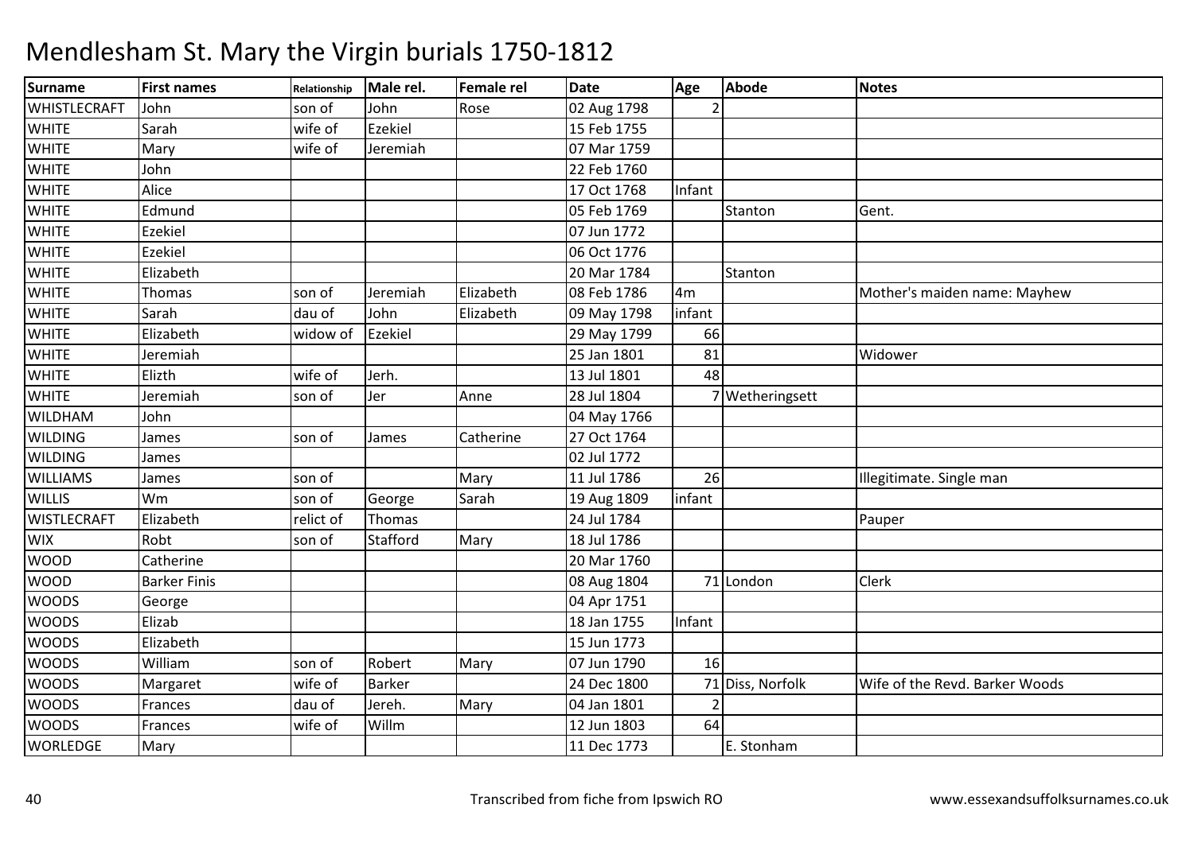# Mendlesham St. Mary the Virgin burials 1750-1812

| Surname | First names | Relationship | Male rel. | Female rel | Date | Age | Abode | Notes |
|---|---|---|---|---|---|---|---|---|
| WHISTLECRAFT | John | son of | John | Rose | 02 Aug 1798 | 2 | | |
| WHITE | Sarah | wife of | Ezekiel | | 15 Feb 1755 | | | |
| WHITE | Mary | wife of | Jeremiah | | 07 Mar 1759 | | | |
| WHITE | John | | | | 22 Feb 1760 | | | |
| WHITE | Alice | | | | 17 Oct 1768 | Infant | | |
| WHITE | Edmund | | | | 05 Feb 1769 | | Stanton | Gent. |
| WHITE | Ezekiel | | | | 07 Jun 1772 | | | |
| WHITE | Ezekiel | | | | 06 Oct 1776 | | | |
| WHITE | Elizabeth | | | | 20 Mar 1784 | | Stanton | |
| WHITE | Thomas | son of | Jeremiah | Elizabeth | 08 Feb 1786 | 4m | | Mother's maiden name: Mayhew |
| WHITE | Sarah | dau of | John | Elizabeth | 09 May 1798 | infant | | |
| WHITE | Elizabeth | widow of | Ezekiel | | 29 May 1799 | 66 | | |
| WHITE | Jeremiah | | | | 25 Jan 1801 | 81 | | Widower |
| WHITE | Elizth | wife of | Jerh. | | 13 Jul 1801 | 48 | | |
| WHITE | Jeremiah | son of | Jer | Anne | 28 Jul 1804 | 7 | Wetheringsett | |
| WILDHAM | John | | | | 04 May 1766 | | | |
| WILDING | James | son of | James | Catherine | 27 Oct 1764 | | | |
| WILDING | James | | | | 02 Jul 1772 | | | |
| WILLIAMS | James | son of | | Mary | 11 Jul 1786 | 26 | | Illegitimate. Single man |
| WILLIS | Wm | son of | George | Sarah | 19 Aug 1809 | infant | | |
| WISTLECRAFT | Elizabeth | relict of | Thomas | | 24 Jul 1784 | | | Pauper |
| WIX | Robt | son of | Stafford | Mary | 18 Jul 1786 | | | |
| WOOD | Catherine | | | | 20 Mar 1760 | | | |
| WOOD | Barker Finis | | | | 08 Aug 1804 | 71 | London | Clerk |
| WOODS | George | | | | 04 Apr 1751 | | | |
| WOODS | Elizab | | | | 18 Jan 1755 | Infant | | |
| WOODS | Elizabeth | | | | 15 Jun 1773 | | | |
| WOODS | William | son of | Robert | Mary | 07 Jun 1790 | 16 | | |
| WOODS | Margaret | wife of | Barker | | 24 Dec 1800 | 71 | Diss, Norfolk | Wife of the Revd. Barker Woods |
| WOODS | Frances | dau of | Jereh. | Mary | 04 Jan 1801 | 2 | | |
| WOODS | Frances | wife of | Willm | | 12 Jun 1803 | 64 | | |
| WORLEDGE | Mary | | | | 11 Dec 1773 | | E. Stonham | |

Transcribed from fiche from Ipswich RO

www.essexandsuffolksurnames.co.uk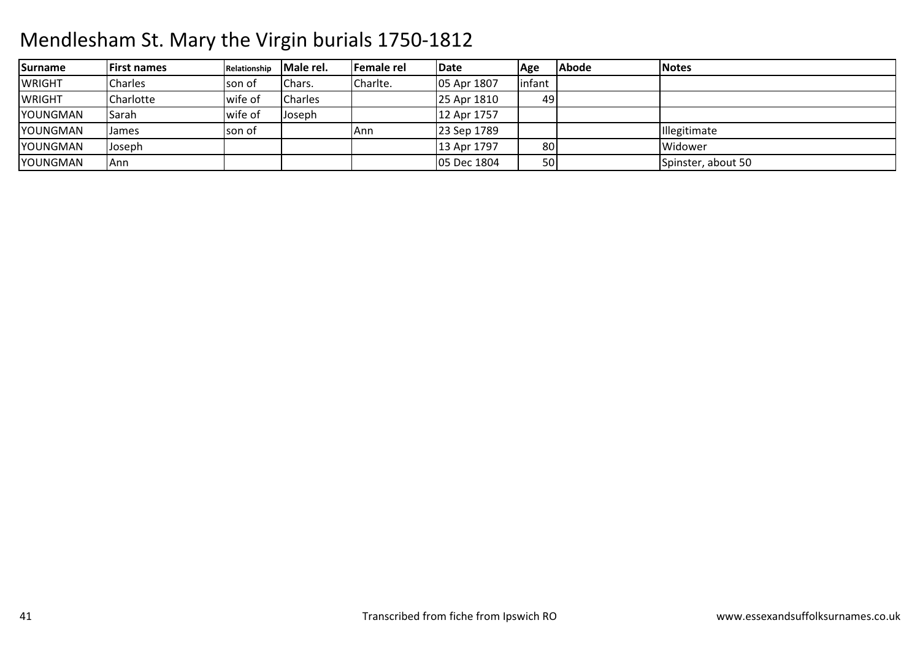# Mendlesham St. Mary the Virgin burials 1750-1812

| Surname | First names | Relationship | Male rel. | Female rel | Date | Age | Abode | Notes |
|---|---|---|---|---|---|---|---|---|
| WRIGHT | Charles | son of | Chars. | Charlte. | 05 Apr 1807 | infant | | |
| WRIGHT | Charlotte | wife of | Charles | | 25 Apr 1810 | 49 | | |
| YOUNGMAN | Sarah | wife of | Joseph | | 12 Apr 1757 | | | |
| YOUNGMAN | James | son of | | Ann | 23 Sep 1789 | | | Illegitimate |
| YOUNGMAN | Joseph | | | | 13 Apr 1797 | 80 | | Widower |
| YOUNGMAN | Ann | | | | 05 Dec 1804 | 50 | | Spinster, about 50 |

Transcribed from fiche from Ipswich RO

www.essexandsuffolksurnames.co.uk